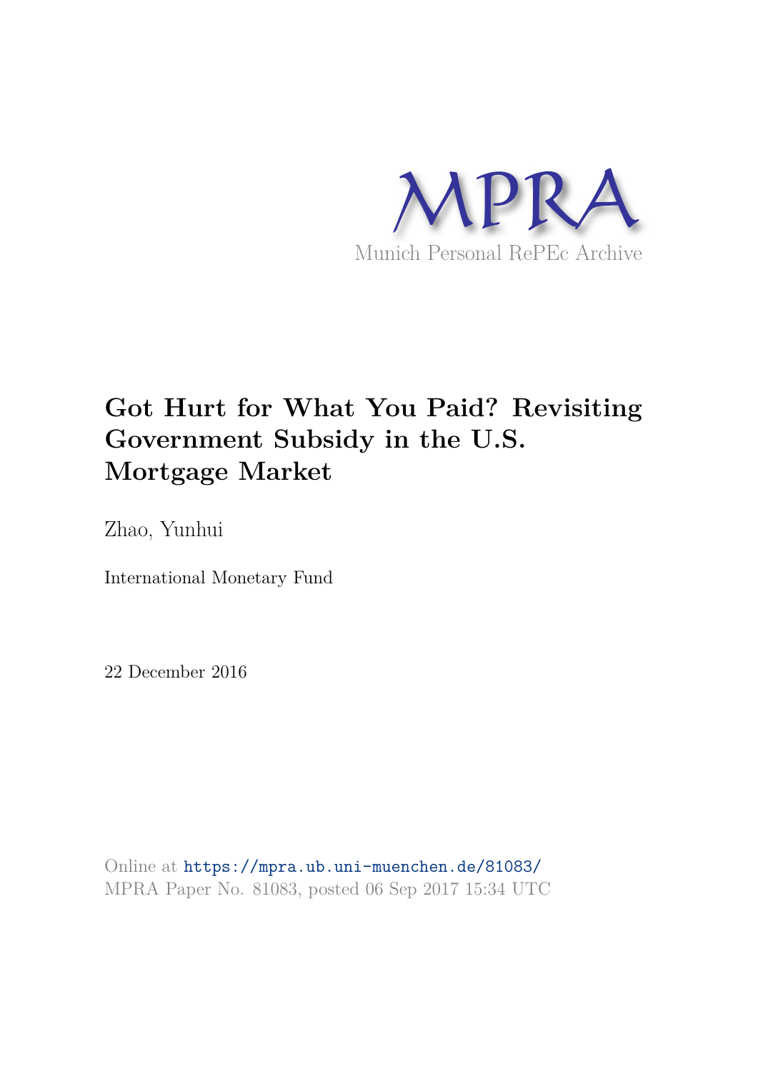MPRA

Munich Personal RePEc Archive

# Got Hurt for What You Paid? Revisiting Government Subsidy in the U.S. Mortgage Market

Zhao, Yunhui

International Monetary Fund

22 December 2016

Online at https://mpra.ub.uni-muenchen.de/81083/
MPRA Paper No. 81083, posted 06 Sep 2017 15:34 UTC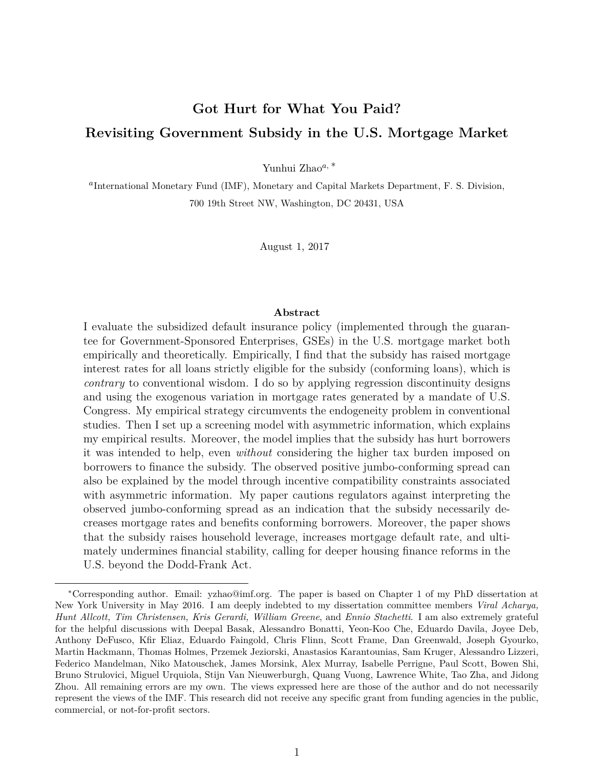# Got Hurt for What You Paid?
# Revisiting Government Subsidy in the U.S. Mortgage Market

Yunhui Zhao[a,*]

[a]International Monetary Fund (IMF), Monetary and Capital Markets Department, F. S. Division, 700 19th Street NW, Washington, DC 20431, USA

August 1, 2017

## Abstract

I evaluate the subsidized default insurance policy (implemented through the guarantee for Government-Sponsored Enterprises, GSEs) in the U.S. mortgage market both empirically and theoretically. Empirically, I find that the subsidy has raised mortgage interest rates for all loans strictly eligible for the subsidy (conforming loans), which is *contrary* to conventional wisdom. I do so by applying regression discontinuity designs and using the exogenous variation in mortgage rates generated by a mandate of U.S. Congress. My empirical strategy circumvents the endogeneity problem in conventional studies. Then I set up a screening model with asymmetric information, which explains my empirical results. Moreover, the model implies that the subsidy has hurt borrowers it was intended to help, even *without* considering the higher tax burden imposed on borrowers to finance the subsidy. The observed positive jumbo-conforming spread can also be explained by the model through incentive compatibility constraints associated with asymmetric information. My paper cautions regulators against interpreting the observed jumbo-conforming spread as an indication that the subsidy necessarily decreases mortgage rates and benefits conforming borrowers. Moreover, the paper shows that the subsidy raises household leverage, increases mortgage default rate, and ultimately undermines financial stability, calling for deeper housing finance reforms in the U.S. beyond the Dodd-Frank Act.

---

*Corresponding author. Email: yzhao@imf.org. The paper is based on Chapter 1 of my PhD dissertation at New York University in May 2016. I am deeply indebted to my dissertation committee members *Viral Acharya, Hunt Allcott, Tim Christensen, Kris Gerardi, William Greene*, and *Ennio Stachetti*. I am also extremely grateful for the helpful discussions with Deepal Basak, Alessandro Bonatti, Yeon-Koo Che, Eduardo Davila, Joyee Deb, Anthony DeFusco, Kfir Eliaz, Eduardo Faingold, Chris Flinn, Scott Frame, Dan Greenwald, Joseph Gyourko, Martin Hackmann, Thomas Holmes, Przemek Jeziorski, Anastasios Karantounias, Sam Kruger, Alessandro Lizzeri, Federico Mandelman, Niko Matouschek, James Morsink, Alex Murray, Isabelle Perrigne, Paul Scott, Bowen Shi, Bruno Strulovici, Miguel Urquiola, Stijn Van Nieuwerburgh, Quang Vuong, Lawrence White, Tao Zha, and Jidong Zhou. All remaining errors are my own. The views expressed here are those of the author and do not necessarily represent the views of the IMF. This research did not receive any specific grant from funding agencies in the public, commercial, or not-for-profit sectors.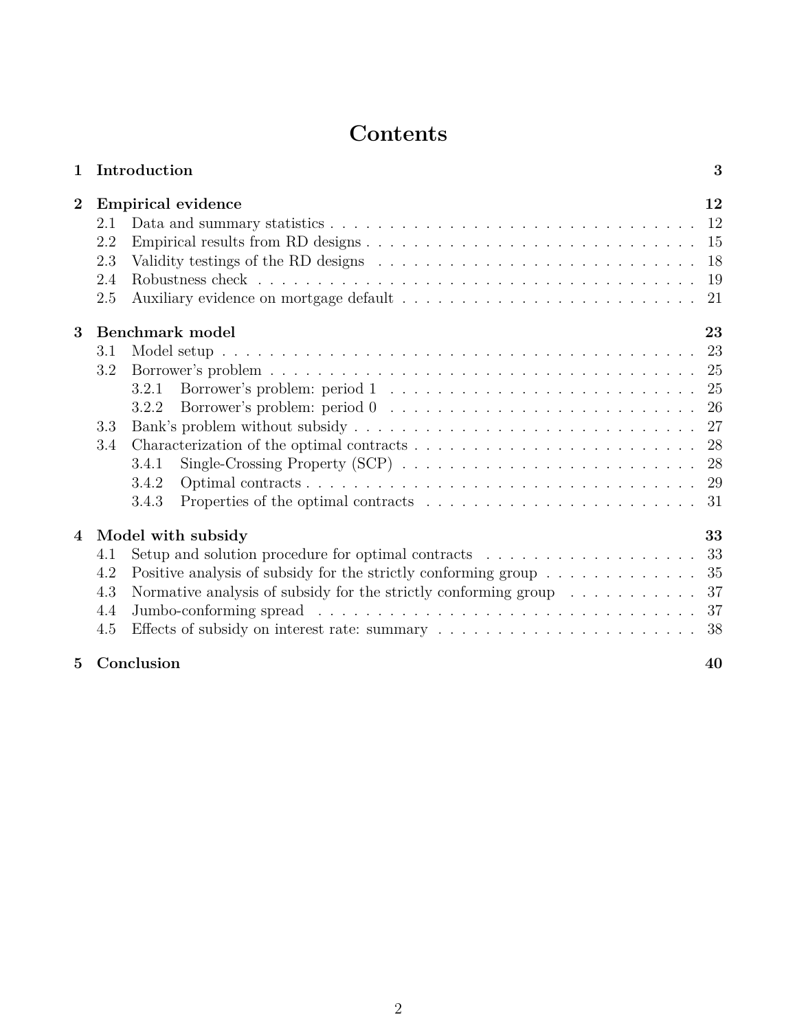# Contents

| | | |
|---|---|---|
| **1** | **Introduction** | **3** |
| **2** | **Empirical evidence** | **12** |
| 2.1 | Data and summary statistics | 12 |
| 2.2 | Empirical results from RD designs | 15 |
| 2.3 | Validity testings of the RD designs | 18 |
| 2.4 | Robustness check | 19 |
| 2.5 | Auxiliary evidence on mortgage default | 21 |
| **3** | **Benchmark model** | **23** |
| 3.1 | Model setup | 23 |
| 3.2 | Borrower's problem | 25 |
| 3.2.1 | Borrower's problem: period 1 | 25 |
| 3.2.2 | Borrower's problem: period 0 | 26 |
| 3.3 | Bank's problem without subsidy | 27 |
| 3.4 | Characterization of the optimal contracts | 28 |
| 3.4.1 | Single-Crossing Property (SCP) | 28 |
| 3.4.2 | Optimal contracts | 29 |
| 3.4.3 | Properties of the optimal contracts | 31 |
| **4** | **Model with subsidy** | **33** |
| 4.1 | Setup and solution procedure for optimal contracts | 33 |
| 4.2 | Positive analysis of subsidy for the strictly conforming group | 35 |
| 4.3 | Normative analysis of subsidy for the strictly conforming group | 37 |
| 4.4 | Jumbo-conforming spread | 37 |
| 4.5 | Effects of subsidy on interest rate: summary | 38 |
| **5** | **Conclusion** | **40** |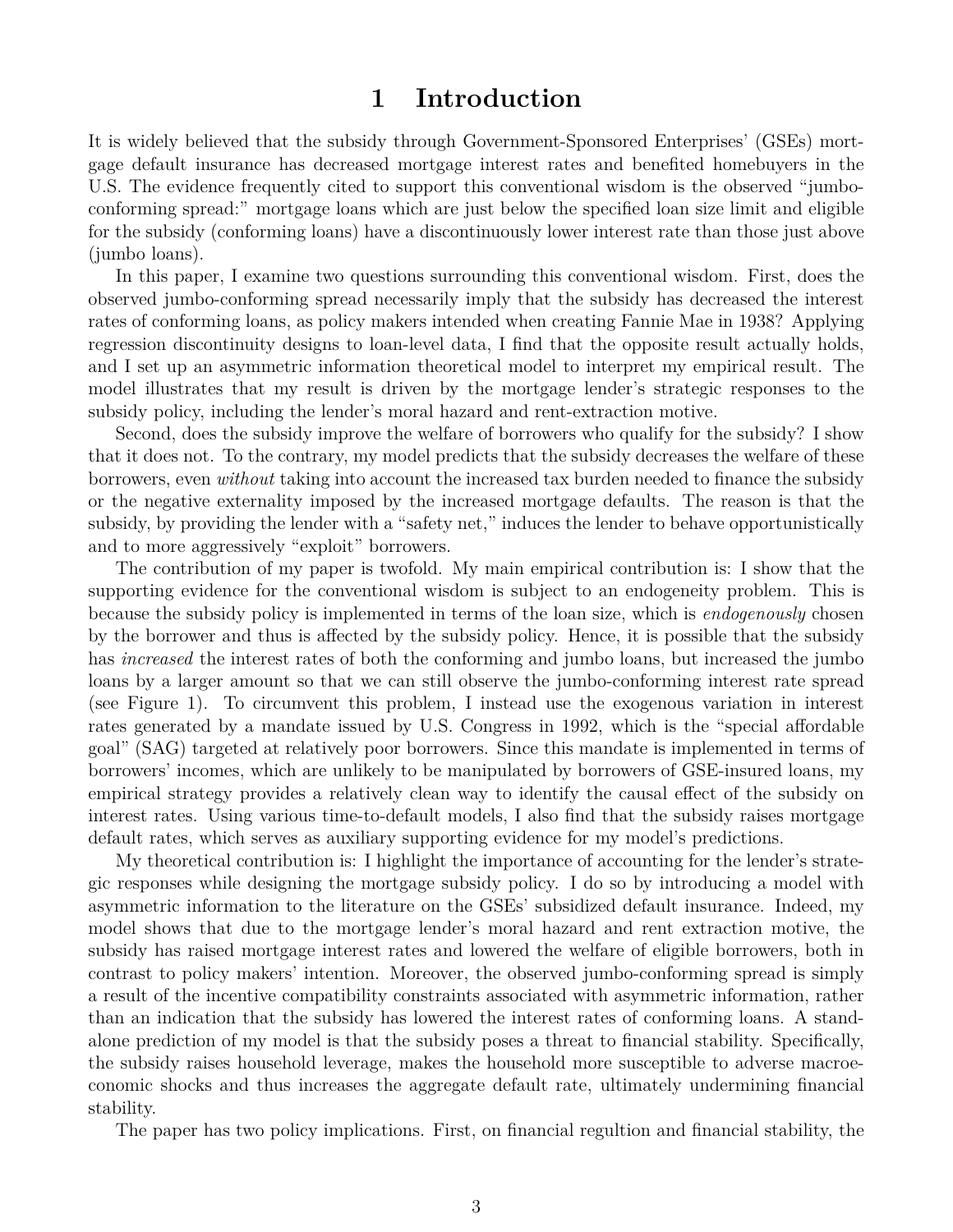# 1 Introduction

It is widely believed that the subsidy through Government-Sponsored Enterprises' (GSEs) mortgage default insurance has decreased mortgage interest rates and benefited homebuyers in the U.S. The evidence frequently cited to support this conventional wisdom is the observed "jumbo-conforming spread:" mortgage loans which are just below the specified loan size limit and eligible for the subsidy (conforming loans) have a discontinuously lower interest rate than those just above (jumbo loans).

In this paper, I examine two questions surrounding this conventional wisdom. First, does the observed jumbo-conforming spread necessarily imply that the subsidy has decreased the interest rates of conforming loans, as policy makers intended when creating Fannie Mae in 1938? Applying regression discontinuity designs to loan-level data, I find that the opposite result actually holds, and I set up an asymmetric information theoretical model to interpret my empirical result. The model illustrates that my result is driven by the mortgage lender's strategic responses to the subsidy policy, including the lender's moral hazard and rent-extraction motive.

Second, does the subsidy improve the welfare of borrowers who qualify for the subsidy? I show that it does not. To the contrary, my model predicts that the subsidy decreases the welfare of these borrowers, even *without* taking into account the increased tax burden needed to finance the subsidy or the negative externality imposed by the increased mortgage defaults. The reason is that the subsidy, by providing the lender with a "safety net," induces the lender to behave opportunistically and to more aggressively "exploit" borrowers.

The contribution of my paper is twofold. My main empirical contribution is: I show that the supporting evidence for the conventional wisdom is subject to an endogeneity problem. This is because the subsidy policy is implemented in terms of the loan size, which is *endogenously* chosen by the borrower and thus is affected by the subsidy policy. Hence, it is possible that the subsidy has *increased* the interest rates of both the conforming and jumbo loans, but increased the jumbo loans by a larger amount so that we can still observe the jumbo-conforming interest rate spread (see Figure 1). To circumvent this problem, I instead use the exogenous variation in interest rates generated by a mandate issued by U.S. Congress in 1992, which is the "special affordable goal" (SAG) targeted at relatively poor borrowers. Since this mandate is implemented in terms of borrowers' incomes, which are unlikely to be manipulated by borrowers of GSE-insured loans, my empirical strategy provides a relatively clean way to identify the causal effect of the subsidy on interest rates. Using various time-to-default models, I also find that the subsidy raises mortgage default rates, which serves as auxiliary supporting evidence for my model's predictions.

My theoretical contribution is: I highlight the importance of accounting for the lender's strategic responses while designing the mortgage subsidy policy. I do so by introducing a model with asymmetric information to the literature on the GSEs' subsidized default insurance. Indeed, my model shows that due to the mortgage lender's moral hazard and rent extraction motive, the subsidy has raised mortgage interest rates and lowered the welfare of eligible borrowers, both in contrast to policy makers' intention. Moreover, the observed jumbo-conforming spread is simply a result of the incentive compatibility constraints associated with asymmetric information, rather than an indication that the subsidy has lowered the interest rates of conforming loans. A stand-alone prediction of my model is that the subsidy poses a threat to financial stability. Specifically, the subsidy raises household leverage, makes the household more susceptible to adverse macroeconomic shocks and thus increases the aggregate default rate, ultimately undermining financial stability.

The paper has two policy implications. First, on financial regultion and financial stability, the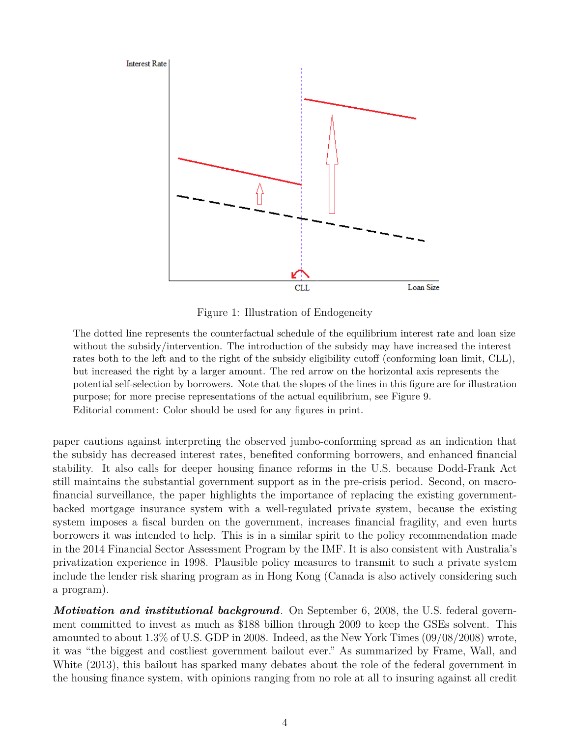Figure 1: Illustration of Endogeneity

The dotted line represents the counterfactual schedule of the equilibrium interest rate and loan size without the subsidy/intervention. The introduction of the subsidy may have increased the interest rates both to the left and to the right of the subsidy eligibility cutoff (conforming loan limit, CLL), but increased the right by a larger amount. The red arrow on the horizontal axis represents the potential self-selection by borrowers. Note that the slopes of the lines in this figure are for illustration purpose; for more precise representations of the actual equilibrium, see Figure 9.

Editorial comment: Color should be used for any figures in print.

paper cautions against interpreting the observed jumbo-conforming spread as an indication that the subsidy has decreased interest rates, benefited conforming borrowers, and enhanced financial stability. It also calls for deeper housing finance reforms in the U.S. because Dodd-Frank Act still maintains the substantial government support as in the pre-crisis period. Second, on macro-financial surveillance, the paper highlights the importance of replacing the existing government-backed mortgage insurance system with a well-regulated private system, because the existing system imposes a fiscal burden on the government, increases financial fragility, and even hurts borrowers it was intended to help. This is in a similar spirit to the policy recommendation made in the 2014 Financial Sector Assessment Program by the IMF. It is also consistent with Australia's privatization experience in 1998. Plausible policy measures to transmit to such a private system include the lender risk sharing program as in Hong Kong (Canada is also actively considering such a program).

***Motivation and institutional background***. On September 6, 2008, the U.S. federal government committed to invest as much as \$188 billion through 2009 to keep the GSEs solvent. This amounted to about 1.3% of U.S. GDP in 2008. Indeed, as the New York Times (09/08/2008) wrote, it was "the biggest and costliest government bailout ever." As summarized by Frame, Wall, and White (2013), this bailout has sparked many debates about the role of the federal government in the housing finance system, with opinions ranging from no role at all to insuring against all credit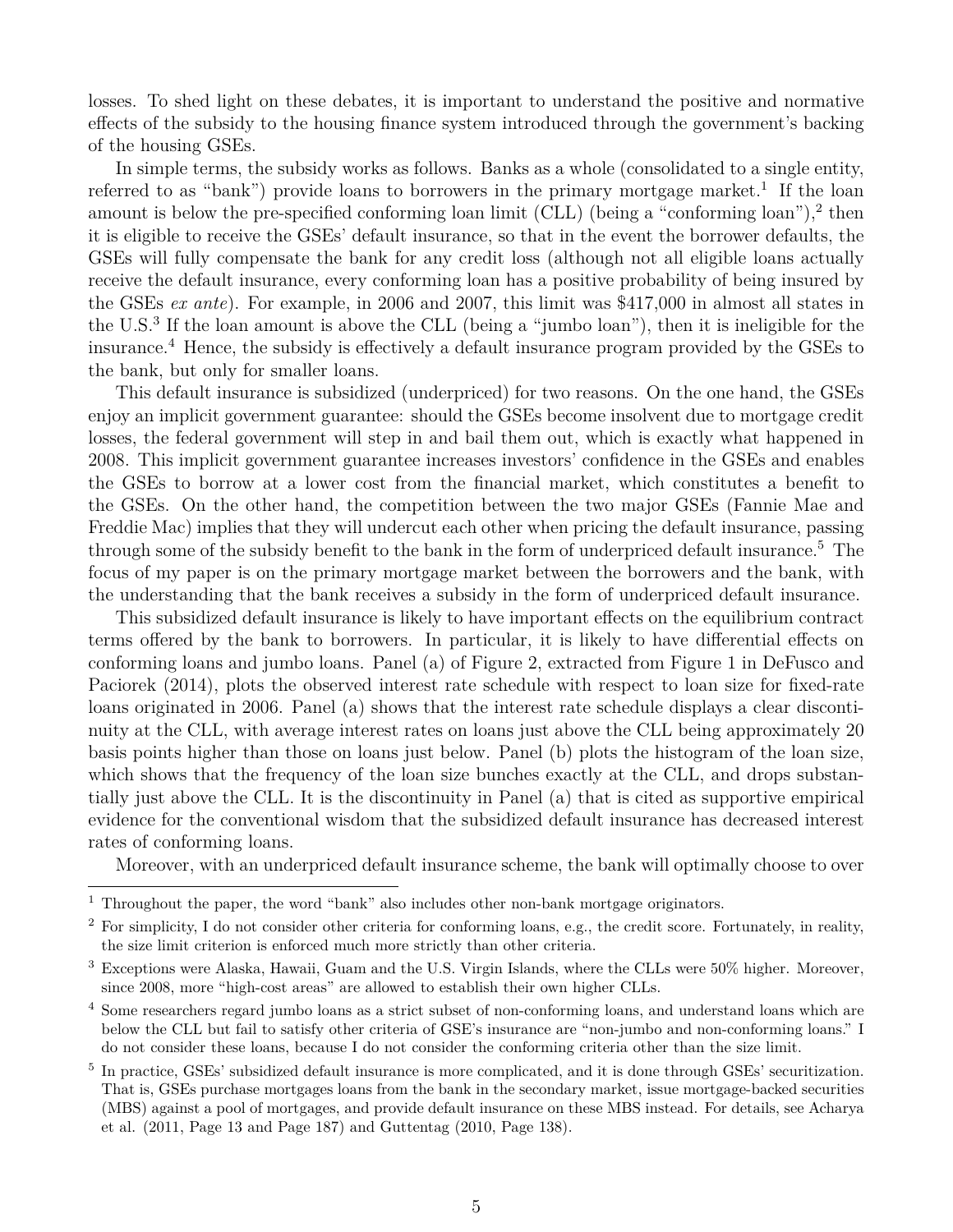losses. To shed light on these debates, it is important to understand the positive and normative effects of the subsidy to the housing finance system introduced through the government's backing of the housing GSEs.

In simple terms, the subsidy works as follows. Banks as a whole (consolidated to a single entity, referred to as "bank") provide loans to borrowers in the primary mortgage market.[1] If the loan amount is below the pre-specified conforming loan limit (CLL) (being a "conforming loan"),[2] then it is eligible to receive the GSEs' default insurance, so that in the event the borrower defaults, the GSEs will fully compensate the bank for any credit loss (although not all eligible loans actually receive the default insurance, every conforming loan has a positive probability of being insured by the GSEs *ex ante*). For example, in 2006 and 2007, this limit was $417,000 in almost all states in the U.S.[3] If the loan amount is above the CLL (being a "jumbo loan"), then it is ineligible for the insurance.[4] Hence, the subsidy is effectively a default insurance program provided by the GSEs to the bank, but only for smaller loans.

This default insurance is subsidized (underpriced) for two reasons. On the one hand, the GSEs enjoy an implicit government guarantee: should the GSEs become insolvent due to mortgage credit losses, the federal government will step in and bail them out, which is exactly what happened in 2008. This implicit government guarantee increases investors' confidence in the GSEs and enables the GSEs to borrow at a lower cost from the financial market, which constitutes a benefit to the GSEs. On the other hand, the competition between the two major GSEs (Fannie Mae and Freddie Mac) implies that they will undercut each other when pricing the default insurance, passing through some of the subsidy benefit to the bank in the form of underpriced default insurance.[5] The focus of my paper is on the primary mortgage market between the borrowers and the bank, with the understanding that the bank receives a subsidy in the form of underpriced default insurance.

This subsidized default insurance is likely to have important effects on the equilibrium contract terms offered by the bank to borrowers. In particular, it is likely to have differential effects on conforming loans and jumbo loans. Panel (a) of Figure 2, extracted from Figure 1 in DeFusco and Paciorek (2014), plots the observed interest rate schedule with respect to loan size for fixed-rate loans originated in 2006. Panel (a) shows that the interest rate schedule displays a clear discontinuity at the CLL, with average interest rates on loans just above the CLL being approximately 20 basis points higher than those on loans just below. Panel (b) plots the histogram of the loan size, which shows that the frequency of the loan size bunches exactly at the CLL, and drops substantially just above the CLL. It is the discontinuity in Panel (a) that is cited as supportive empirical evidence for the conventional wisdom that the subsidized default insurance has decreased interest rates of conforming loans.

Moreover, with an underpriced default insurance scheme, the bank will optimally choose to over

[1] Throughout the paper, the word "bank" also includes other non-bank mortgage originators.

[2] For simplicity, I do not consider other criteria for conforming loans, e.g., the credit score. Fortunately, in reality, the size limit criterion is enforced much more strictly than other criteria.

[3] Exceptions were Alaska, Hawaii, Guam and the U.S. Virgin Islands, where the CLLs were 50% higher. Moreover, since 2008, more "high-cost areas" are allowed to establish their own higher CLLs.

[4] Some researchers regard jumbo loans as a strict subset of non-conforming loans, and understand loans which are below the CLL but fail to satisfy other criteria of GSE's insurance are "non-jumbo and non-conforming loans." I do not consider these loans, because I do not consider the conforming criteria other than the size limit.

[5] In practice, GSEs' subsidized default insurance is more complicated, and it is done through GSEs' securitization. That is, GSEs purchase mortgages loans from the bank in the secondary market, issue mortgage-backed securities (MBS) against a pool of mortgages, and provide default insurance on these MBS instead. For details, see Acharya et al. (2011, Page 13 and Page 187) and Guttentag (2010, Page 138).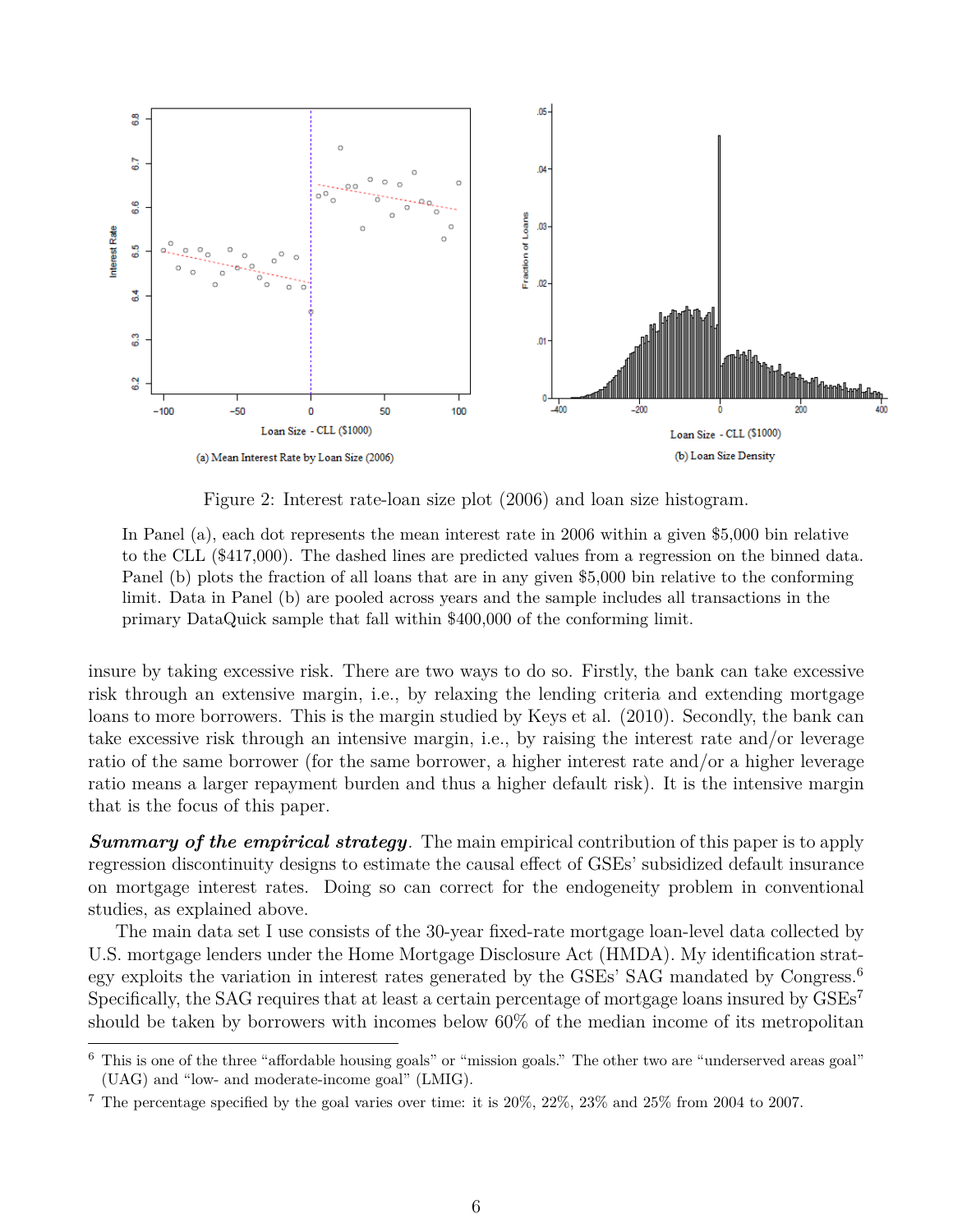(a) Mean Interest Rate by Loan Size (2006)

(b) Loan Size Density

Figure 2: Interest rate-loan size plot (2006) and loan size histogram.

In Panel (a), each dot represents the mean interest rate in 2006 within a given $5,000 bin relative to the CLL ($417,000). The dashed lines are predicted values from a regression on the binned data. Panel (b) plots the fraction of all loans that are in any given $5,000 bin relative to the conforming limit. Data in Panel (b) are pooled across years and the sample includes all transactions in the primary DataQuick sample that fall within $400,000 of the conforming limit.

insure by taking excessive risk. There are two ways to do so. Firstly, the bank can take excessive risk through an extensive margin, i.e., by relaxing the lending criteria and extending mortgage loans to more borrowers. This is the margin studied by Keys et al. (2010). Secondly, the bank can take excessive risk through an intensive margin, i.e., by raising the interest rate and/or leverage ratio of the same borrower (for the same borrower, a higher interest rate and/or a higher leverage ratio means a larger repayment burden and thus a higher default risk). It is the intensive margin that is the focus of this paper.

***Summary of the empirical strategy.*** The main empirical contribution of this paper is to apply regression discontinuity designs to estimate the causal effect of GSEs' subsidized default insurance on mortgage interest rates. Doing so can correct for the endogeneity problem in conventional studies, as explained above.

The main data set I use consists of the 30-year fixed-rate mortgage loan-level data collected by U.S. mortgage lenders under the Home Mortgage Disclosure Act (HMDA). My identification strategy exploits the variation in interest rates generated by the GSEs' SAG mandated by Congress.[6] Specifically, the SAG requires that at least a certain percentage of mortgage loans insured by GSEs[7] should be taken by borrowers with incomes below 60% of the median income of its metropolitan

[6] This is one of the three "affordable housing goals" or "mission goals." The other two are "underserved areas goal" (UAG) and "low- and moderate-income goal" (LMIG).

[7] The percentage specified by the goal varies over time: it is 20%, 22%, 23% and 25% from 2004 to 2007.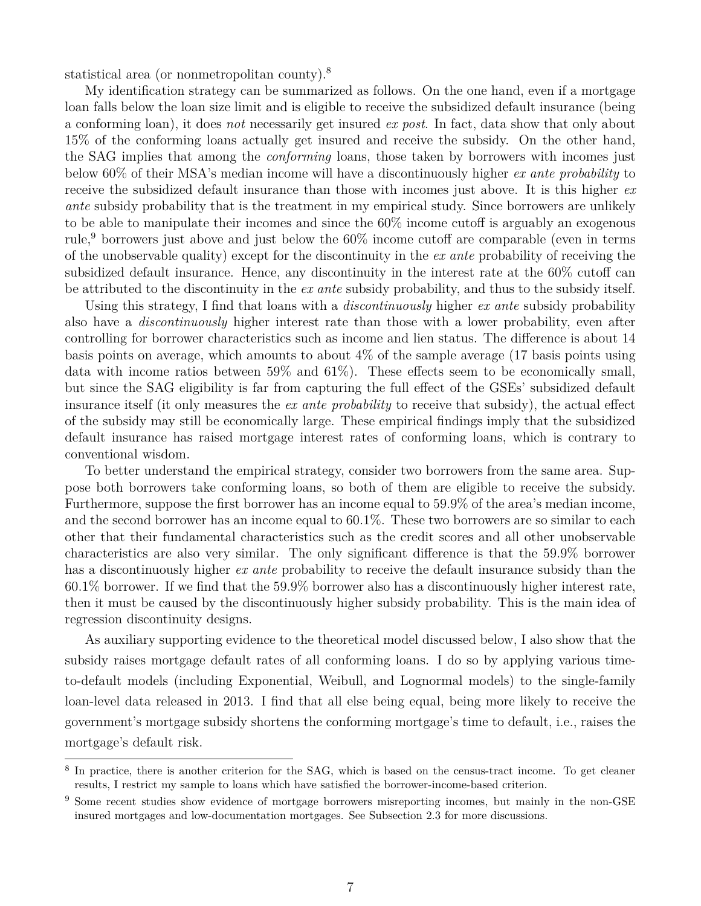statistical area (or nonmetropolitan county).[8]

My identification strategy can be summarized as follows. On the one hand, even if a mortgage loan falls below the loan size limit and is eligible to receive the subsidized default insurance (being a conforming loan), it does *not* necessarily get insured *ex post*. In fact, data show that only about 15% of the conforming loans actually get insured and receive the subsidy. On the other hand, the SAG implies that among the *conforming* loans, those taken by borrowers with incomes just below 60% of their MSA's median income will have a discontinuously higher *ex ante probability* to receive the subsidized default insurance than those with incomes just above. It is this higher *ex ante* subsidy probability that is the treatment in my empirical study. Since borrowers are unlikely to be able to manipulate their incomes and since the 60% income cutoff is arguably an exogenous rule,[9] borrowers just above and just below the 60% income cutoff are comparable (even in terms of the unobservable quality) except for the discontinuity in the *ex ante* probability of receiving the subsidized default insurance. Hence, any discontinuity in the interest rate at the 60% cutoff can be attributed to the discontinuity in the *ex ante* subsidy probability, and thus to the subsidy itself.

Using this strategy, I find that loans with a *discontinuously* higher *ex ante* subsidy probability also have a *discontinuously* higher interest rate than those with a lower probability, even after controlling for borrower characteristics such as income and lien status. The difference is about 14 basis points on average, which amounts to about 4% of the sample average (17 basis points using data with income ratios between 59% and 61%). These effects seem to be economically small, but since the SAG eligibility is far from capturing the full effect of the GSEs' subsidized default insurance itself (it only measures the *ex ante probability* to receive that subsidy), the actual effect of the subsidy may still be economically large. These empirical findings imply that the subsidized default insurance has raised mortgage interest rates of conforming loans, which is contrary to conventional wisdom.

To better understand the empirical strategy, consider two borrowers from the same area. Suppose both borrowers take conforming loans, so both of them are eligible to receive the subsidy. Furthermore, suppose the first borrower has an income equal to 59.9% of the area's median income, and the second borrower has an income equal to 60.1%. These two borrowers are so similar to each other that their fundamental characteristics such as the credit scores and all other unobservable characteristics are also very similar. The only significant difference is that the 59.9% borrower has a discontinuously higher *ex ante* probability to receive the default insurance subsidy than the 60.1% borrower. If we find that the 59.9% borrower also has a discontinuously higher interest rate, then it must be caused by the discontinuously higher subsidy probability. This is the main idea of regression discontinuity designs.

As auxiliary supporting evidence to the theoretical model discussed below, I also show that the subsidy raises mortgage default rates of all conforming loans. I do so by applying various time-to-default models (including Exponential, Weibull, and Lognormal models) to the single-family loan-level data released in 2013. I find that all else being equal, being more likely to receive the government's mortgage subsidy shortens the conforming mortgage's time to default, i.e., raises the mortgage's default risk.

---

[8] In practice, there is another criterion for the SAG, which is based on the census-tract income. To get cleaner results, I restrict my sample to loans which have satisfied the borrower-income-based criterion.

[9] Some recent studies show evidence of mortgage borrowers misreporting incomes, but mainly in the non-GSE insured mortgages and low-documentation mortgages. See Subsection 2.3 for more discussions.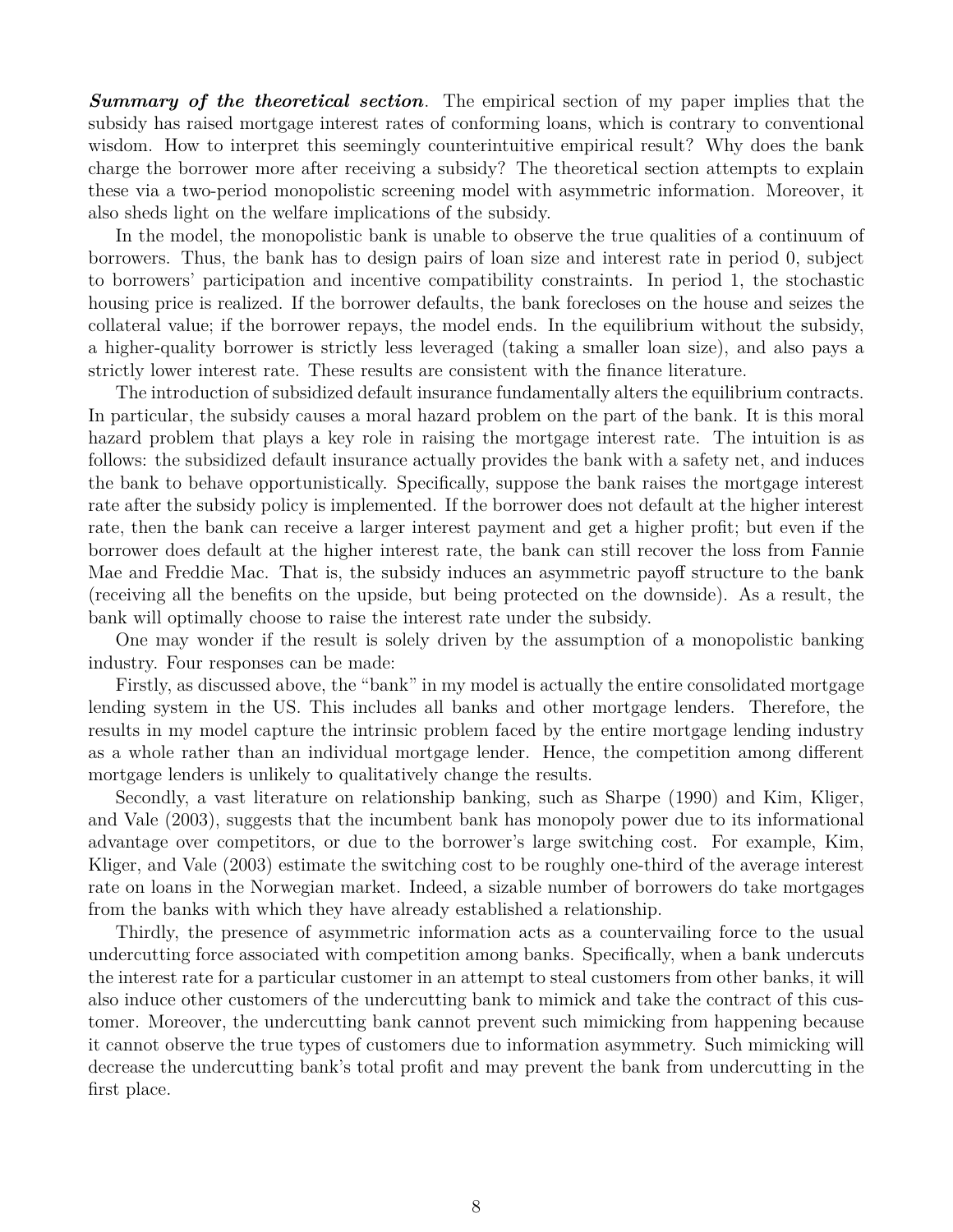***Summary of the theoretical section***. The empirical section of my paper implies that the subsidy has raised mortgage interest rates of conforming loans, which is contrary to conventional wisdom. How to interpret this seemingly counterintuitive empirical result? Why does the bank charge the borrower more after receiving a subsidy? The theoretical section attempts to explain these via a two-period monopolistic screening model with asymmetric information. Moreover, it also sheds light on the welfare implications of the subsidy.

In the model, the monopolistic bank is unable to observe the true qualities of a continuum of borrowers. Thus, the bank has to design pairs of loan size and interest rate in period 0, subject to borrowers' participation and incentive compatibility constraints. In period 1, the stochastic housing price is realized. If the borrower defaults, the bank forecloses on the house and seizes the collateral value; if the borrower repays, the model ends. In the equilibrium without the subsidy, a higher-quality borrower is strictly less leveraged (taking a smaller loan size), and also pays a strictly lower interest rate. These results are consistent with the finance literature.

The introduction of subsidized default insurance fundamentally alters the equilibrium contracts. In particular, the subsidy causes a moral hazard problem on the part of the bank. It is this moral hazard problem that plays a key role in raising the mortgage interest rate. The intuition is as follows: the subsidized default insurance actually provides the bank with a safety net, and induces the bank to behave opportunistically. Specifically, suppose the bank raises the mortgage interest rate after the subsidy policy is implemented. If the borrower does not default at the higher interest rate, then the bank can receive a larger interest payment and get a higher profit; but even if the borrower does default at the higher interest rate, the bank can still recover the loss from Fannie Mae and Freddie Mac. That is, the subsidy induces an asymmetric payoff structure to the bank (receiving all the benefits on the upside, but being protected on the downside). As a result, the bank will optimally choose to raise the interest rate under the subsidy.

One may wonder if the result is solely driven by the assumption of a monopolistic banking industry. Four responses can be made:

Firstly, as discussed above, the "bank" in my model is actually the entire consolidated mortgage lending system in the US. This includes all banks and other mortgage lenders. Therefore, the results in my model capture the intrinsic problem faced by the entire mortgage lending industry as a whole rather than an individual mortgage lender. Hence, the competition among different mortgage lenders is unlikely to qualitatively change the results.

Secondly, a vast literature on relationship banking, such as Sharpe (1990) and Kim, Kliger, and Vale (2003), suggests that the incumbent bank has monopoly power due to its informational advantage over competitors, or due to the borrower's large switching cost. For example, Kim, Kliger, and Vale (2003) estimate the switching cost to be roughly one-third of the average interest rate on loans in the Norwegian market. Indeed, a sizable number of borrowers do take mortgages from the banks with which they have already established a relationship.

Thirdly, the presence of asymmetric information acts as a countervailing force to the usual undercutting force associated with competition among banks. Specifically, when a bank undercuts the interest rate for a particular customer in an attempt to steal customers from other banks, it will also induce other customers of the undercutting bank to mimick and take the contract of this customer. Moreover, the undercutting bank cannot prevent such mimicking from happening because it cannot observe the true types of customers due to information asymmetry. Such mimicking will decrease the undercutting bank's total profit and may prevent the bank from undercutting in the first place.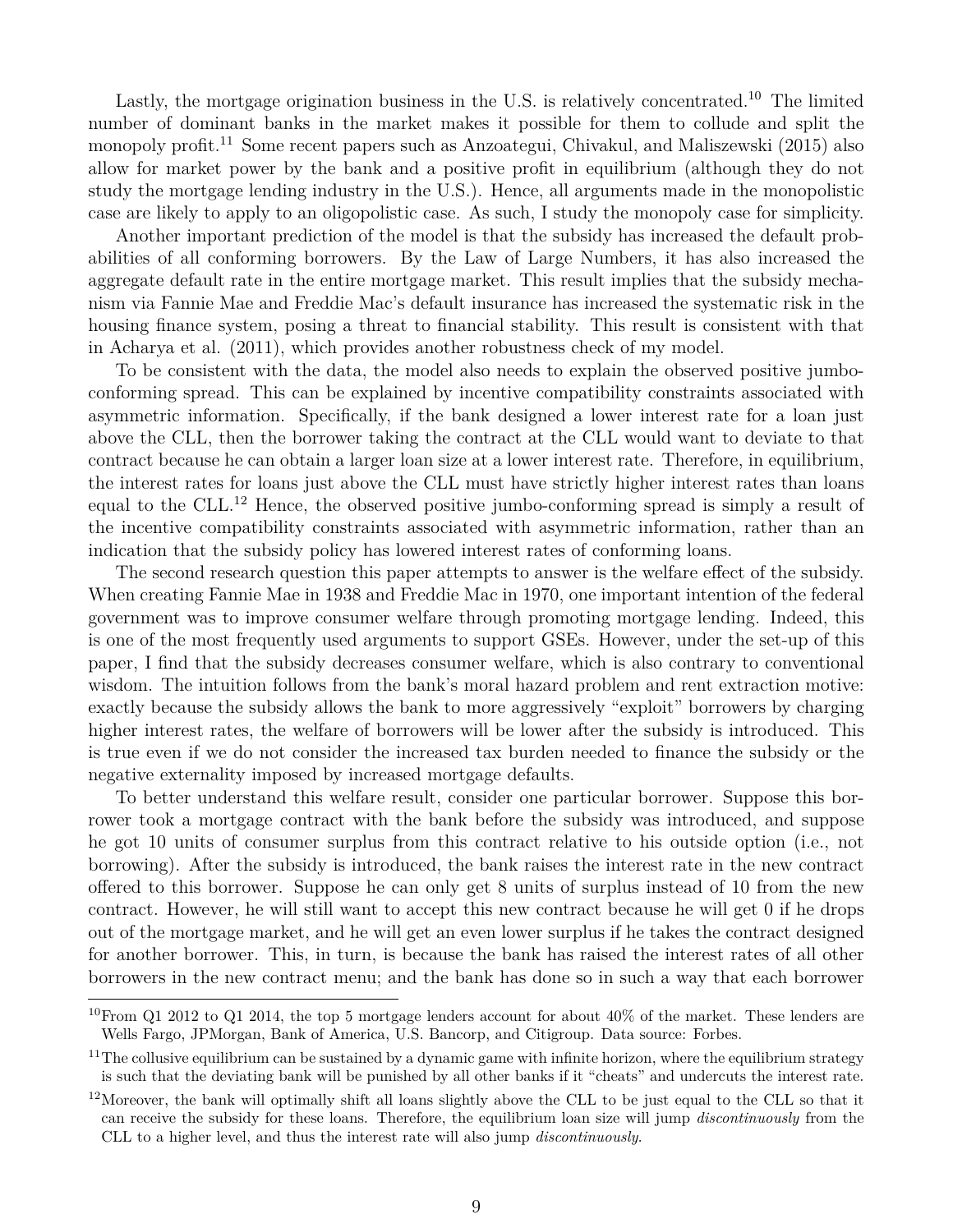Lastly, the mortgage origination business in the U.S. is relatively concentrated.[10] The limited number of dominant banks in the market makes it possible for them to collude and split the monopoly profit.[11] Some recent papers such as Anzoategui, Chivakul, and Maliszewski (2015) also allow for market power by the bank and a positive profit in equilibrium (although they do not study the mortgage lending industry in the U.S.). Hence, all arguments made in the monopolistic case are likely to apply to an oligopolistic case. As such, I study the monopoly case for simplicity.

Another important prediction of the model is that the subsidy has increased the default probabilities of all conforming borrowers. By the Law of Large Numbers, it has also increased the aggregate default rate in the entire mortgage market. This result implies that the subsidy mechanism via Fannie Mae and Freddie Mac's default insurance has increased the systematic risk in the housing finance system, posing a threat to financial stability. This result is consistent with that in Acharya et al. (2011), which provides another robustness check of my model.

To be consistent with the data, the model also needs to explain the observed positive jumbo-conforming spread. This can be explained by incentive compatibility constraints associated with asymmetric information. Specifically, if the bank designed a lower interest rate for a loan just above the CLL, then the borrower taking the contract at the CLL would want to deviate to that contract because he can obtain a larger loan size at a lower interest rate. Therefore, in equilibrium, the interest rates for loans just above the CLL must have strictly higher interest rates than loans equal to the CLL.[12] Hence, the observed positive jumbo-conforming spread is simply a result of the incentive compatibility constraints associated with asymmetric information, rather than an indication that the subsidy policy has lowered interest rates of conforming loans.

The second research question this paper attempts to answer is the welfare effect of the subsidy. When creating Fannie Mae in 1938 and Freddie Mac in 1970, one important intention of the federal government was to improve consumer welfare through promoting mortgage lending. Indeed, this is one of the most frequently used arguments to support GSEs. However, under the set-up of this paper, I find that the subsidy decreases consumer welfare, which is also contrary to conventional wisdom. The intuition follows from the bank's moral hazard problem and rent extraction motive: exactly because the subsidy allows the bank to more aggressively "exploit" borrowers by charging higher interest rates, the welfare of borrowers will be lower after the subsidy is introduced. This is true even if we do not consider the increased tax burden needed to finance the subsidy or the negative externality imposed by increased mortgage defaults.

To better understand this welfare result, consider one particular borrower. Suppose this borrower took a mortgage contract with the bank before the subsidy was introduced, and suppose he got 10 units of consumer surplus from this contract relative to his outside option (i.e., not borrowing). After the subsidy is introduced, the bank raises the interest rate in the new contract offered to this borrower. Suppose he can only get 8 units of surplus instead of 10 from the new contract. However, he will still want to accept this new contract because he will get 0 if he drops out of the mortgage market, and he will get an even lower surplus if he takes the contract designed for another borrower. This, in turn, is because the bank has raised the interest rates of all other borrowers in the new contract menu; and the bank has done so in such a way that each borrower

[10] From Q1 2012 to Q1 2014, the top 5 mortgage lenders account for about 40% of the market. These lenders are Wells Fargo, JPMorgan, Bank of America, U.S. Bancorp, and Citigroup. Data source: Forbes.

[11] The collusive equilibrium can be sustained by a dynamic game with infinite horizon, where the equilibrium strategy is such that the deviating bank will be punished by all other banks if it "cheats" and undercuts the interest rate.

[12] Moreover, the bank will optimally shift all loans slightly above the CLL to be just equal to the CLL so that it can receive the subsidy for these loans. Therefore, the equilibrium loan size will jump *discontinuously* from the CLL to a higher level, and thus the interest rate will also jump *discontinuously*.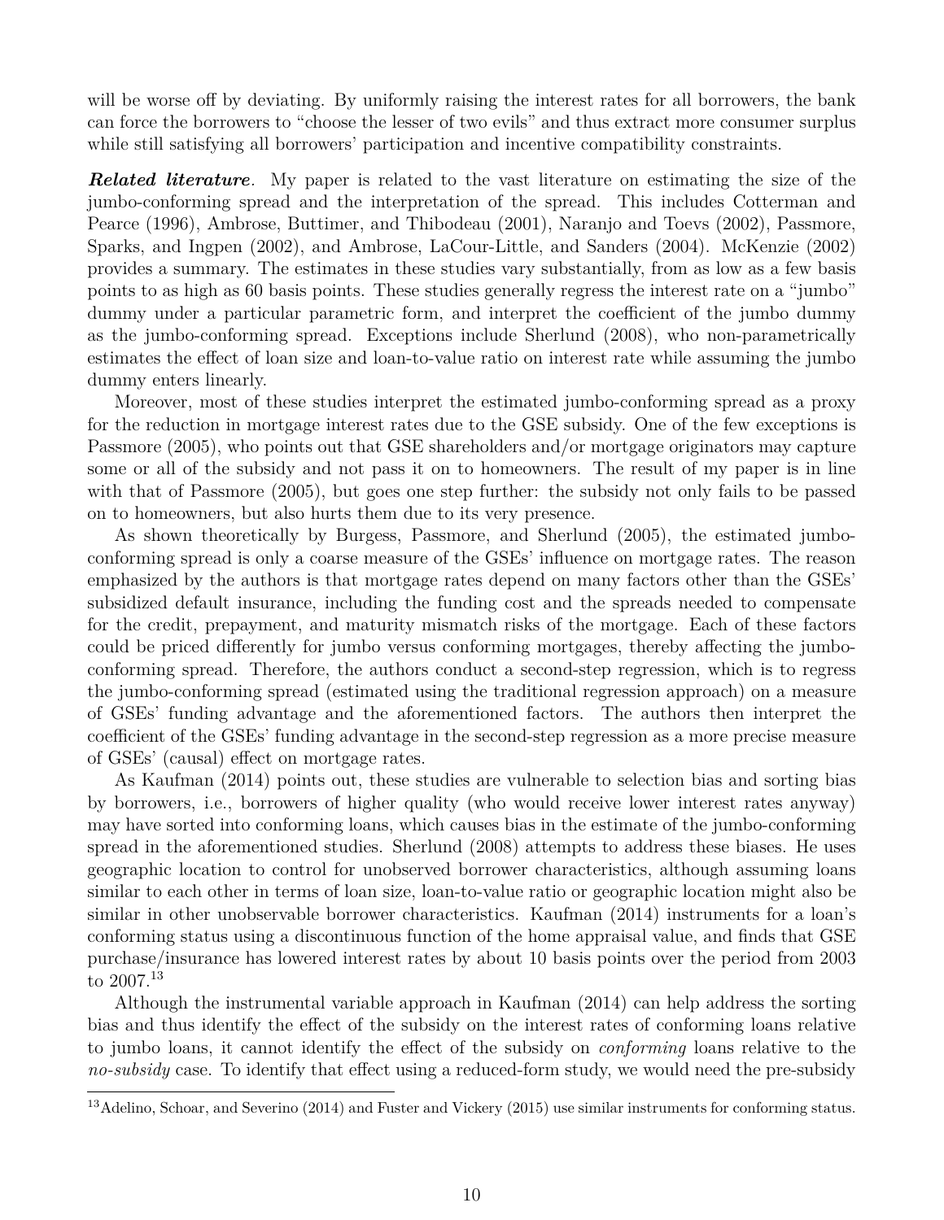will be worse off by deviating. By uniformly raising the interest rates for all borrowers, the bank can force the borrowers to "choose the lesser of two evils" and thus extract more consumer surplus while still satisfying all borrowers' participation and incentive compatibility constraints.

***Related literature.*** My paper is related to the vast literature on estimating the size of the jumbo-conforming spread and the interpretation of the spread. This includes Cotterman and Pearce (1996), Ambrose, Buttimer, and Thibodeau (2001), Naranjo and Toevs (2002), Passmore, Sparks, and Ingpen (2002), and Ambrose, LaCour-Little, and Sanders (2004). McKenzie (2002) provides a summary. The estimates in these studies vary substantially, from as low as a few basis points to as high as 60 basis points. These studies generally regress the interest rate on a "jumbo" dummy under a particular parametric form, and interpret the coefficient of the jumbo dummy as the jumbo-conforming spread. Exceptions include Sherlund (2008), who non-parametrically estimates the effect of loan size and loan-to-value ratio on interest rate while assuming the jumbo dummy enters linearly.

Moreover, most of these studies interpret the estimated jumbo-conforming spread as a proxy for the reduction in mortgage interest rates due to the GSE subsidy. One of the few exceptions is Passmore (2005), who points out that GSE shareholders and/or mortgage originators may capture some or all of the subsidy and not pass it on to homeowners. The result of my paper is in line with that of Passmore (2005), but goes one step further: the subsidy not only fails to be passed on to homeowners, but also hurts them due to its very presence.

As shown theoretically by Burgess, Passmore, and Sherlund (2005), the estimated jumbo-conforming spread is only a coarse measure of the GSEs' influence on mortgage rates. The reason emphasized by the authors is that mortgage rates depend on many factors other than the GSEs' subsidized default insurance, including the funding cost and the spreads needed to compensate for the credit, prepayment, and maturity mismatch risks of the mortgage. Each of these factors could be priced differently for jumbo versus conforming mortgages, thereby affecting the jumbo-conforming spread. Therefore, the authors conduct a second-step regression, which is to regress the jumbo-conforming spread (estimated using the traditional regression approach) on a measure of GSEs' funding advantage and the aforementioned factors. The authors then interpret the coefficient of the GSEs' funding advantage in the second-step regression as a more precise measure of GSEs' (causal) effect on mortgage rates.

As Kaufman (2014) points out, these studies are vulnerable to selection bias and sorting bias by borrowers, i.e., borrowers of higher quality (who would receive lower interest rates anyway) may have sorted into conforming loans, which causes bias in the estimate of the jumbo-conforming spread in the aforementioned studies. Sherlund (2008) attempts to address these biases. He uses geographic location to control for unobserved borrower characteristics, although assuming loans similar to each other in terms of loan size, loan-to-value ratio or geographic location might also be similar in other unobservable borrower characteristics. Kaufman (2014) instruments for a loan's conforming status using a discontinuous function of the home appraisal value, and finds that GSE purchase/insurance has lowered interest rates by about 10 basis points over the period from 2003 to 2007.[13]

Although the instrumental variable approach in Kaufman (2014) can help address the sorting bias and thus identify the effect of the subsidy on the interest rates of conforming loans relative to jumbo loans, it cannot identify the effect of the subsidy on *conforming* loans relative to the *no-subsidy* case. To identify that effect using a reduced-form study, we would need the pre-subsidy

[13] Adelino, Schoar, and Severino (2014) and Fuster and Vickery (2015) use similar instruments for conforming status.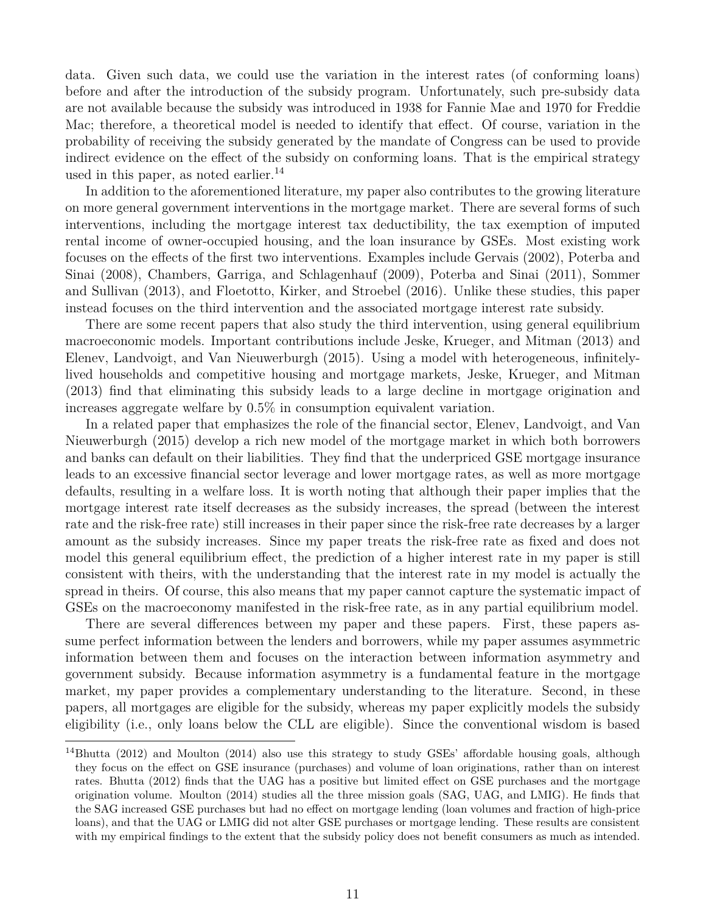data. Given such data, we could use the variation in the interest rates (of conforming loans) before and after the introduction of the subsidy program. Unfortunately, such pre-subsidy data are not available because the subsidy was introduced in 1938 for Fannie Mae and 1970 for Freddie Mac; therefore, a theoretical model is needed to identify that effect. Of course, variation in the probability of receiving the subsidy generated by the mandate of Congress can be used to provide indirect evidence on the effect of the subsidy on conforming loans. That is the empirical strategy used in this paper, as noted earlier.[14]

In addition to the aforementioned literature, my paper also contributes to the growing literature on more general government interventions in the mortgage market. There are several forms of such interventions, including the mortgage interest tax deductibility, the tax exemption of imputed rental income of owner-occupied housing, and the loan insurance by GSEs. Most existing work focuses on the effects of the first two interventions. Examples include Gervais (2002), Poterba and Sinai (2008), Chambers, Garriga, and Schlagenhauf (2009), Poterba and Sinai (2011), Sommer and Sullivan (2013), and Floetotto, Kirker, and Stroebel (2016). Unlike these studies, this paper instead focuses on the third intervention and the associated mortgage interest rate subsidy.

There are some recent papers that also study the third intervention, using general equilibrium macroeconomic models. Important contributions include Jeske, Krueger, and Mitman (2013) and Elenev, Landvoigt, and Van Nieuwerburgh (2015). Using a model with heterogeneous, infinitely-lived households and competitive housing and mortgage markets, Jeske, Krueger, and Mitman (2013) find that eliminating this subsidy leads to a large decline in mortgage origination and increases aggregate welfare by 0.5% in consumption equivalent variation.

In a related paper that emphasizes the role of the financial sector, Elenev, Landvoigt, and Van Nieuwerburgh (2015) develop a rich new model of the mortgage market in which both borrowers and banks can default on their liabilities. They find that the underpriced GSE mortgage insurance leads to an excessive financial sector leverage and lower mortgage rates, as well as more mortgage defaults, resulting in a welfare loss. It is worth noting that although their paper implies that the mortgage interest rate itself decreases as the subsidy increases, the spread (between the interest rate and the risk-free rate) still increases in their paper since the risk-free rate decreases by a larger amount as the subsidy increases. Since my paper treats the risk-free rate as fixed and does not model this general equilibrium effect, the prediction of a higher interest rate in my paper is still consistent with theirs, with the understanding that the interest rate in my model is actually the spread in theirs. Of course, this also means that my paper cannot capture the systematic impact of GSEs on the macroeconomy manifested in the risk-free rate, as in any partial equilibrium model.

There are several differences between my paper and these papers. First, these papers assume perfect information between the lenders and borrowers, while my paper assumes asymmetric information between them and focuses on the interaction between information asymmetry and government subsidy. Because information asymmetry is a fundamental feature in the mortgage market, my paper provides a complementary understanding to the literature. Second, in these papers, all mortgages are eligible for the subsidy, whereas my paper explicitly models the subsidy eligibility (i.e., only loans below the CLL are eligible). Since the conventional wisdom is based

[14] Bhutta (2012) and Moulton (2014) also use this strategy to study GSEs' affordable housing goals, although they focus on the effect on GSE insurance (purchases) and volume of loan originations, rather than on interest rates. Bhutta (2012) finds that the UAG has a positive but limited effect on GSE purchases and the mortgage origination volume. Moulton (2014) studies all the three mission goals (SAG, UAG, and LMIG). He finds that the SAG increased GSE purchases but had no effect on mortgage lending (loan volumes and fraction of high-price loans), and that the UAG or LMIG did not alter GSE purchases or mortgage lending. These results are consistent with my empirical findings to the extent that the subsidy policy does not benefit consumers as much as intended.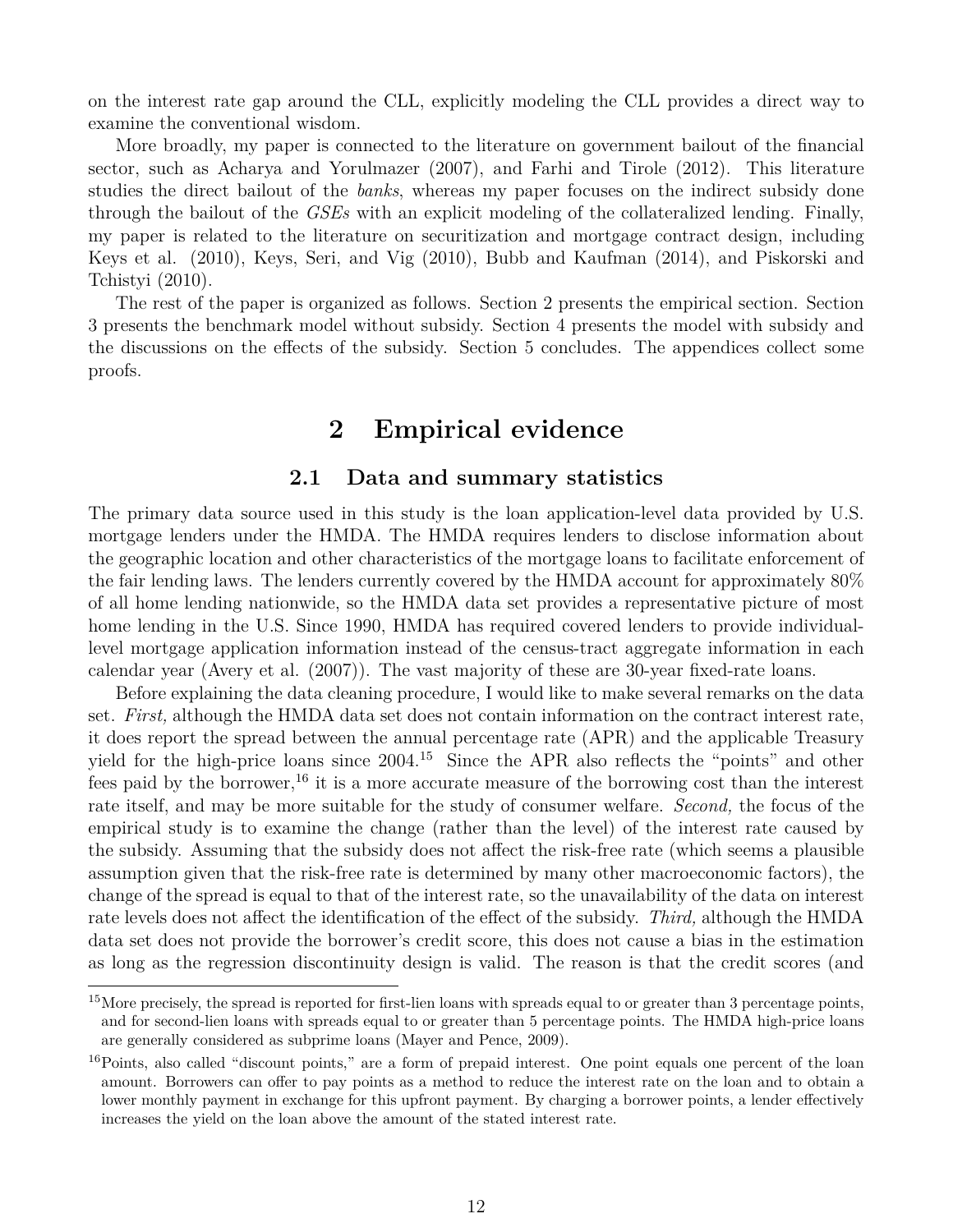on the interest rate gap around the CLL, explicitly modeling the CLL provides a direct way to examine the conventional wisdom.

More broadly, my paper is connected to the literature on government bailout of the financial sector, such as Acharya and Yorulmazer (2007), and Farhi and Tirole (2012). This literature studies the direct bailout of the *banks*, whereas my paper focuses on the indirect subsidy done through the bailout of the *GSEs* with an explicit modeling of the collateralized lending. Finally, my paper is related to the literature on securitization and mortgage contract design, including Keys et al. (2010), Keys, Seri, and Vig (2010), Bubb and Kaufman (2014), and Piskorski and Tchistyi (2010).

The rest of the paper is organized as follows. Section 2 presents the empirical section. Section 3 presents the benchmark model without subsidy. Section 4 presents the model with subsidy and the discussions on the effects of the subsidy. Section 5 concludes. The appendices collect some proofs.

# 2 Empirical evidence

## 2.1 Data and summary statistics

The primary data source used in this study is the loan application-level data provided by U.S. mortgage lenders under the HMDA. The HMDA requires lenders to disclose information about the geographic location and other characteristics of the mortgage loans to facilitate enforcement of the fair lending laws. The lenders currently covered by the HMDA account for approximately 80% of all home lending nationwide, so the HMDA data set provides a representative picture of most home lending in the U.S. Since 1990, HMDA has required covered lenders to provide individual-level mortgage application information instead of the census-tract aggregate information in each calendar year (Avery et al. (2007)). The vast majority of these are 30-year fixed-rate loans.

Before explaining the data cleaning procedure, I would like to make several remarks on the data set. *First,* although the HMDA data set does not contain information on the contract interest rate, it does report the spread between the annual percentage rate (APR) and the applicable Treasury yield for the high-price loans since 2004.[15] Since the APR also reflects the "points" and other fees paid by the borrower,[16] it is a more accurate measure of the borrowing cost than the interest rate itself, and may be more suitable for the study of consumer welfare. *Second,* the focus of the empirical study is to examine the change (rather than the level) of the interest rate caused by the subsidy. Assuming that the subsidy does not affect the risk-free rate (which seems a plausible assumption given that the risk-free rate is determined by many other macroeconomic factors), the change of the spread is equal to that of the interest rate, so the unavailability of the data on interest rate levels does not affect the identification of the effect of the subsidy. *Third,* although the HMDA data set does not provide the borrower's credit score, this does not cause a bias in the estimation as long as the regression discontinuity design is valid. The reason is that the credit scores (and

[15] More precisely, the spread is reported for first-lien loans with spreads equal to or greater than 3 percentage points, and for second-lien loans with spreads equal to or greater than 5 percentage points. The HMDA high-price loans are generally considered as subprime loans (Mayer and Pence, 2009).

[16] Points, also called "discount points," are a form of prepaid interest. One point equals one percent of the loan amount. Borrowers can offer to pay points as a method to reduce the interest rate on the loan and to obtain a lower monthly payment in exchange for this upfront payment. By charging a borrower points, a lender effectively increases the yield on the loan above the amount of the stated interest rate.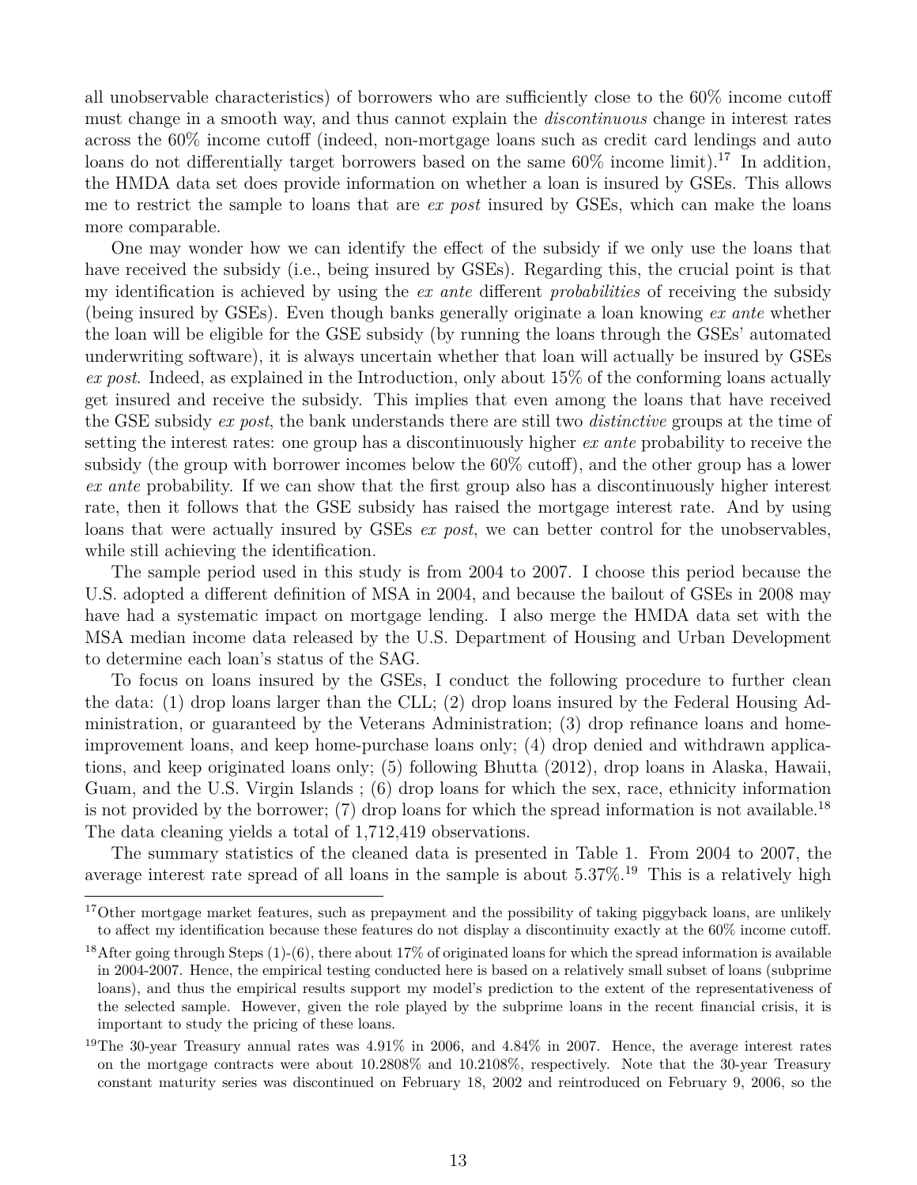all unobservable characteristics) of borrowers who are sufficiently close to the 60% income cutoff must change in a smooth way, and thus cannot explain the *discontinuous* change in interest rates across the 60% income cutoff (indeed, non-mortgage loans such as credit card lendings and auto loans do not differentially target borrowers based on the same 60% income limit).[17] In addition, the HMDA data set does provide information on whether a loan is insured by GSEs. This allows me to restrict the sample to loans that are *ex post* insured by GSEs, which can make the loans more comparable.

One may wonder how we can identify the effect of the subsidy if we only use the loans that have received the subsidy (i.e., being insured by GSEs). Regarding this, the crucial point is that my identification is achieved by using the *ex ante* different *probabilities* of receiving the subsidy (being insured by GSEs). Even though banks generally originate a loan knowing *ex ante* whether the loan will be eligible for the GSE subsidy (by running the loans through the GSEs' automated underwriting software), it is always uncertain whether that loan will actually be insured by GSEs *ex post*. Indeed, as explained in the Introduction, only about 15% of the conforming loans actually get insured and receive the subsidy. This implies that even among the loans that have received the GSE subsidy *ex post*, the bank understands there are still two *distinctive* groups at the time of setting the interest rates: one group has a discontinuously higher *ex ante* probability to receive the subsidy (the group with borrower incomes below the 60% cutoff), and the other group has a lower *ex ante* probability. If we can show that the first group also has a discontinuously higher interest rate, then it follows that the GSE subsidy has raised the mortgage interest rate. And by using loans that were actually insured by GSEs *ex post*, we can better control for the unobservables, while still achieving the identification.

The sample period used in this study is from 2004 to 2007. I choose this period because the U.S. adopted a different definition of MSA in 2004, and because the bailout of GSEs in 2008 may have had a systematic impact on mortgage lending. I also merge the HMDA data set with the MSA median income data released by the U.S. Department of Housing and Urban Development to determine each loan's status of the SAG.

To focus on loans insured by the GSEs, I conduct the following procedure to further clean the data: (1) drop loans larger than the CLL; (2) drop loans insured by the Federal Housing Administration, or guaranteed by the Veterans Administration; (3) drop refinance loans and home-improvement loans, and keep home-purchase loans only; (4) drop denied and withdrawn applications, and keep originated loans only; (5) following Bhutta (2012), drop loans in Alaska, Hawaii, Guam, and the U.S. Virgin Islands ; (6) drop loans for which the sex, race, ethnicity information is not provided by the borrower; (7) drop loans for which the spread information is not available.[18] The data cleaning yields a total of 1,712,419 observations.

The summary statistics of the cleaned data is presented in Table 1. From 2004 to 2007, the average interest rate spread of all loans in the sample is about 5.37%.[19] This is a relatively high

---

[17] Other mortgage market features, such as prepayment and the possibility of taking piggyback loans, are unlikely to affect my identification because these features do not display a discontinuity exactly at the 60% income cutoff.

[18] After going through Steps (1)-(6), there about 17% of originated loans for which the spread information is available in 2004-2007. Hence, the empirical testing conducted here is based on a relatively small subset of loans (subprime loans), and thus the empirical results support my model's prediction to the extent of the representativeness of the selected sample. However, given the role played by the subprime loans in the recent financial crisis, it is important to study the pricing of these loans.

[19] The 30-year Treasury annual rates was 4.91% in 2006, and 4.84% in 2007. Hence, the average interest rates on the mortgage contracts were about 10.2808% and 10.2108%, respectively. Note that the 30-year Treasury constant maturity series was discontinued on February 18, 2002 and reintroduced on February 9, 2006, so the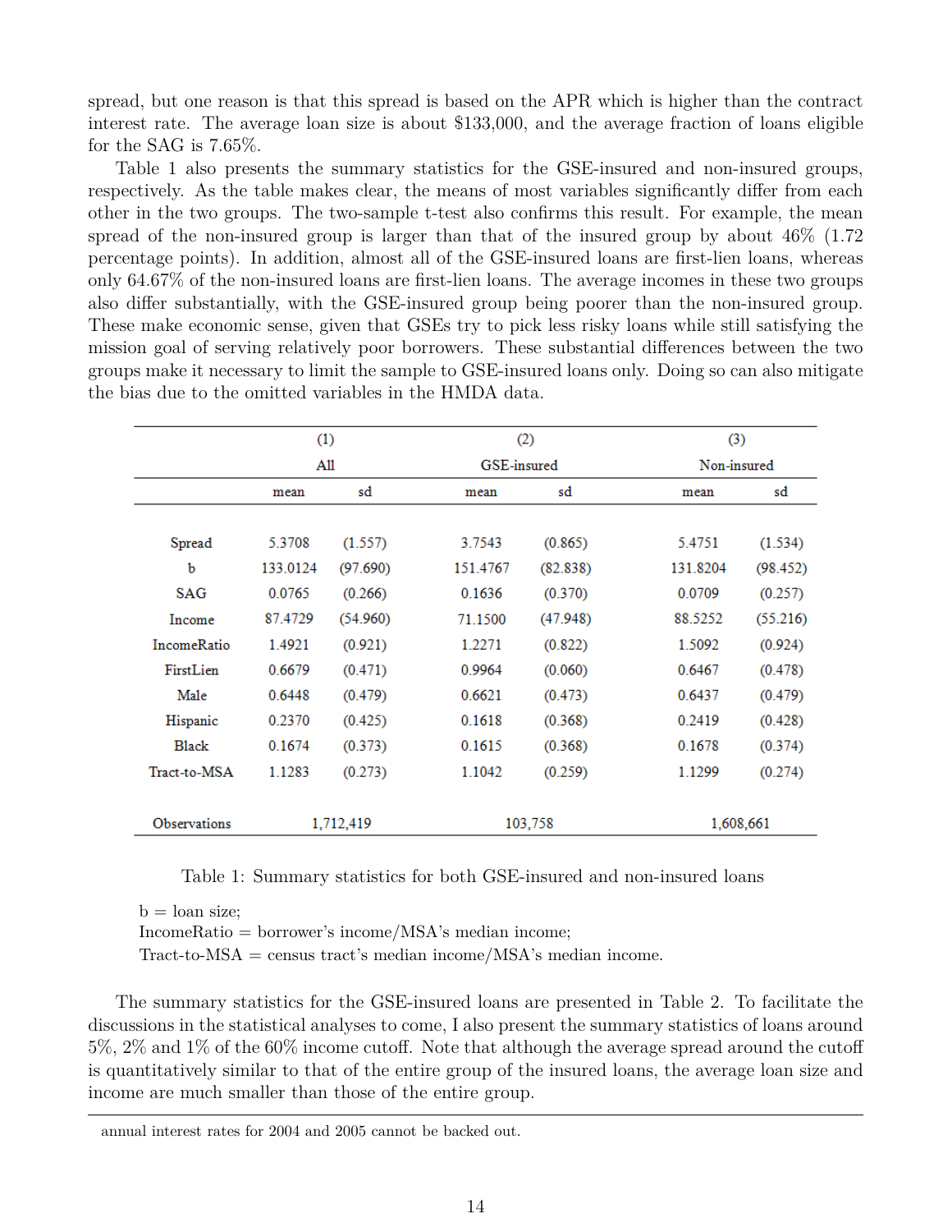spread, but one reason is that this spread is based on the APR which is higher than the contract interest rate. The average loan size is about $133,000, and the average fraction of loans eligible for the SAG is 7.65%.

Table 1 also presents the summary statistics for the GSE-insured and non-insured groups, respectively. As the table makes clear, the means of most variables significantly differ from each other in the two groups. The two-sample t-test also confirms this result. For example, the mean spread of the non-insured group is larger than that of the insured group by about 46% (1.72 percentage points). In addition, almost all of the GSE-insured loans are first-lien loans, whereas only 64.67% of the non-insured loans are first-lien loans. The average incomes in these two groups also differ substantially, with the GSE-insured group being poorer than the non-insured group. These make economic sense, given that GSEs try to pick less risky loans while still satisfying the mission goal of serving relatively poor borrowers. These substantial differences between the two groups make it necessary to limit the sample to GSE-insured loans only. Doing so can also mitigate the bias due to the omitted variables in the HMDA data.

| | (1) All | | (2) GSE-insured | | (3) Non-insured | |
|---|---|---|---|---|---|---|
| | mean | sd | mean | sd | mean | sd |
| Spread | 5.3708 | (1.557) | 3.7543 | (0.865) | 5.4751 | (1.534) |
| b | 133.0124 | (97.690) | 151.4767 | (82.838) | 131.8204 | (98.452) |
| SAG | 0.0765 | (0.266) | 0.1636 | (0.370) | 0.0709 | (0.257) |
| Income | 87.4729 | (54.960) | 71.1500 | (47.948) | 88.5252 | (55.216) |
| IncomeRatio | 1.4921 | (0.921) | 1.2271 | (0.822) | 1.5092 | (0.924) |
| FirstLien | 0.6679 | (0.471) | 0.9964 | (0.060) | 0.6467 | (0.478) |
| Male | 0.6448 | (0.479) | 0.6621 | (0.473) | 0.6437 | (0.479) |
| Hispanic | 0.2370 | (0.425) | 0.1618 | (0.368) | 0.2419 | (0.428) |
| Black | 0.1674 | (0.373) | 0.1615 | (0.368) | 0.1678 | (0.374) |
| Tract-to-MSA | 1.1283 | (0.273) | 1.1042 | (0.259) | 1.1299 | (0.274) |
| Observations | 1,712,419 | | 103,758 | | 1,608,661 | |

Table 1: Summary statistics for both GSE-insured and non-insured loans

b = loan size;
IncomeRatio = borrower's income/MSA's median income;
Tract-to-MSA = census tract's median income/MSA's median income.

The summary statistics for the GSE-insured loans are presented in Table 2. To facilitate the discussions in the statistical analyses to come, I also present the summary statistics of loans around 5%, 2% and 1% of the 60% income cutoff. Note that although the average spread around the cutoff is quantitatively similar to that of the entire group of the insured loans, the average loan size and income are much smaller than those of the entire group.

annual interest rates for 2004 and 2005 cannot be backed out.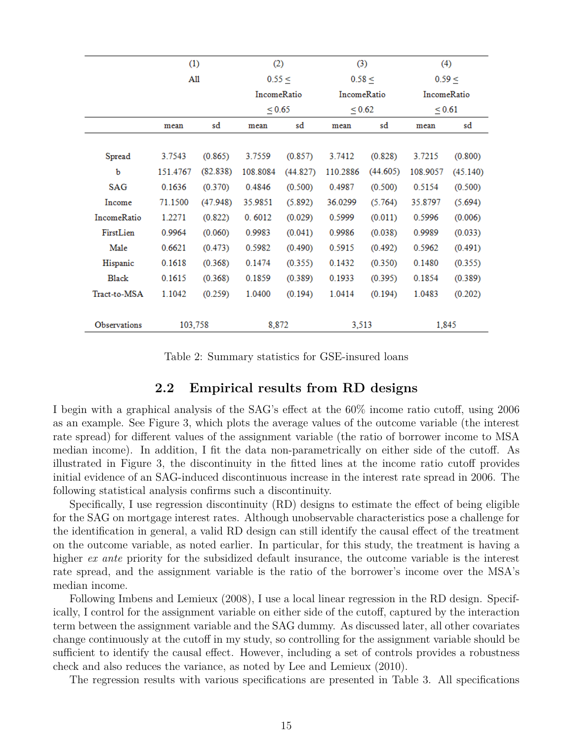| | (1) | | (2) | | (3) | | (4) | |
|---|---|---|---|---|---|---|---|---|
| | All | | 0.55 ≤ IncomeRatio ≤ 0.65 | | 0.58 ≤ IncomeRatio ≤ 0.62 | | 0.59 ≤ IncomeRatio ≤ 0.61 | |
| | mean | sd | mean | sd | mean | sd | mean | sd |
| Spread | 3.7543 | (0.865) | 3.7559 | (0.857) | 3.7412 | (0.828) | 3.7215 | (0.800) |
| b | 151.4767 | (82.838) | 108.8084 | (44.827) | 110.2886 | (44.605) | 108.9057 | (45.140) |
| SAG | 0.1636 | (0.370) | 0.4846 | (0.500) | 0.4987 | (0.500) | 0.5154 | (0.500) |
| Income | 71.1500 | (47.948) | 35.9851 | (5.892) | 36.0299 | (5.764) | 35.8797 | (5.694) |
| IncomeRatio | 1.2271 | (0.822) | 0. 6012 | (0.029) | 0.5999 | (0.011) | 0.5996 | (0.006) |
| FirstLien | 0.9964 | (0.060) | 0.9983 | (0.041) | 0.9986 | (0.038) | 0.9989 | (0.033) |
| Male | 0.6621 | (0.473) | 0.5982 | (0.490) | 0.5915 | (0.492) | 0.5962 | (0.491) |
| Hispanic | 0.1618 | (0.368) | 0.1474 | (0.355) | 0.1432 | (0.350) | 0.1480 | (0.355) |
| Black | 0.1615 | (0.368) | 0.1859 | (0.389) | 0.1933 | (0.395) | 0.1854 | (0.389) |
| Tract-to-MSA | 1.1042 | (0.259) | 1.0400 | (0.194) | 1.0414 | (0.194) | 1.0483 | (0.202) |
| Observations | 103,758 | | 8,872 | | 3,513 | | 1,845 | |

Table 2: Summary statistics for GSE-insured loans

## 2.2 Empirical results from RD designs

I begin with a graphical analysis of the SAG's effect at the 60% income ratio cutoff, using 2006 as an example. See Figure 3, which plots the average values of the outcome variable (the interest rate spread) for different values of the assignment variable (the ratio of borrower income to MSA median income). In addition, I fit the data non-parametrically on either side of the cutoff. As illustrated in Figure 3, the discontinuity in the fitted lines at the income ratio cutoff provides initial evidence of an SAG-induced discontinuous increase in the interest rate spread in 2006. The following statistical analysis confirms such a discontinuity.

Specifically, I use regression discontinuity (RD) designs to estimate the effect of being eligible for the SAG on mortgage interest rates. Although unobservable characteristics pose a challenge for the identification in general, a valid RD design can still identify the causal effect of the treatment on the outcome variable, as noted earlier. In particular, for this study, the treatment is having a higher *ex ante* priority for the subsidized default insurance, the outcome variable is the interest rate spread, and the assignment variable is the ratio of the borrower's income over the MSA's median income.

Following Imbens and Lemieux (2008), I use a local linear regression in the RD design. Specifically, I control for the assignment variable on either side of the cutoff, captured by the interaction term between the assignment variable and the SAG dummy. As discussed later, all other covariates change continuously at the cutoff in my study, so controlling for the assignment variable should be sufficient to identify the causal effect. However, including a set of controls provides a robustness check and also reduces the variance, as noted by Lee and Lemieux (2010).

The regression results with various specifications are presented in Table 3. All specifications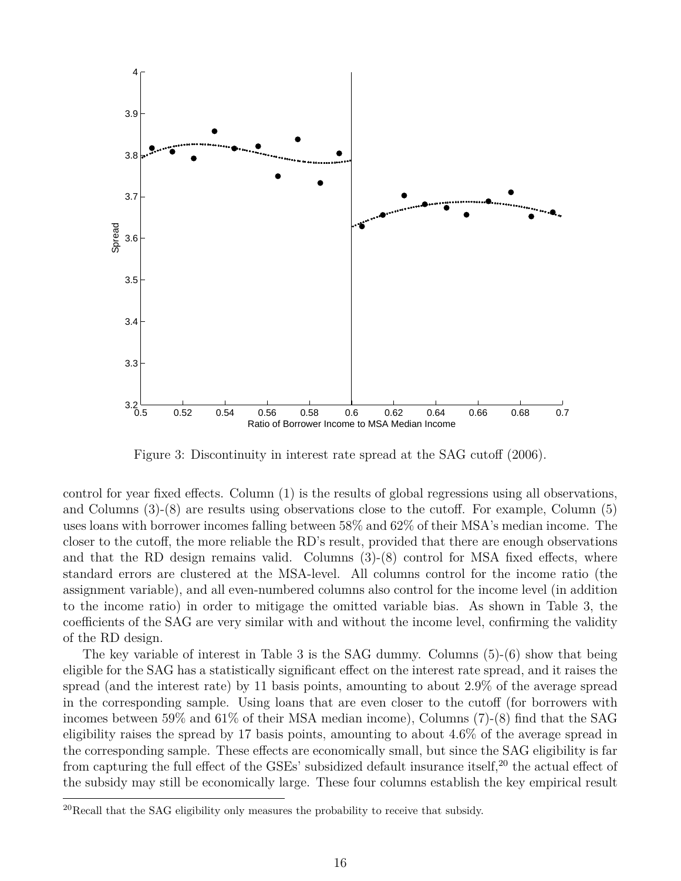Figure 3: Discontinuity in interest rate spread at the SAG cutoff (2006).

control for year fixed effects. Column (1) is the results of global regressions using all observations, and Columns (3)-(8) are results using observations close to the cutoff. For example, Column (5) uses loans with borrower incomes falling between 58% and 62% of their MSA's median income. The closer to the cutoff, the more reliable the RD's result, provided that there are enough observations and that the RD design remains valid. Columns (3)-(8) control for MSA fixed effects, where standard errors are clustered at the MSA-level. All columns control for the income ratio (the assignment variable), and all even-numbered columns also control for the income level (in addition to the income ratio) in order to mitigage the omitted variable bias. As shown in Table 3, the coefficients of the SAG are very similar with and without the income level, confirming the validity of the RD design.

The key variable of interest in Table 3 is the SAG dummy. Columns (5)-(6) show that being eligible for the SAG has a statistically significant effect on the interest rate spread, and it raises the spread (and the interest rate) by 11 basis points, amounting to about 2.9% of the average spread in the corresponding sample. Using loans that are even closer to the cutoff (for borrowers with incomes between 59% and 61% of their MSA median income), Columns (7)-(8) find that the SAG eligibility raises the spread by 17 basis points, amounting to about 4.6% of the average spread in the corresponding sample. These effects are economically small, but since the SAG eligibility is far from capturing the full effect of the GSEs' subsidized default insurance itself,[20] the actual effect of the subsidy may still be economically large. These four columns establish the key empirical result

[20]Recall that the SAG eligibility only measures the probability to receive that subsidy.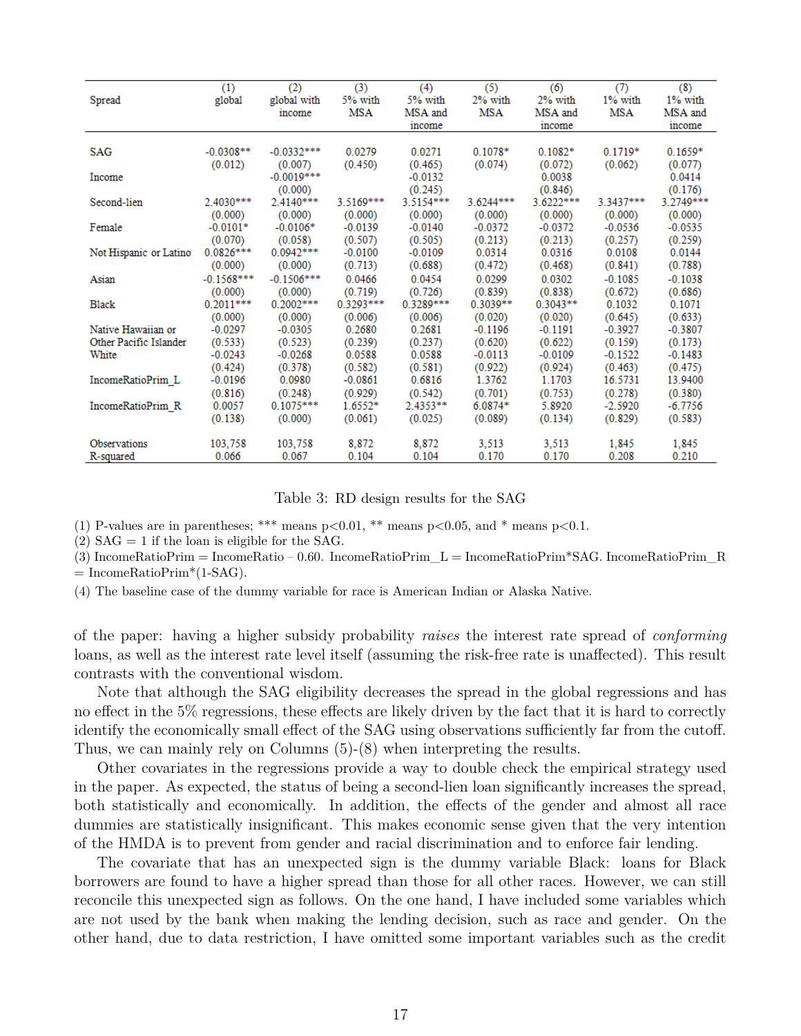| Spread | (1) global | (2) global with income | (3) 5% with MSA | (4) 5% with MSA and income | (5) 2% with MSA | (6) 2% with MSA and income | (7) 1% with MSA | (8) 1% with MSA and income |
|---|---|---|---|---|---|---|---|---|
| SAG | -0.0308** | -0.0332*** | 0.0279 | 0.0271 | 0.1078* | 0.1082* | 0.1719* | 0.1659* |
| | (0.012) | (0.007) | (0.450) | (0.465) | (0.074) | (0.072) | (0.062) | (0.077) |
| Income | | -0.0019*** | | -0.0132 | | 0.0038 | | 0.0414 |
| | | (0.000) | | (0.245) | | (0.846) | | (0.176) |
| Second-lien | 2.4030*** | 2.4140*** | 3.5169*** | 3.5154*** | 3.6244*** | 3.6222*** | 3.3437*** | 3.2749*** |
| | (0.000) | (0.000) | (0.000) | (0.000) | (0.000) | (0.000) | (0.000) | (0.000) |
| Female | -0.0101* | -0.0106* | -0.0139 | -0.0140 | -0.0372 | -0.0372 | -0.0536 | -0.0535 |
| | (0.070) | (0.058) | (0.507) | (0.505) | (0.213) | (0.213) | (0.257) | (0.259) |
| Not Hispanic or Latino | 0.0826*** | 0.0942*** | -0.0100 | -0.0109 | 0.0314 | 0.0316 | 0.0108 | 0.0144 |
| | (0.000) | (0.000) | (0.713) | (0.688) | (0.472) | (0.468) | (0.841) | (0.788) |
| Asian | -0.1568*** | -0.1506*** | 0.0466 | 0.0454 | 0.0299 | 0.0302 | -0.1085 | -0.1038 |
| | (0.000) | (0.000) | (0.719) | (0.726) | (0.839) | (0.838) | (0.672) | (0.686) |
| Black | 0.2011*** | 0.2002*** | 0.3293*** | 0.3289*** | 0.3039** | 0.3043** | 0.1032 | 0.1071 |
| | (0.000) | (0.000) | (0.006) | (0.006) | (0.020) | (0.020) | (0.645) | (0.633) |
| Native Hawaiian or Other Pacific Islander | -0.0297 | -0.0305 | 0.2680 | 0.2681 | -0.1196 | -0.1191 | -0.3927 | -0.3807 |
| | (0.533) | (0.523) | (0.239) | (0.237) | (0.620) | (0.622) | (0.159) | (0.173) |
| White | -0.0243 | -0.0268 | 0.0588 | 0.0588 | -0.0113 | -0.0109 | -0.1522 | -0.1483 |
| | (0.424) | (0.378) | (0.582) | (0.581) | (0.922) | (0.924) | (0.463) | (0.475) |
| IncomeRatioPrim_L | -0.0196 | 0.0980 | -0.0861 | 0.6816 | 1.3762 | 1.1703 | 16.5731 | 13.9400 |
| | (0.816) | (0.248) | (0.929) | (0.542) | (0.701) | (0.753) | (0.278) | (0.380) |
| IncomeRatioPrim_R | 0.0057 | 0.1075*** | 1.6552* | 2.4353** | 6.0874* | 5.8920 | -2.5920 | -6.7756 |
| | (0.138) | (0.000) | (0.061) | (0.025) | (0.089) | (0.134) | (0.829) | (0.583) |
| Observations | 103,758 | 103,758 | 8,872 | 8,872 | 3,513 | 3,513 | 1,845 | 1,845 |
| R-squared | 0.066 | 0.067 | 0.104 | 0.104 | 0.170 | 0.170 | 0.208 | 0.210 |

Table 3: RD design results for the SAG

(1) P-values are in parentheses; *** means $p<0.01$, ** means $p<0.05$, and * means $p<0.1$.
(2) SAG = 1 if the loan is eligible for the SAG.
(3) IncomeRatioPrim = IncomeRatio – 0.60. IncomeRatioPrim_L = IncomeRatioPrim*SAG. IncomeRatioPrim_R = IncomeRatioPrim*(1-SAG).
(4) The baseline case of the dummy variable for race is American Indian or Alaska Native.

of the paper: having a higher subsidy probability *raises* the interest rate spread of *conforming* loans, as well as the interest rate level itself (assuming the risk-free rate is unaffected). This result contrasts with the conventional wisdom.

Note that although the SAG eligibility decreases the spread in the global regressions and has no effect in the 5% regressions, these effects are likely driven by the fact that it is hard to correctly identify the economically small effect of the SAG using observations sufficiently far from the cutoff. Thus, we can mainly rely on Columns (5)-(8) when interpreting the results.

Other covariates in the regressions provide a way to double check the empirical strategy used in the paper. As expected, the status of being a second-lien loan significantly increases the spread, both statistically and economically. In addition, the effects of the gender and almost all race dummies are statistically insignificant. This makes economic sense given that the very intention of the HMDA is to prevent from gender and racial discrimination and to enforce fair lending.

The covariate that has an unexpected sign is the dummy variable Black: loans for Black borrowers are found to have a higher spread than those for all other races. However, we can still reconcile this unexpected sign as follows. On the one hand, I have included some variables which are not used by the bank when making the lending decision, such as race and gender. On the other hand, due to data restriction, I have omitted some important variables such as the credit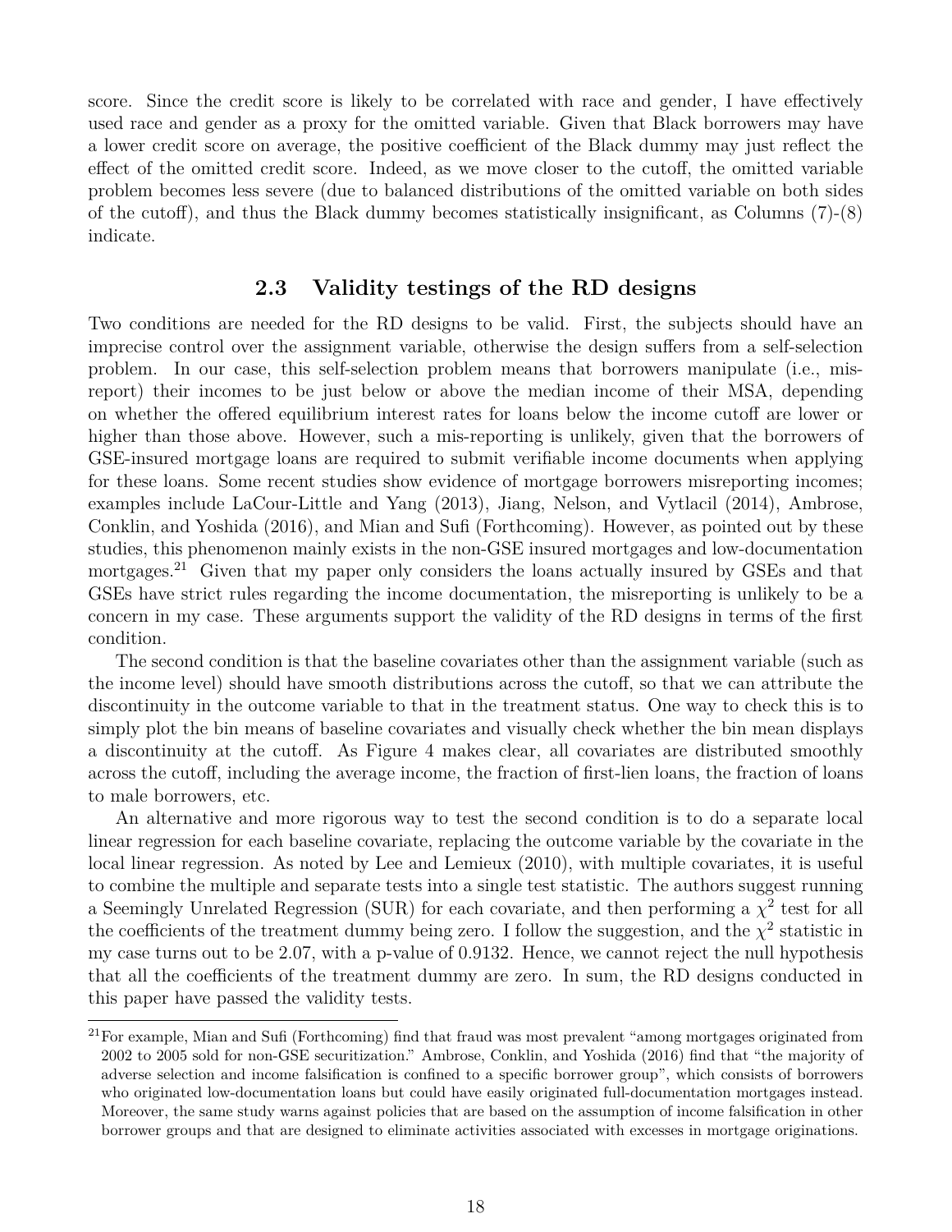score. Since the credit score is likely to be correlated with race and gender, I have effectively used race and gender as a proxy for the omitted variable. Given that Black borrowers may have a lower credit score on average, the positive coefficient of the Black dummy may just reflect the effect of the omitted credit score. Indeed, as we move closer to the cutoff, the omitted variable problem becomes less severe (due to balanced distributions of the omitted variable on both sides of the cutoff), and thus the Black dummy becomes statistically insignificant, as Columns (7)-(8) indicate.

## 2.3 Validity testings of the RD designs

Two conditions are needed for the RD designs to be valid. First, the subjects should have an imprecise control over the assignment variable, otherwise the design suffers from a self-selection problem. In our case, this self-selection problem means that borrowers manipulate (i.e., mis-report) their incomes to be just below or above the median income of their MSA, depending on whether the offered equilibrium interest rates for loans below the income cutoff are lower or higher than those above. However, such a mis-reporting is unlikely, given that the borrowers of GSE-insured mortgage loans are required to submit verifiable income documents when applying for these loans. Some recent studies show evidence of mortgage borrowers misreporting incomes; examples include LaCour-Little and Yang (2013), Jiang, Nelson, and Vytlacil (2014), Ambrose, Conklin, and Yoshida (2016), and Mian and Sufi (Forthcoming). However, as pointed out by these studies, this phenomenon mainly exists in the non-GSE insured mortgages and low-documentation mortgages.[21] Given that my paper only considers the loans actually insured by GSEs and that GSEs have strict rules regarding the income documentation, the misreporting is unlikely to be a concern in my case. These arguments support the validity of the RD designs in terms of the first condition.

The second condition is that the baseline covariates other than the assignment variable (such as the income level) should have smooth distributions across the cutoff, so that we can attribute the discontinuity in the outcome variable to that in the treatment status. One way to check this is to simply plot the bin means of baseline covariates and visually check whether the bin mean displays a discontinuity at the cutoff. As Figure 4 makes clear, all covariates are distributed smoothly across the cutoff, including the average income, the fraction of first-lien loans, the fraction of loans to male borrowers, etc.

An alternative and more rigorous way to test the second condition is to do a separate local linear regression for each baseline covariate, replacing the outcome variable by the covariate in the local linear regression. As noted by Lee and Lemieux (2010), with multiple covariates, it is useful to combine the multiple and separate tests into a single test statistic. The authors suggest running a Seemingly Unrelated Regression (SUR) for each covariate, and then performing a $\chi^2$ test for all the coefficients of the treatment dummy being zero. I follow the suggestion, and the $\chi^2$ statistic in my case turns out to be 2.07, with a p-value of 0.9132. Hence, we cannot reject the null hypothesis that all the coefficients of the treatment dummy are zero. In sum, the RD designs conducted in this paper have passed the validity tests.

[21] For example, Mian and Sufi (Forthcoming) find that fraud was most prevalent "among mortgages originated from 2002 to 2005 sold for non-GSE securitization." Ambrose, Conklin, and Yoshida (2016) find that "the majority of adverse selection and income falsification is confined to a specific borrower group", which consists of borrowers who originated low-documentation loans but could have easily originated full-documentation mortgages instead. Moreover, the same study warns against policies that are based on the assumption of income falsification in other borrower groups and that are designed to eliminate activities associated with excesses in mortgage originations.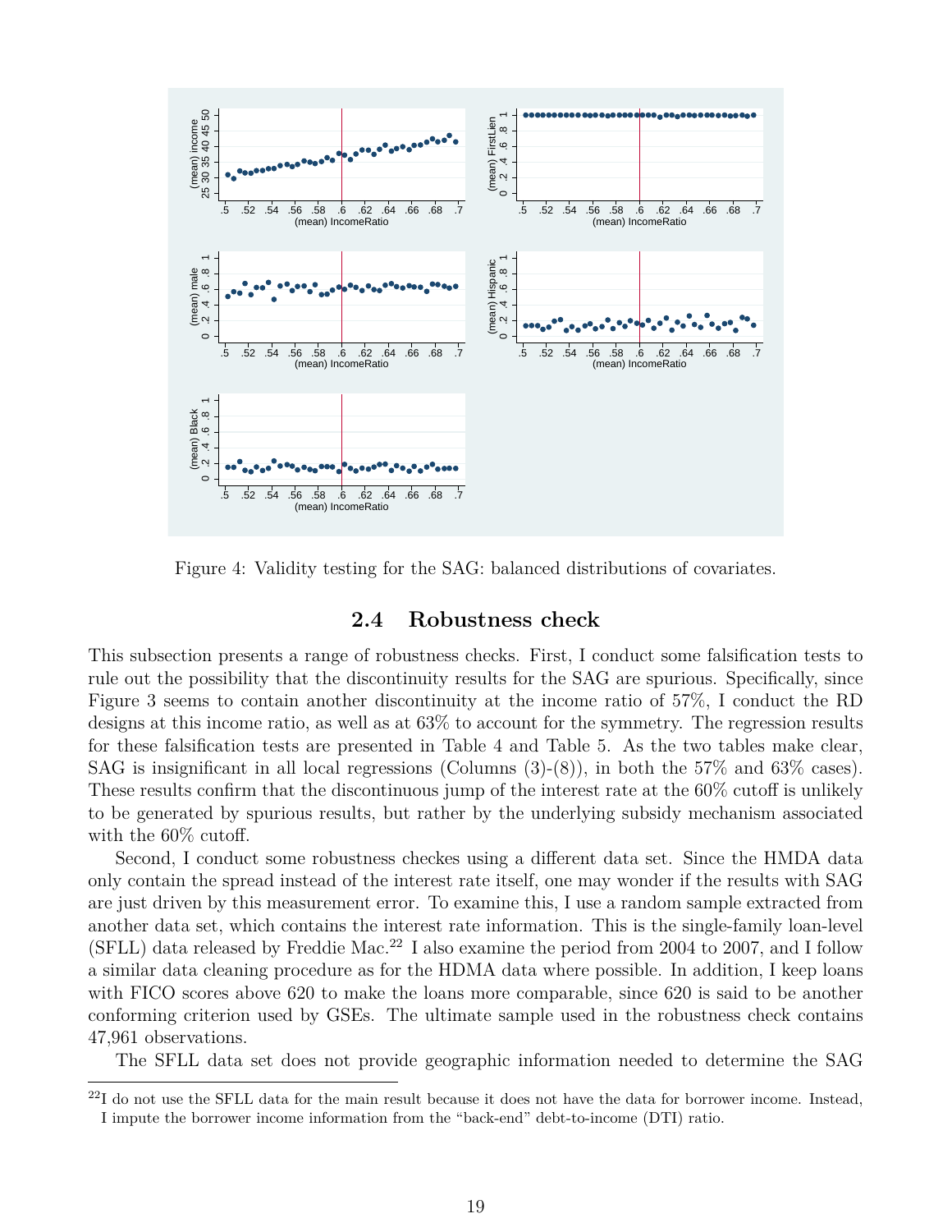Figure 4: Validity testing for the SAG: balanced distributions of covariates.

## 2.4 Robustness check

This subsection presents a range of robustness checks. First, I conduct some falsification tests to rule out the possibility that the discontinuity results for the SAG are spurious. Specifically, since Figure 3 seems to contain another discontinuity at the income ratio of 57%, I conduct the RD designs at this income ratio, as well as at 63% to account for the symmetry. The regression results for these falsification tests are presented in Table 4 and Table 5. As the two tables make clear, SAG is insignificant in all local regressions (Columns (3)-(8)), in both the 57% and 63% cases). These results confirm that the discontinuous jump of the interest rate at the 60% cutoff is unlikely to be generated by spurious results, but rather by the underlying subsidy mechanism associated with the 60% cutoff.

Second, I conduct some robustness checkes using a different data set. Since the HMDA data only contain the spread instead of the interest rate itself, one may wonder if the results with SAG are just driven by this measurement error. To examine this, I use a random sample extracted from another data set, which contains the interest rate information. This is the single-family loan-level (SFLL) data released by Freddie Mac.[22] I also examine the period from 2004 to 2007, and I follow a similar data cleaning procedure as for the HDMA data where possible. In addition, I keep loans with FICO scores above 620 to make the loans more comparable, since 620 is said to be another conforming criterion used by GSEs. The ultimate sample used in the robustness check contains 47,961 observations.

The SFLL data set does not provide geographic information needed to determine the SAG

[22] I do not use the SFLL data for the main result because it does not have the data for borrower income. Instead, I impute the borrower income information from the "back-end" debt-to-income (DTI) ratio.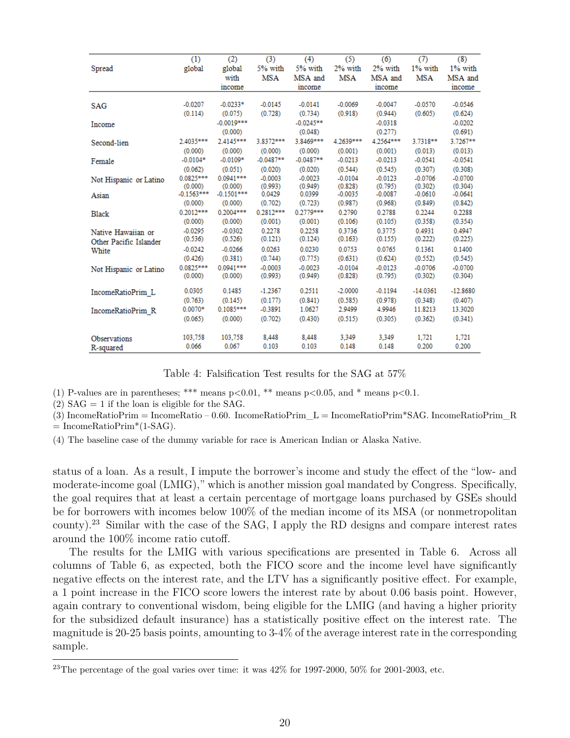| Spread | (1) global | (2) global with income | (3) 5% with MSA | (4) 5% with MSA and income | (5) 2% with MSA | (6) 2% with MSA and income | (7) 1% with MSA | (8) 1% with MSA and income |
|---|---|---|---|---|---|---|---|---|
| SAG | -0.0207 | -0.0233* | -0.0145 | -0.0141 | -0.0069 | -0.0047 | -0.0570 | -0.0546 |
| | (0.114) | (0.075) | (0.728) | (0.734) | (0.918) | (0.944) | (0.605) | (0.624) |
| Income | | -0.0019*** | | -0.0245** | | -0.0318 | | -0.0202 |
| | | (0.000) | | (0.048) | | (0.277) | | (0.691) |
| Second-lien | 2.4035*** | 2.4145*** | 3.8372*** | 3.8469*** | 4.2639*** | 4.2564*** | 3.7318** | 3.7267** |
| | (0.000) | (0.000) | (0.000) | (0.000) | (0.001) | (0.001) | (0.013) | (0.013) |
| Female | -0.0104* | -0.0109* | -0.0487** | -0.0487** | -0.0213 | -0.0213 | -0.0541 | -0.0541 |
| | (0.062) | (0.051) | (0.020) | (0.020) | (0.544) | (0.545) | (0.307) | (0.308) |
| Not Hispanic or Latino | 0.0825*** | 0.0941*** | -0.0003 | -0.0023 | -0.0104 | -0.0123 | -0.0706 | -0.0700 |
| | (0.000) | (0.000) | (0.993) | (0.949) | (0.828) | (0.795) | (0.302) | (0.304) |
| Asian | -0.1563*** | -0.1501*** | 0.0429 | 0.0399 | -0.0035 | -0.0087 | -0.0610 | -0.0641 |
| | (0.000) | (0.000) | (0.702) | (0.723) | (0.987) | (0.968) | (0.849) | (0.842) |
| Black | 0.2012*** | 0.2004*** | 0.2812*** | 0.2779*** | 0.2790 | 0.2788 | 0.2244 | 0.2288 |
| | (0.000) | (0.000) | (0.001) | (0.001) | (0.106) | (0.105) | (0.358) | (0.354) |
| Native Hawaiian or Other Pacific Islander | -0.0295 | -0.0302 | 0.2278 | 0.2258 | 0.3736 | 0.3775 | 0.4931 | 0.4947 |
| | (0.536) | (0.526) | (0.121) | (0.124) | (0.163) | (0.155) | (0.222) | (0.225) |
| White | -0.0242 | -0.0266 | 0.0263 | 0.0230 | 0.0753 | 0.0765 | 0.1361 | 0.1400 |
| | (0.426) | (0.381) | (0.744) | (0.775) | (0.631) | (0.624) | (0.552) | (0.545) |
| Not Hispanic or Latino | 0.0825*** | 0.0941*** | -0.0003 | -0.0023 | -0.0104 | -0.0123 | -0.0706 | -0.0700 |
| | (0.000) | (0.000) | (0.993) | (0.949) | (0.828) | (0.795) | (0.302) | (0.304) |
| IncomeRatioPrim_L | 0.0305 | 0.1485 | -1.2367 | 0.2511 | -2.0000 | -0.1194 | -14.0361 | -12.8680 |
| | (0.763) | (0.145) | (0.177) | (0.841) | (0.585) | (0.978) | (0.348) | (0.407) |
| IncomeRatioPrim_R | 0.0070* | 0.1085*** | -0.3891 | 1.0627 | 2.9499 | 4.9946 | 11.8213 | 13.3020 |
| | (0.065) | (0.000) | (0.702) | (0.430) | (0.515) | (0.305) | (0.362) | (0.341) |
| Observations | 103,758 | 103,758 | 8,448 | 8,448 | 3,349 | 3,349 | 1,721 | 1,721 |
| R-squared | 0.066 | 0.067 | 0.103 | 0.103 | 0.148 | 0.148 | 0.200 | 0.200 |

Table 4: Falsification Test results for the SAG at 57%

(1) P-values are in parentheses; *** means $p<0.01$, ** means $p<0.05$, and * means $p<0.1$.

(2) SAG = 1 if the loan is eligible for the SAG.

(3) IncomeRatioPrim = IncomeRatio – 0.60. IncomeRatioPrim_L = IncomeRatioPrim*SAG. IncomeRatioPrim_R = IncomeRatioPrim*(1-SAG).

(4) The baseline case of the dummy variable for race is American Indian or Alaska Native.

status of a loan. As a result, I impute the borrower's income and study the effect of the "low- and moderate-income goal (LMIG)," which is another mission goal mandated by Congress. Specifically, the goal requires that at least a certain percentage of mortgage loans purchased by GSEs should be for borrowers with incomes below 100% of the median income of its MSA (or nonmetropolitan county).[23] Similar with the case of the SAG, I apply the RD designs and compare interest rates around the 100% income ratio cutoff.

The results for the LMIG with various specifications are presented in Table 6. Across all columns of Table 6, as expected, both the FICO score and the income level have significantly negative effects on the interest rate, and the LTV has a significantly positive effect. For example, a 1 point increase in the FICO score lowers the interest rate by about 0.06 basis point. However, again contrary to conventional wisdom, being eligible for the LMIG (and having a higher priority for the subsidized default insurance) has a statistically positive effect on the interest rate. The magnitude is 20-25 basis points, amounting to 3-4% of the average interest rate in the corresponding sample.

[23] The percentage of the goal varies over time: it was 42% for 1997-2000, 50% for 2001-2003, etc.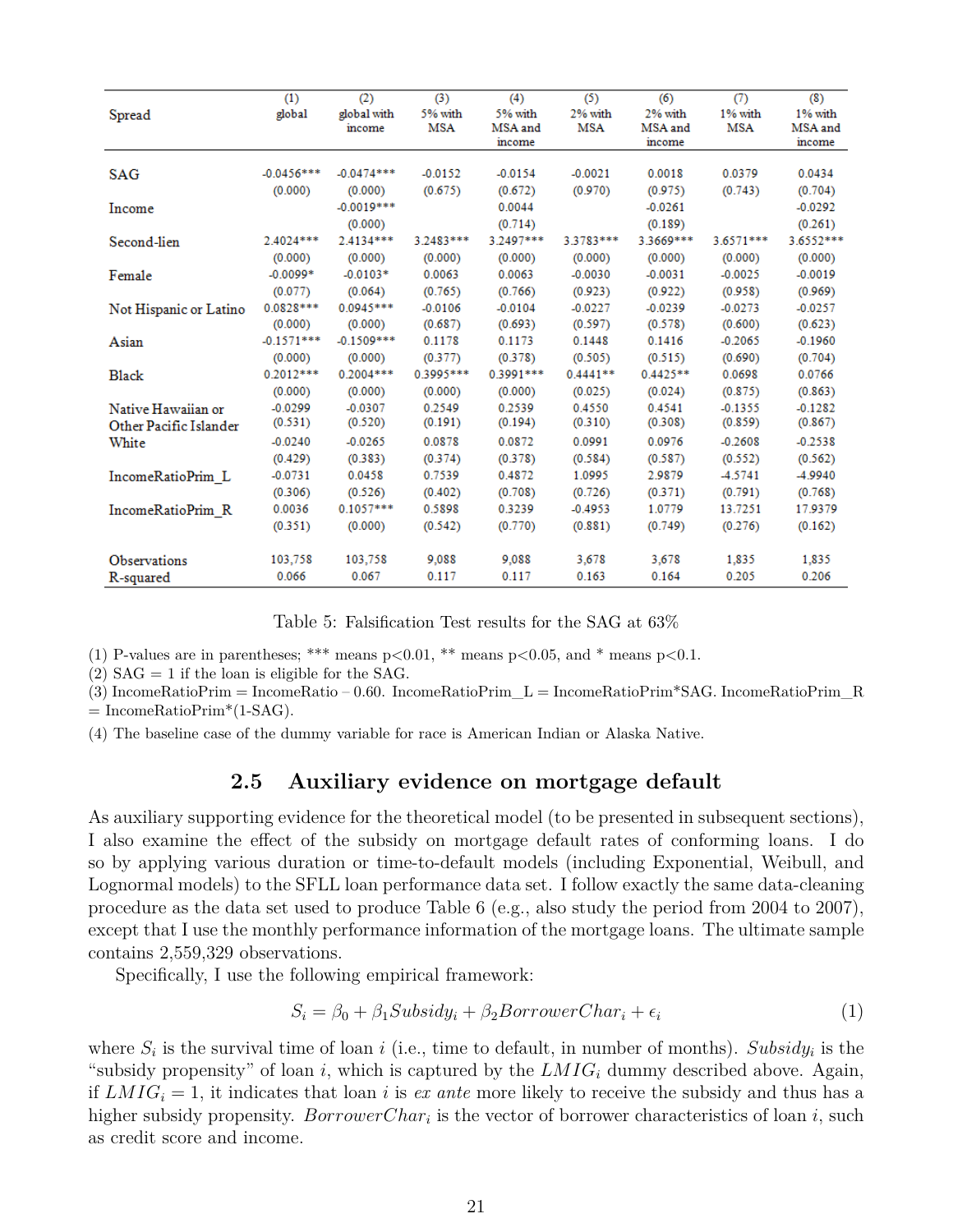| Spread | (1) global | (2) global with income | (3) 5% with MSA | (4) 5% with MSA and income | (5) 2% with MSA | (6) 2% with MSA and income | (7) 1% with MSA | (8) 1% with MSA and income |
|---|---|---|---|---|---|---|---|---|
| SAG | -0.0456*** | -0.0474*** | -0.0152 | -0.0154 | -0.0021 | 0.0018 | 0.0379 | 0.0434 |
| | (0.000) | (0.000) | (0.675) | (0.672) | (0.970) | (0.975) | (0.743) | (0.704) |
| Income | | -0.0019*** | | 0.0044 | | -0.0261 | | -0.0292 |
| | | (0.000) | | (0.714) | | (0.189) | | (0.261) |
| Second-lien | 2.4024*** | 2.4134*** | 3.2483*** | 3.2497*** | 3.3783*** | 3.3669*** | 3.6571*** | 3.6552*** |
| | (0.000) | (0.000) | (0.000) | (0.000) | (0.000) | (0.000) | (0.000) | (0.000) |
| Female | -0.0099* | -0.0103* | 0.0063 | 0.0063 | -0.0030 | -0.0031 | -0.0025 | -0.0019 |
| | (0.077) | (0.064) | (0.765) | (0.766) | (0.923) | (0.922) | (0.958) | (0.969) |
| Not Hispanic or Latino | 0.0828*** | 0.0945*** | -0.0106 | -0.0104 | -0.0227 | -0.0239 | -0.0273 | -0.0257 |
| | (0.000) | (0.000) | (0.687) | (0.693) | (0.597) | (0.578) | (0.600) | (0.623) |
| Asian | -0.1571*** | -0.1509*** | 0.1178 | 0.1173 | 0.1448 | 0.1416 | -0.2065 | -0.1960 |
| | (0.000) | (0.000) | (0.377) | (0.378) | (0.505) | (0.515) | (0.690) | (0.704) |
| Black | 0.2012*** | 0.2004*** | 0.3995*** | 0.3991*** | 0.4441** | 0.4425** | 0.0698 | 0.0766 |
| | (0.000) | (0.000) | (0.000) | (0.000) | (0.025) | (0.024) | (0.875) | (0.863) |
| Native Hawaiian or Other Pacific Islander | -0.0299 | -0.0307 | 0.2549 | 0.2539 | 0.4550 | 0.4541 | -0.1355 | -0.1282 |
| | (0.531) | (0.520) | (0.191) | (0.194) | (0.310) | (0.308) | (0.859) | (0.867) |
| White | -0.0240 | -0.0265 | 0.0878 | 0.0872 | 0.0991 | 0.0976 | -0.2608 | -0.2538 |
| | (0.429) | (0.383) | (0.374) | (0.378) | (0.584) | (0.587) | (0.552) | (0.562) |
| IncomeRatioPrim_L | -0.0731 | 0.0458 | 0.7539 | 0.4872 | 1.0995 | 2.9879 | -4.5741 | -4.9940 |
| | (0.306) | (0.526) | (0.402) | (0.708) | (0.726) | (0.371) | (0.791) | (0.768) |
| IncomeRatioPrim_R | 0.0036 | 0.1057*** | 0.5898 | 0.3239 | -0.4953 | 1.0779 | 13.7251 | 17.9379 |
| | (0.351) | (0.000) | (0.542) | (0.770) | (0.881) | (0.749) | (0.276) | (0.162) |
| Observations | 103,758 | 103,758 | 9,088 | 9,088 | 3,678 | 3,678 | 1,835 | 1,835 |
| R-squared | 0.066 | 0.067 | 0.117 | 0.117 | 0.163 | 0.164 | 0.205 | 0.206 |

Table 5: Falsification Test results for the SAG at 63%

(1) P-values are in parentheses; *** means p<0.01, ** means p<0.05, and * means p<0.1.

(2) SAG = 1 if the loan is eligible for the SAG.

(3) IncomeRatioPrim = IncomeRatio – 0.60. IncomeRatioPrim_L = IncomeRatioPrim*SAG. IncomeRatioPrim_R = IncomeRatioPrim*(1-SAG).

(4) The baseline case of the dummy variable for race is American Indian or Alaska Native.

## 2.5 Auxiliary evidence on mortgage default

As auxiliary supporting evidence for the theoretical model (to be presented in subsequent sections), I also examine the effect of the subsidy on mortgage default rates of conforming loans. I do so by applying various duration or time-to-default models (including Exponential, Weibull, and Lognormal models) to the SFLL loan performance data set. I follow exactly the same data-cleaning procedure as the data set used to produce Table 6 (e.g., also study the period from 2004 to 2007), except that I use the monthly performance information of the mortgage loans. The ultimate sample contains 2,559,329 observations.

Specifically, I use the following empirical framework:

$$S_i = \beta_0 + \beta_1 Subsidy_i + \beta_2 BorrowerChar_i + \epsilon_i \tag{1}$$

where $S_i$ is the survival time of loan $i$ (i.e., time to default, in number of months). $Subsidy_i$ is the "subsidy propensity" of loan $i$, which is captured by the $LMIG_i$ dummy described above. Again, if $LMIG_i = 1$, it indicates that loan $i$ is *ex ante* more likely to receive the subsidy and thus has a higher subsidy propensity. $BorrowerChar_i$ is the vector of borrower characteristics of loan $i$, such as credit score and income.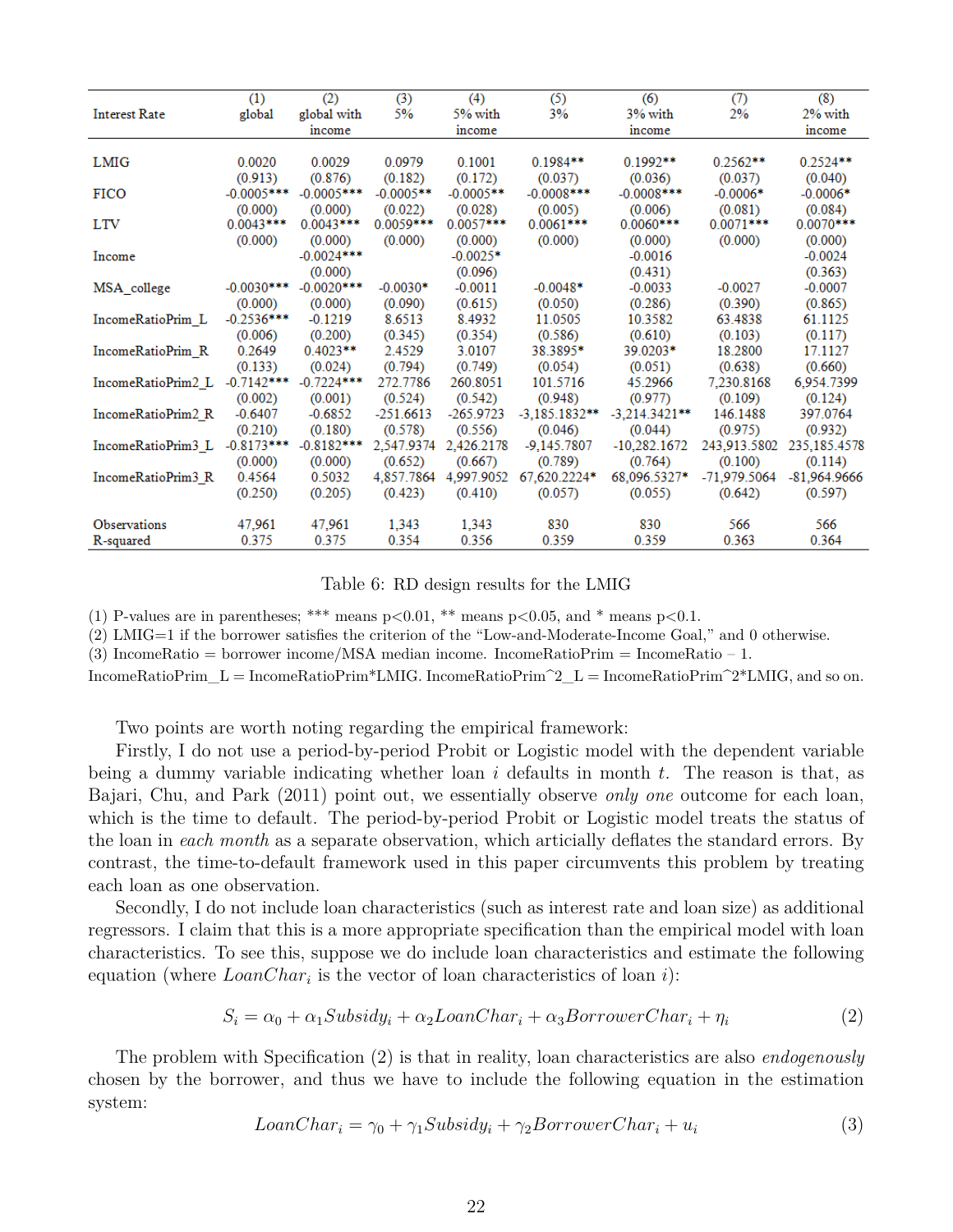| Interest Rate | (1) global | (2) global with income | (3) 5% | (4) 5% with income | (5) 3% | (6) 3% with income | (7) 2% | (8) 2% with income |
|---|---|---|---|---|---|---|---|---|
| LMIG | 0.0020 | 0.0029 | 0.0979 | 0.1001 | 0.1984** | 0.1992** | 0.2562** | 0.2524** |
| | (0.913) | (0.876) | (0.182) | (0.172) | (0.037) | (0.036) | (0.037) | (0.040) |
| FICO | -0.0005*** | -0.0005*** | -0.0005** | -0.0005** | -0.0008*** | -0.0008*** | -0.0006* | -0.0006* |
| | (0.000) | (0.000) | (0.022) | (0.028) | (0.005) | (0.006) | (0.081) | (0.084) |
| LTV | 0.0043*** | 0.0043*** | 0.0059*** | 0.0057*** | 0.0061*** | 0.0060*** | 0.0071*** | 0.0070*** |
| | (0.000) | (0.000) | (0.000) | (0.000) | (0.000) | (0.000) | (0.000) | (0.000) |
| Income | | -0.0024*** | | -0.0025* | | -0.0016 | | -0.0024 |
| | | (0.000) | | (0.096) | | (0.431) | | (0.363) |
| MSA_college | -0.0030*** | -0.0020*** | -0.0030* | -0.0011 | -0.0048* | -0.0033 | -0.0027 | -0.0007 |
| | (0.000) | (0.000) | (0.090) | (0.615) | (0.050) | (0.286) | (0.390) | (0.865) |
| IncomeRatioPrim_L | -0.2536*** | -0.1219 | 8.6513 | 8.4932 | 11.0505 | 10.3582 | 63.4838 | 61.1125 |
| | (0.006) | (0.200) | (0.345) | (0.354) | (0.586) | (0.610) | (0.103) | (0.117) |
| IncomeRatioPrim_R | 0.2649 | 0.4023** | 2.4529 | 3.0107 | 38.3895* | 39.0203* | 18.2800 | 17.1127 |
| | (0.133) | (0.024) | (0.794) | (0.749) | (0.054) | (0.051) | (0.638) | (0.660) |
| IncomeRatioPrim2_L | -0.7142*** | -0.7224*** | 272.7786 | 260.8051 | 101.5716 | 45.2966 | 7,230.8168 | 6,954.7399 |
| | (0.002) | (0.001) | (0.524) | (0.542) | (0.948) | (0.977) | (0.109) | (0.124) |
| IncomeRatioPrim2_R | -0.6407 | -0.6852 | -251.6613 | -265.9723 | -3,185.1832** | -3,214.3421** | 146.1488 | 397.0764 |
| | (0.210) | (0.180) | (0.578) | (0.556) | (0.046) | (0.044) | (0.975) | (0.932) |
| IncomeRatioPrim3_L | -0.8173*** | -0.8182*** | 2,547.9374 | 2,426.2178 | -9,145.7807 | -10,282.1672 | 243,913.5802 | 235,185.4578 |
| | (0.000) | (0.000) | (0.652) | (0.667) | (0.789) | (0.764) | (0.100) | (0.114) |
| IncomeRatioPrim3_R | 0.4564 | 0.5032 | 4,857.7864 | 4,997.9052 | 67,620.2224* | 68,096.5327* | -71,979.5064 | -81,964.9666 |
| | (0.250) | (0.205) | (0.423) | (0.410) | (0.057) | (0.055) | (0.642) | (0.597) |
| Observations | 47,961 | 47,961 | 1,343 | 1,343 | 830 | 830 | 566 | 566 |
| R-squared | 0.375 | 0.375 | 0.354 | 0.356 | 0.359 | 0.359 | 0.363 | 0.364 |

Table 6: RD design results for the LMIG

(1) P-values are in parentheses; *** means p<0.01, ** means p<0.05, and * means p<0.1.
(2) LMIG=1 if the borrower satisfies the criterion of the "Low-and-Moderate-Income Goal," and 0 otherwise.
(3) IncomeRatio = borrower income/MSA median income. IncomeRatioPrim = IncomeRatio – 1.
IncomeRatioPrim_L = IncomeRatioPrim*LMIG. IncomeRatioPrim^2_L = IncomeRatioPrim^2*LMIG, and so on.

Two points are worth noting regarding the empirical framework:

Firstly, I do not use a period-by-period Probit or Logistic model with the dependent variable being a dummy variable indicating whether loan $i$ defaults in month $t$. The reason is that, as Bajari, Chu, and Park (2011) point out, we essentially observe *only one* outcome for each loan, which is the time to default. The period-by-period Probit or Logistic model treats the status of the loan in *each month* as a separate observation, which articially deflates the standard errors. By contrast, the time-to-default framework used in this paper circumvents this problem by treating each loan as one observation.

Secondly, I do not include loan characteristics (such as interest rate and loan size) as additional regressors. I claim that this is a more appropriate specification than the empirical model with loan characteristics. To see this, suppose we do include loan characteristics and estimate the following equation (where $LoanChar_i$ is the vector of loan characteristics of loan $i$):

$$S_i = \alpha_0 + \alpha_1 Subsidy_i + \alpha_2 LoanChar_i + \alpha_3 BorrowerChar_i + \eta_i \tag{2}$$

The problem with Specification (2) is that in reality, loan characteristics are also *endogenously* chosen by the borrower, and thus we have to include the following equation in the estimation system:

$$LoanChar_i = \gamma_0 + \gamma_1 Subsidy_i + \gamma_2 BorrowerChar_i + u_i \tag{3}$$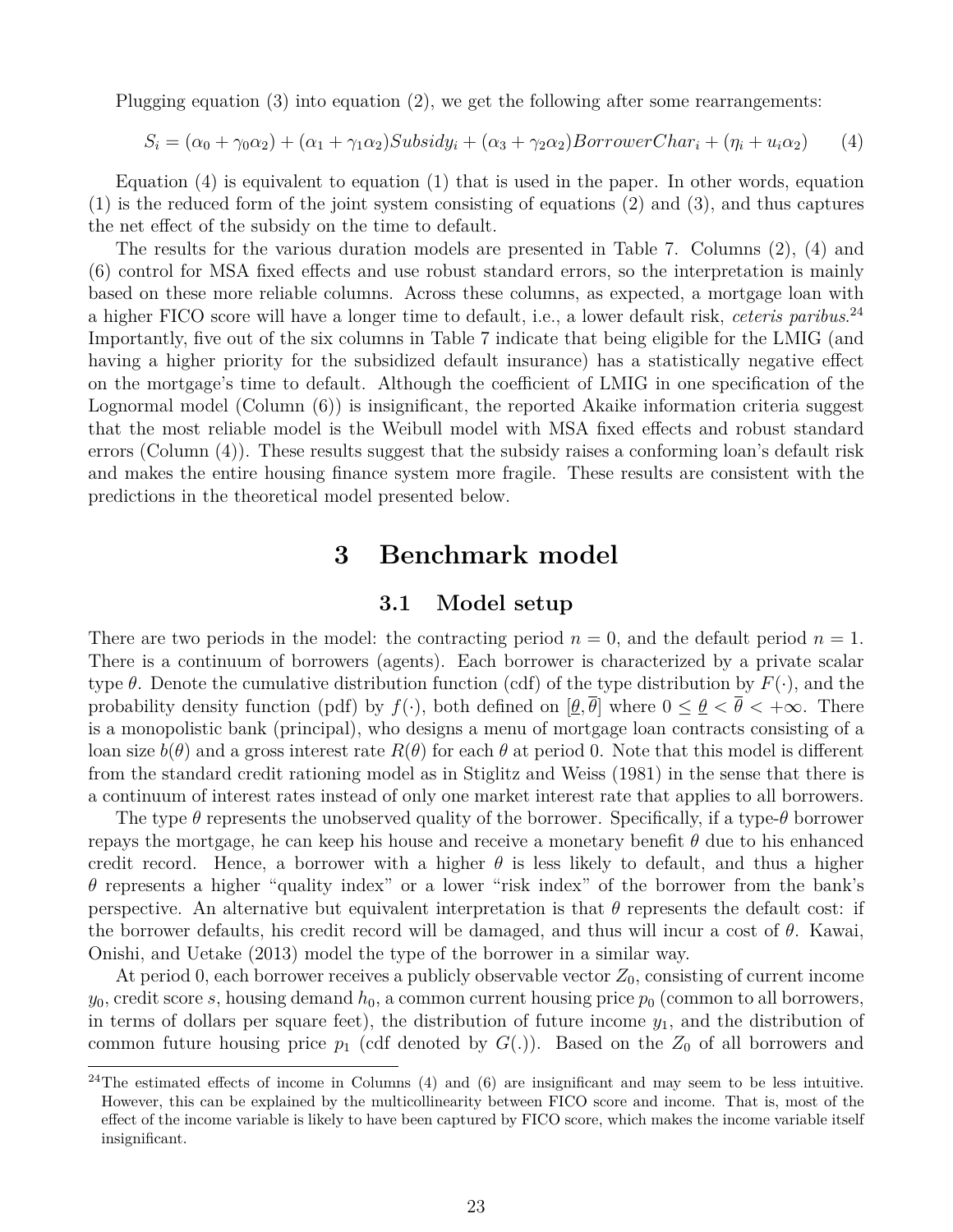Plugging equation (3) into equation (2), we get the following after some rearrangements:

$$S_i = (\alpha_0 + \gamma_0\alpha_2) + (\alpha_1 + \gamma_1\alpha_2)Subsidy_i + (\alpha_3 + \gamma_2\alpha_2)BorrowerChar_i + (\eta_i + u_i\alpha_2) \tag{4}$$

Equation (4) is equivalent to equation (1) that is used in the paper. In other words, equation (1) is the reduced form of the joint system consisting of equations (2) and (3), and thus captures the net effect of the subsidy on the time to default.

The results for the various duration models are presented in Table 7. Columns (2), (4) and (6) control for MSA fixed effects and use robust standard errors, so the interpretation is mainly based on these more reliable columns. Across these columns, as expected, a mortgage loan with a higher FICO score will have a longer time to default, i.e., a lower default risk, *ceteris paribus*.[24] Importantly, five out of the six columns in Table 7 indicate that being eligible for the LMIG (and having a higher priority for the subsidized default insurance) has a statistically negative effect on the mortgage's time to default. Although the coefficient of LMIG in one specification of the Lognormal model (Column (6)) is insignificant, the reported Akaike information criteria suggest that the most reliable model is the Weibull model with MSA fixed effects and robust standard errors (Column (4)). These results suggest that the subsidy raises a conforming loan's default risk and makes the entire housing finance system more fragile. These results are consistent with the predictions in the theoretical model presented below.

# 3 Benchmark model

## 3.1 Model setup

There are two periods in the model: the contracting period $n = 0$, and the default period $n = 1$. There is a continuum of borrowers (agents). Each borrower is characterized by a private scalar type $\theta$. Denote the cumulative distribution function (cdf) of the type distribution by $F(\cdot)$, and the probability density function (pdf) by $f(\cdot)$, both defined on $[\underline{\theta}, \overline{\theta}]$ where $0 \leq \underline{\theta} < \overline{\theta} < +\infty$. There is a monopolistic bank (principal), who designs a menu of mortgage loan contracts consisting of a loan size $b(\theta)$ and a gross interest rate $R(\theta)$ for each $\theta$ at period 0. Note that this model is different from the standard credit rationing model as in Stiglitz and Weiss (1981) in the sense that there is a continuum of interest rates instead of only one market interest rate that applies to all borrowers.

The type $\theta$ represents the unobserved quality of the borrower. Specifically, if a type-$\theta$ borrower repays the mortgage, he can keep his house and receive a monetary benefit $\theta$ due to his enhanced credit record. Hence, a borrower with a higher $\theta$ is less likely to default, and thus a higher $\theta$ represents a higher "quality index" or a lower "risk index" of the borrower from the bank's perspective. An alternative but equivalent interpretation is that $\theta$ represents the default cost: if the borrower defaults, his credit record will be damaged, and thus will incur a cost of $\theta$. Kawai, Onishi, and Uetake (2013) model the type of the borrower in a similar way.

At period 0, each borrower receives a publicly observable vector $Z_0$, consisting of current income $y_0$, credit score $s$, housing demand $h_0$, a common current housing price $p_0$ (common to all borrowers, in terms of dollars per square feet), the distribution of future income $y_1$, and the distribution of common future housing price $p_1$ (cdf denoted by $G(.)$). Based on the $Z_0$ of all borrowers and

[24] The estimated effects of income in Columns (4) and (6) are insignificant and may seem to be less intuitive. However, this can be explained by the multicollinearity between FICO score and income. That is, most of the effect of the income variable is likely to have been captured by FICO score, which makes the income variable itself insignificant.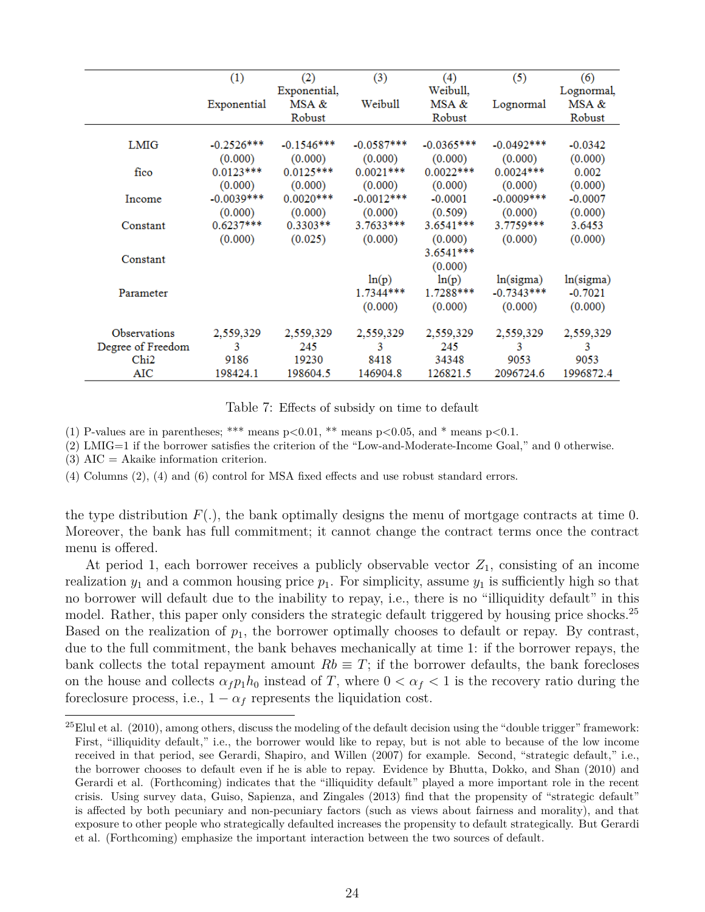| | (1) Exponential | (2) Exponential, MSA & Robust | (3) Weibull | (4) Weibull, MSA & Robust | (5) Lognormal | (6) Lognormal, MSA & Robust |
|---|---|---|---|---|---|---|
| LMIG | -0.2526*** | -0.1546*** | -0.0587*** | -0.0365*** | -0.0492*** | -0.0342 |
| | (0.000) | (0.000) | (0.000) | (0.000) | (0.000) | (0.000) |
| fico | 0.0123*** | 0.0125*** | 0.0021*** | 0.0022*** | 0.0024*** | 0.002 |
| | (0.000) | (0.000) | (0.000) | (0.000) | (0.000) | (0.000) |
| Income | -0.0039*** | 0.0020*** | -0.0012*** | -0.0001 | -0.0009*** | -0.0007 |
| | (0.000) | (0.000) | (0.000) | (0.509) | (0.000) | (0.000) |
| Constant | 0.6237*** | 0.3303** | 3.7633*** | 3.6541*** | 3.7759*** | 3.6453 |
| | (0.000) | (0.025) | (0.000) | (0.000) | (0.000) | (0.000) |
| Constant | | | | 3.6541*** | | |
| | | | | (0.000) | | |
| Parameter | | | ln(p) | ln(p) | ln(sigma) | ln(sigma) |
| | | | 1.7344*** | 1.7288*** | -0.7343*** | -0.7021 |
| | | | (0.000) | (0.000) | (0.000) | (0.000) |
| Observations | 2,559,329 | 2,559,329 | 2,559,329 | 2,559,329 | 2,559,329 | 2,559,329 |
| Degree of Freedom | 3 | 245 | 3 | 245 | 3 | 3 |
| Chi2 | 9186 | 19230 | 8418 | 34348 | 9053 | 9053 |
| AIC | 198424.1 | 198604.5 | 146904.8 | 126821.5 | 2096724.6 | 1996872.4 |

Table 7: Effects of subsidy on time to default

(1) P-values are in parentheses; *** means p<0.01, ** means p<0.05, and * means p<0.1.
(2) LMIG=1 if the borrower satisfies the criterion of the "Low-and-Moderate-Income Goal," and 0 otherwise.
(3) AIC = Akaike information criterion.
(4) Columns (2), (4) and (6) control for MSA fixed effects and use robust standard errors.

the type distribution $F(.)$, the bank optimally designs the menu of mortgage contracts at time 0. Moreover, the bank has full commitment; it cannot change the contract terms once the contract menu is offered.

At period 1, each borrower receives a publicly observable vector $Z_1$, consisting of an income realization $y_1$ and a common housing price $p_1$. For simplicity, assume $y_1$ is sufficiently high so that no borrower will default due to the inability to repay, i.e., there is no "illiquidity default" in this model. Rather, this paper only considers the strategic default triggered by housing price shocks.[25] Based on the realization of $p_1$, the borrower optimally chooses to default or repay. By contrast, due to the full commitment, the bank behaves mechanically at time 1: if the borrower repays, the bank collects the total repayment amount $Rb \equiv T$; if the borrower defaults, the bank forecloses on the house and collects $\alpha_f p_1 h_0$ instead of $T$, where $0 < \alpha_f < 1$ is the recovery ratio during the foreclosure process, i.e., $1 - \alpha_f$ represents the liquidation cost.

[25] Elul et al. (2010), among others, discuss the modeling of the default decision using the "double trigger" framework: First, "illiquidity default," i.e., the borrower would like to repay, but is not able to because of the low income received in that period, see Gerardi, Shapiro, and Willen (2007) for example. Second, "strategic default," i.e., the borrower chooses to default even if he is able to repay. Evidence by Bhutta, Dokko, and Shan (2010) and Gerardi et al. (Forthcoming) indicates that the "illiquidity default" played a more important role in the recent crisis. Using survey data, Guiso, Sapienza, and Zingales (2013) find that the propensity of "strategic default" is affected by both pecuniary and non-pecuniary factors (such as views about fairness and morality), and that exposure to other people who strategically defaulted increases the propensity to default strategically. But Gerardi et al. (Forthcoming) emphasize the important interaction between the two sources of default.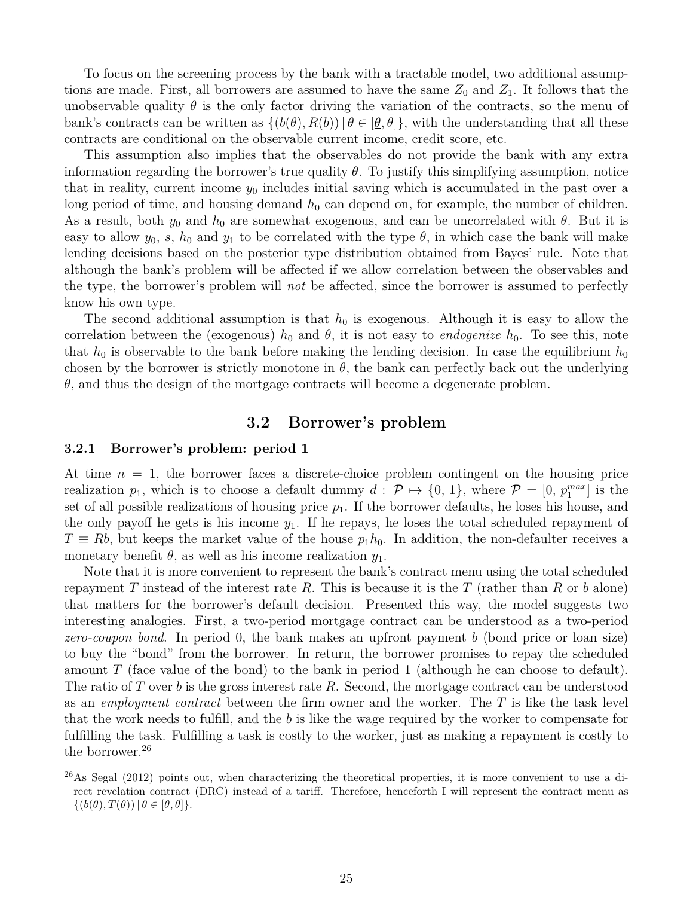To focus on the screening process by the bank with a tractable model, two additional assumptions are made. First, all borrowers are assumed to have the same $Z_0$ and $Z_1$. It follows that the unobservable quality $\theta$ is the only factor driving the variation of the contracts, so the menu of bank's contracts can be written as $\{(b(\theta), R(b)) \,|\, \theta \in [\underline{\theta}, \bar{\theta}]\}$, with the understanding that all these contracts are conditional on the observable current income, credit score, etc.

This assumption also implies that the observables do not provide the bank with any extra information regarding the borrower's true quality $\theta$. To justify this simplifying assumption, notice that in reality, current income $y_0$ includes initial saving which is accumulated in the past over a long period of time, and housing demand $h_0$ can depend on, for example, the number of children. As a result, both $y_0$ and $h_0$ are somewhat exogenous, and can be uncorrelated with $\theta$. But it is easy to allow $y_0$, $s$, $h_0$ and $y_1$ to be correlated with the type $\theta$, in which case the bank will make lending decisions based on the posterior type distribution obtained from Bayes' rule. Note that although the bank's problem will be affected if we allow correlation between the observables and the type, the borrower's problem will *not* be affected, since the borrower is assumed to perfectly know his own type.

The second additional assumption is that $h_0$ is exogenous. Although it is easy to allow the correlation between the (exogenous) $h_0$ and $\theta$, it is not easy to *endogenize* $h_0$. To see this, note that $h_0$ is observable to the bank before making the lending decision. In case the equilibrium $h_0$ chosen by the borrower is strictly monotone in $\theta$, the bank can perfectly back out the underlying $\theta$, and thus the design of the mortgage contracts will become a degenerate problem.

## 3.2 Borrower's problem

### 3.2.1 Borrower's problem: period 1

At time $n = 1$, the borrower faces a discrete-choice problem contingent on the housing price realization $p_1$, which is to choose a default dummy $d : \mathcal{P} \mapsto \{0, 1\}$, where $\mathcal{P} = [0, p_1^{max}]$ is the set of all possible realizations of housing price $p_1$. If the borrower defaults, he loses his house, and the only payoff he gets is his income $y_1$. If he repays, he loses the total scheduled repayment of $T \equiv Rb$, but keeps the market value of the house $p_1 h_0$. In addition, the non-defaulter receives a monetary benefit $\theta$, as well as his income realization $y_1$.

Note that it is more convenient to represent the bank's contract menu using the total scheduled repayment $T$ instead of the interest rate $R$. This is because it is the $T$ (rather than $R$ or $b$ alone) that matters for the borrower's default decision. Presented this way, the model suggests two interesting analogies. First, a two-period mortgage contract can be understood as a two-period *zero-coupon bond*. In period 0, the bank makes an upfront payment $b$ (bond price or loan size) to buy the "bond" from the borrower. In return, the borrower promises to repay the scheduled amount $T$ (face value of the bond) to the bank in period 1 (although he can choose to default). The ratio of $T$ over $b$ is the gross interest rate $R$. Second, the mortgage contract can be understood as an *employment contract* between the firm owner and the worker. The $T$ is like the task level that the work needs to fulfill, and the $b$ is like the wage required by the worker to compensate for fulfilling the task. Fulfilling a task is costly to the worker, just as making a repayment is costly to the borrower.[26]

[26] As Segal (2012) points out, when characterizing the theoretical properties, it is more convenient to use a direct revelation contract (DRC) instead of a tariff. Therefore, henceforth I will represent the contract menu as $\{(b(\theta), T(\theta)) \,|\, \theta \in [\underline{\theta}, \bar{\theta}]\}$.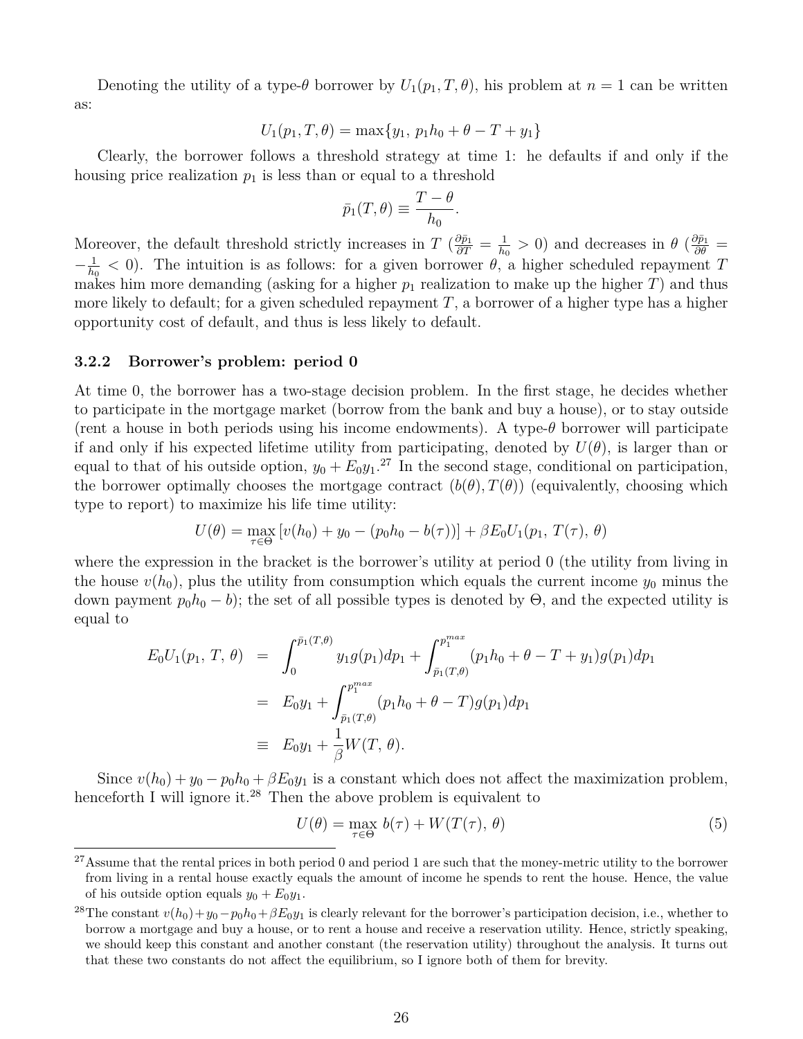Denoting the utility of a type-$\theta$ borrower by $U_1(p_1, T, \theta)$, his problem at $n = 1$ can be written as:

$$U_1(p_1, T, \theta) = \max\{y_1,\, p_1 h_0 + \theta - T + y_1\}$$

Clearly, the borrower follows a threshold strategy at time 1: he defaults if and only if the housing price realization $p_1$ is less than or equal to a threshold

$$\bar{p}_1(T, \theta) \equiv \frac{T - \theta}{h_0}.$$

Moreover, the default threshold strictly increases in $T$ ($\frac{\partial \bar{p}_1}{\partial T} = \frac{1}{h_0} > 0$) and decreases in $\theta$ ($\frac{\partial \bar{p}_1}{\partial \theta} = -\frac{1}{h_0} < 0$). The intuition is as follows: for a given borrower $\theta$, a higher scheduled repayment $T$ makes him more demanding (asking for a higher $p_1$ realization to make up the higher $T$) and thus more likely to default; for a given scheduled repayment $T$, a borrower of a higher type has a higher opportunity cost of default, and thus is less likely to default.

### 3.2.2 Borrower's problem: period 0

At time 0, the borrower has a two-stage decision problem. In the first stage, he decides whether to participate in the mortgage market (borrow from the bank and buy a house), or to stay outside (rent a house in both periods using his income endowments). A type-$\theta$ borrower will participate if and only if his expected lifetime utility from participating, denoted by $U(\theta)$, is larger than or equal to that of his outside option, $y_0 + E_0 y_1$.[27] In the second stage, conditional on participation, the borrower optimally chooses the mortgage contract $(b(\theta), T(\theta))$ (equivalently, choosing which type to report) to maximize his life time utility:

$$U(\theta) = \max_{\tau \in \Theta} \left[v(h_0) + y_0 - (p_0 h_0 - b(\tau))\right] + \beta E_0 U_1(p_1,\, T(\tau),\, \theta)$$

where the expression in the bracket is the borrower's utility at period 0 (the utility from living in the house $v(h_0)$, plus the utility from consumption which equals the current income $y_0$ minus the down payment $p_0 h_0 - b$); the set of all possible types is denoted by $\Theta$, and the expected utility is equal to

$$\begin{aligned}
E_0 U_1(p_1,\, T,\, \theta) &= \int_0^{\bar{p}_1(T,\theta)} y_1 g(p_1) dp_1 + \int_{\bar{p}_1(T,\theta)}^{p_1^{max}} (p_1 h_0 + \theta - T + y_1) g(p_1) dp_1 \\
&= E_0 y_1 + \int_{\bar{p}_1(T,\theta)}^{p_1^{max}} (p_1 h_0 + \theta - T) g(p_1) dp_1 \\
&\equiv E_0 y_1 + \frac{1}{\beta} W(T,\, \theta).
\end{aligned}$$

Since $v(h_0) + y_0 - p_0 h_0 + \beta E_0 y_1$ is a constant which does not affect the maximization problem, henceforth I will ignore it.[28] Then the above problem is equivalent to

$$U(\theta) = \max_{\tau \in \Theta} b(\tau) + W(T(\tau),\, \theta) \tag{5}$$

[27] Assume that the rental prices in both period 0 and period 1 are such that the money-metric utility to the borrower from living in a rental house exactly equals the amount of income he spends to rent the house. Hence, the value of his outside option equals $y_0 + E_0 y_1$.

[28] The constant $v(h_0) + y_0 - p_0 h_0 + \beta E_0 y_1$ is clearly relevant for the borrower's participation decision, i.e., whether to borrow a mortgage and buy a house, or to rent a house and receive a reservation utility. Hence, strictly speaking, we should keep this constant and another constant (the reservation utility) throughout the analysis. It turns out that these two constants do not affect the equilibrium, so I ignore both of them for brevity.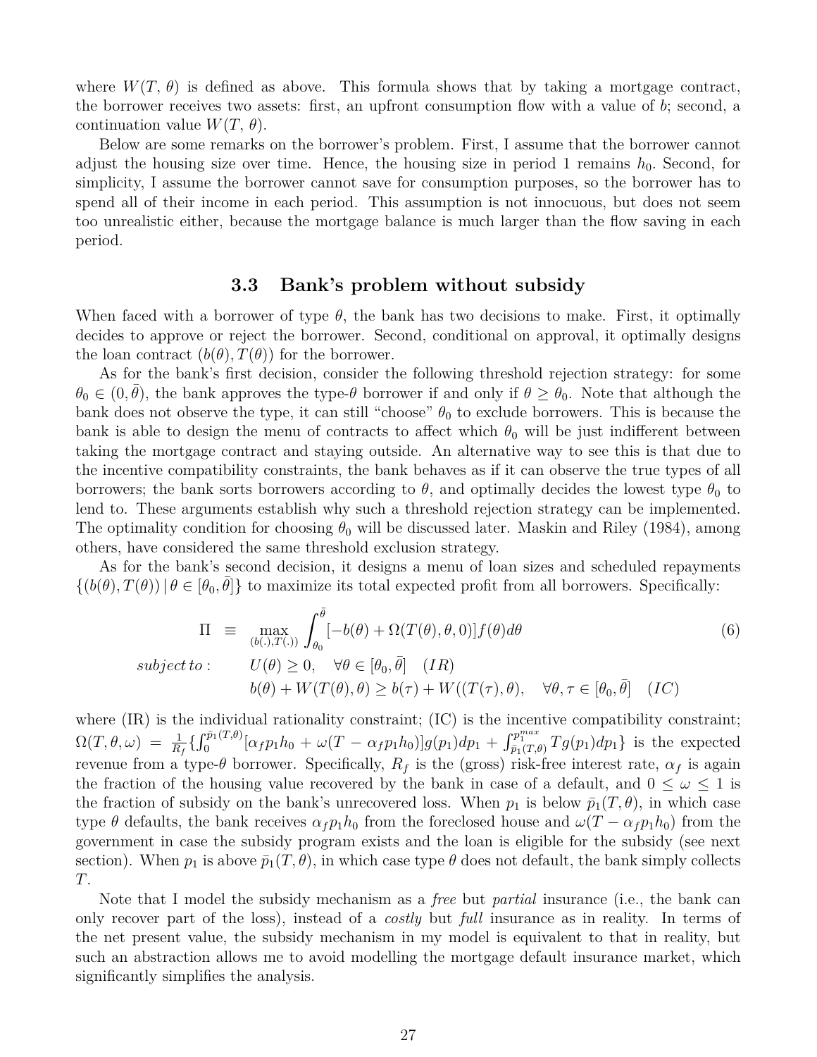where $W(T, \theta)$ is defined as above. This formula shows that by taking a mortgage contract, the borrower receives two assets: first, an upfront consumption flow with a value of $b$; second, a continuation value $W(T, \theta)$.

Below are some remarks on the borrower's problem. First, I assume that the borrower cannot adjust the housing size over time. Hence, the housing size in period 1 remains $h_0$. Second, for simplicity, I assume the borrower cannot save for consumption purposes, so the borrower has to spend all of their income in each period. This assumption is not innocuous, but does not seem too unrealistic either, because the mortgage balance is much larger than the flow saving in each period.

### 3.3 Bank's problem without subsidy

When faced with a borrower of type $\theta$, the bank has two decisions to make. First, it optimally decides to approve or reject the borrower. Second, conditional on approval, it optimally designs the loan contract $(b(\theta), T(\theta))$ for the borrower.

As for the bank's first decision, consider the following threshold rejection strategy: for some $\theta_0 \in (0, \bar{\theta})$, the bank approves the type-$\theta$ borrower if and only if $\theta \geq \theta_0$. Note that although the bank does not observe the type, it can still "choose" $\theta_0$ to exclude borrowers. This is because the bank is able to design the menu of contracts to affect which $\theta_0$ will be just indifferent between taking the mortgage contract and staying outside. An alternative way to see this is that due to the incentive compatibility constraints, the bank behaves as if it can observe the true types of all borrowers; the bank sorts borrowers according to $\theta$, and optimally decides the lowest type $\theta_0$ to lend to. These arguments establish why such a threshold rejection strategy can be implemented. The optimality condition for choosing $\theta_0$ will be discussed later. Maskin and Riley (1984), among others, have considered the same threshold exclusion strategy.

As for the bank's second decision, it designs a menu of loan sizes and scheduled repayments $\{(b(\theta), T(\theta)) \,|\, \theta \in [\theta_0, \bar{\theta}]\}$ to maximize its total expected profit from all borrowers. Specifically:

$$
\begin{aligned}
\Pi \quad &\equiv \quad \max_{(b(.),T(.))} \int_{\theta_0}^{\bar{\theta}} [-b(\theta) + \Omega(T(\theta), \theta, 0)] f(\theta) d\theta \qquad (6) \\
\textit{subject to:} \quad & U(\theta) \geq 0, \quad \forall \theta \in [\theta_0, \bar{\theta}] \quad (IR) \\
& b(\theta) + W(T(\theta), \theta) \geq b(\tau) + W((T(\tau), \theta), \quad \forall \theta, \tau \in [\theta_0, \bar{\theta}] \quad (IC)
\end{aligned}
$$

where (IR) is the individual rationality constraint; (IC) is the incentive compatibility constraint; $\Omega(T, \theta, \omega) = \frac{1}{R_f}\{\int_0^{\bar{p}_1(T,\theta)} [\alpha_f p_1 h_0 + \omega(T - \alpha_f p_1 h_0)] g(p_1) dp_1 + \int_{\bar{p}_1(T,\theta)}^{p_1^{max}} T g(p_1) dp_1\}$ is the expected revenue from a type-$\theta$ borrower. Specifically, $R_f$ is the (gross) risk-free interest rate, $\alpha_f$ is again the fraction of the housing value recovered by the bank in case of a default, and $0 \leq \omega \leq 1$ is the fraction of subsidy on the bank's unrecovered loss. When $p_1$ is below $\bar{p}_1(T, \theta)$, in which case type $\theta$ defaults, the bank receives $\alpha_f p_1 h_0$ from the foreclosed house and $\omega(T - \alpha_f p_1 h_0)$ from the government in case the subsidy program exists and the loan is eligible for the subsidy (see next section). When $p_1$ is above $\bar{p}_1(T, \theta)$, in which case type $\theta$ does not default, the bank simply collects $T$.

Note that I model the subsidy mechanism as a *free* but *partial* insurance (i.e., the bank can only recover part of the loss), instead of a *costly* but *full* insurance as in reality. In terms of the net present value, the subsidy mechanism in my model is equivalent to that in reality, but such an abstraction allows me to avoid modelling the mortgage default insurance market, which significantly simplifies the analysis.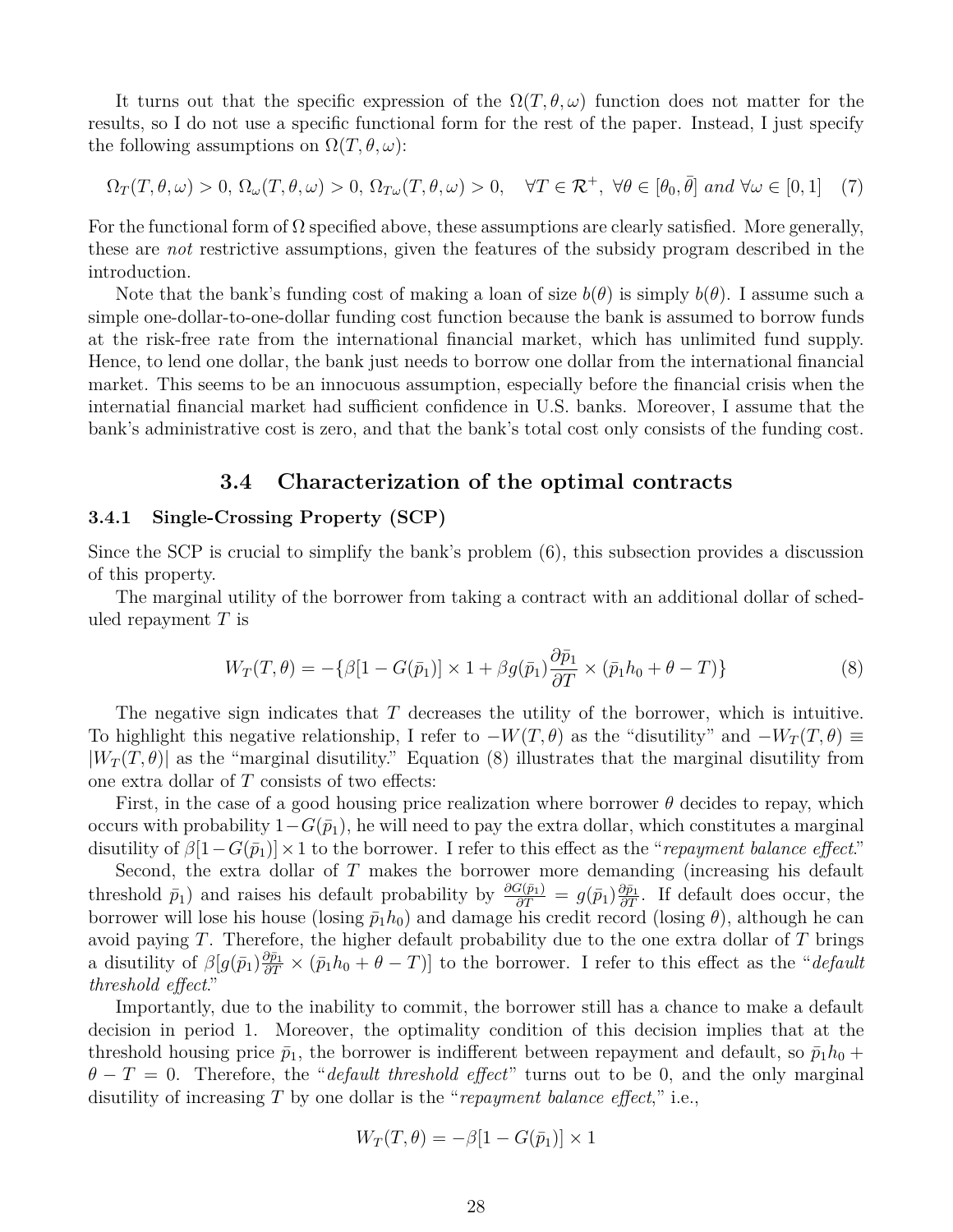It turns out that the specific expression of the $\Omega(T, \theta, \omega)$ function does not matter for the results, so I do not use a specific functional form for the rest of the paper. Instead, I just specify the following assumptions on $\Omega(T, \theta, \omega)$:

$$\Omega_T(T, \theta, \omega) > 0,\ \Omega_\omega(T, \theta, \omega) > 0,\ \Omega_{T\omega}(T, \theta, \omega) > 0, \quad \forall T \in \mathcal{R}^+,\ \forall \theta \in [\theta_0, \bar{\theta}] \textit{ and } \forall \omega \in [0, 1] \quad (7)$$

For the functional form of $\Omega$ specified above, these assumptions are clearly satisfied. More generally, these are *not* restrictive assumptions, given the features of the subsidy program described in the introduction.

Note that the bank's funding cost of making a loan of size $b(\theta)$ is simply $b(\theta)$. I assume such a simple one-dollar-to-one-dollar funding cost function because the bank is assumed to borrow funds at the risk-free rate from the international financial market, which has unlimited fund supply. Hence, to lend one dollar, the bank just needs to borrow one dollar from the international financial market. This seems to be an innocuous assumption, especially before the financial crisis when the internatial financial market had sufficient confidence in U.S. banks. Moreover, I assume that the bank's administrative cost is zero, and that the bank's total cost only consists of the funding cost.

## 3.4 Characterization of the optimal contracts

### 3.4.1 Single-Crossing Property (SCP)

Since the SCP is crucial to simplify the bank's problem (6), this subsection provides a discussion of this property.

The marginal utility of the borrower from taking a contract with an additional dollar of scheduled repayment $T$ is

$$W_T(T, \theta) = -\{\beta[1 - G(\bar{p}_1)] \times 1 + \beta g(\bar{p}_1)\frac{\partial \bar{p}_1}{\partial T} \times (\bar{p}_1 h_0 + \theta - T)\} \quad (8)$$

The negative sign indicates that $T$ decreases the utility of the borrower, which is intuitive. To highlight this negative relationship, I refer to $-W(T, \theta)$ as the "disutility" and $-W_T(T, \theta) \equiv |W_T(T, \theta)|$ as the "marginal disutility." Equation (8) illustrates that the marginal disutility from one extra dollar of $T$ consists of two effects:

First, in the case of a good housing price realization where borrower $\theta$ decides to repay, which occurs with probability $1 - G(\bar{p}_1)$, he will need to pay the extra dollar, which constitutes a marginal disutility of $\beta[1 - G(\bar{p}_1)] \times 1$ to the borrower. I refer to this effect as the "*repayment balance effect*."

Second, the extra dollar of $T$ makes the borrower more demanding (increasing his default threshold $\bar{p}_1$) and raises his default probability by $\frac{\partial G(\bar{p}_1)}{\partial T} = g(\bar{p}_1)\frac{\partial \bar{p}_1}{\partial T}$. If default does occur, the borrower will lose his house (losing $\bar{p}_1 h_0$) and damage his credit record (losing $\theta$), although he can avoid paying $T$. Therefore, the higher default probability due to the one extra dollar of $T$ brings a disutility of $\beta[g(\bar{p}_1)\frac{\partial \bar{p}_1}{\partial T} \times (\bar{p}_1 h_0 + \theta - T)]$ to the borrower. I refer to this effect as the "*default threshold effect*."

Importantly, due to the inability to commit, the borrower still has a chance to make a default decision in period 1. Moreover, the optimality condition of this decision implies that at the threshold housing price $\bar{p}_1$, the borrower is indifferent between repayment and default, so $\bar{p}_1 h_0 + \theta - T = 0$. Therefore, the "*default threshold effect*" turns out to be 0, and the only marginal disutility of increasing $T$ by one dollar is the "*repayment balance effect*," i.e.,

$$W_T(T, \theta) = -\beta[1 - G(\bar{p}_1)] \times 1$$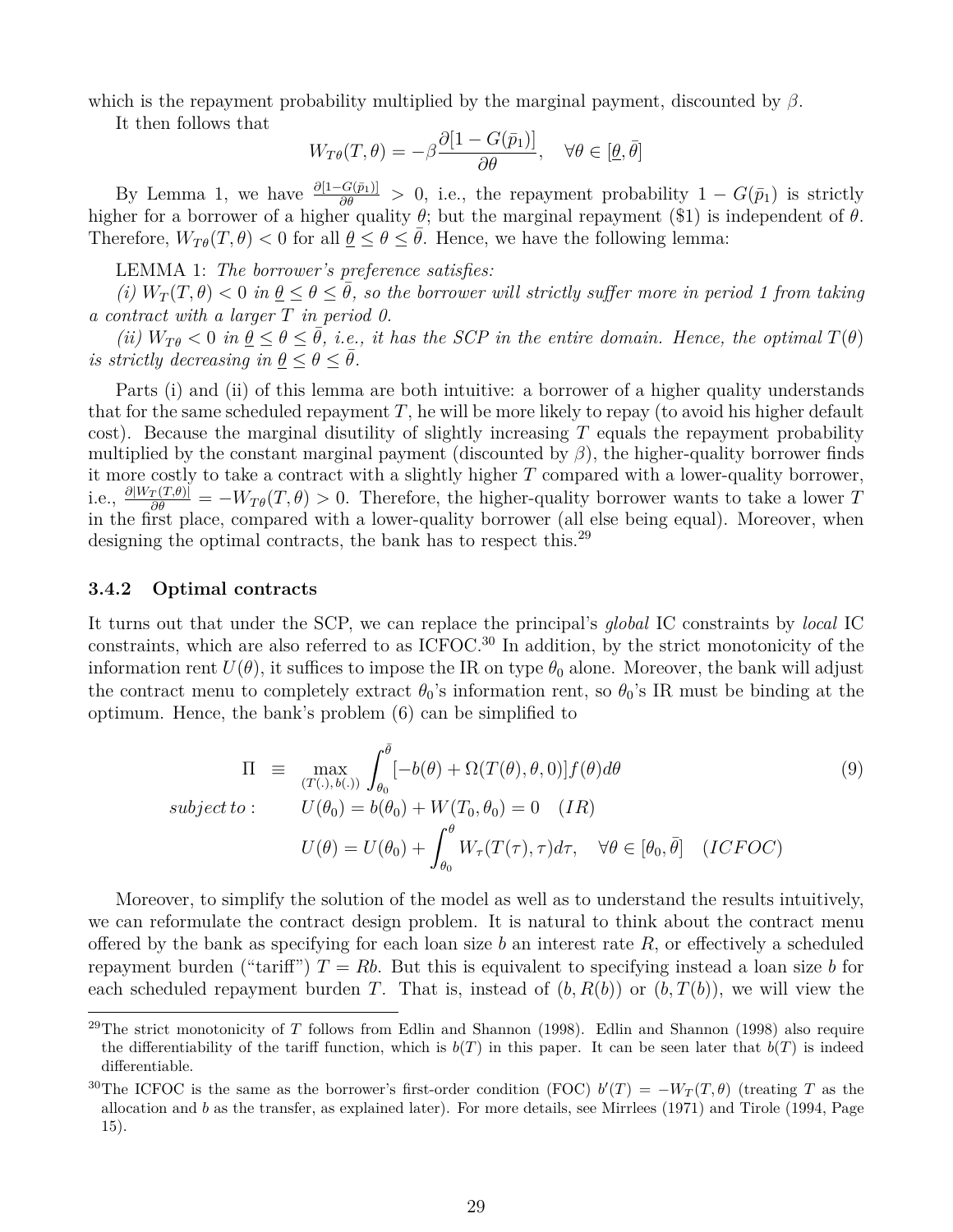which is the repayment probability multiplied by the marginal payment, discounted by $\beta$.

It then follows that

$$W_{T\theta}(T,\theta) = -\beta \frac{\partial[1-G(\bar{p}_1)]}{\partial\theta}, \quad \forall \theta \in [\underline{\theta}, \bar{\theta}]$$

By Lemma 1, we have $\frac{\partial[1-G(\bar{p}_1)]}{\partial\theta} > 0$, i.e., the repayment probability $1-G(\bar{p}_1)$ is strictly higher for a borrower of a higher quality $\theta$; but the marginal repayment (\$1) is independent of $\theta$. Therefore, $W_{T\theta}(T,\theta) < 0$ for all $\underline{\theta} \leq \theta \leq \bar{\theta}$. Hence, we have the following lemma:

LEMMA 1: *The borrower's preference satisfies:*

*(i) $W_T(T,\theta) < 0$ in $\underline{\theta} \leq \theta \leq \bar{\theta}$, so the borrower will strictly suffer more in period 1 from taking a contract with a larger $T$ in period 0.*

*(ii) $W_{T\theta} < 0$ in $\underline{\theta} \leq \theta \leq \bar{\theta}$, i.e., it has the SCP in the entire domain. Hence, the optimal $T(\theta)$ is strictly decreasing in $\underline{\theta} \leq \theta \leq \bar{\theta}$.*

Parts (i) and (ii) of this lemma are both intuitive: a borrower of a higher quality understands that for the same scheduled repayment $T$, he will be more likely to repay (to avoid his higher default cost). Because the marginal disutility of slightly increasing $T$ equals the repayment probability multiplied by the constant marginal payment (discounted by $\beta$), the higher-quality borrower finds it more costly to take a contract with a slightly higher $T$ compared with a lower-quality borrower, i.e., $\frac{\partial|W_T(T,\theta)|}{\partial\theta} = -W_{T\theta}(T,\theta) > 0$. Therefore, the higher-quality borrower wants to take a lower $T$ in the first place, compared with a lower-quality borrower (all else being equal). Moreover, when designing the optimal contracts, the bank has to respect this.[29]

### 3.4.2 Optimal contracts

It turns out that under the SCP, we can replace the principal's *global* IC constraints by *local* IC constraints, which are also referred to as ICFOC.[30] In addition, by the strict monotonicity of the information rent $U(\theta)$, it suffices to impose the IR on type $\theta_0$ alone. Moreover, the bank will adjust the contract menu to completely extract $\theta_0$'s information rent, so $\theta_0$'s IR must be binding at the optimum. Hence, the bank's problem (6) can be simplified to

$$\begin{aligned}
\Pi \quad &\equiv \quad \max_{(T(.),\, b(.))} \int_{\theta_0}^{\bar{\theta}} [-b(\theta) + \Omega(T(\theta),\theta,0)] f(\theta) d\theta \qquad (9) \\
\textit{subject to}: \quad & U(\theta_0) = b(\theta_0) + W(T_0,\theta_0) = 0 \quad (IR) \\
& U(\theta) = U(\theta_0) + \int_{\theta_0}^{\theta} W_\tau(T(\tau),\tau) d\tau, \quad \forall \theta \in [\theta_0, \bar{\theta}] \quad (ICFOC)
\end{aligned}$$

Moreover, to simplify the solution of the model as well as to understand the results intuitively, we can reformulate the contract design problem. It is natural to think about the contract menu offered by the bank as specifying for each loan size $b$ an interest rate $R$, or effectively a scheduled repayment burden ("tariff") $T = Rb$. But this is equivalent to specifying instead a loan size $b$ for each scheduled repayment burden $T$. That is, instead of $(b, R(b))$ or $(b, T(b))$, we will view the

---

[29] The strict monotonicity of $T$ follows from Edlin and Shannon (1998). Edlin and Shannon (1998) also require the differentiability of the tariff function, which is $b(T)$ in this paper. It can be seen later that $b(T)$ is indeed differentiable.

[30] The ICFOC is the same as the borrower's first-order condition (FOC) $b'(T) = -W_T(T,\theta)$ (treating $T$ as the allocation and $b$ as the transfer, as explained later). For more details, see Mirrlees (1971) and Tirole (1994, Page 15).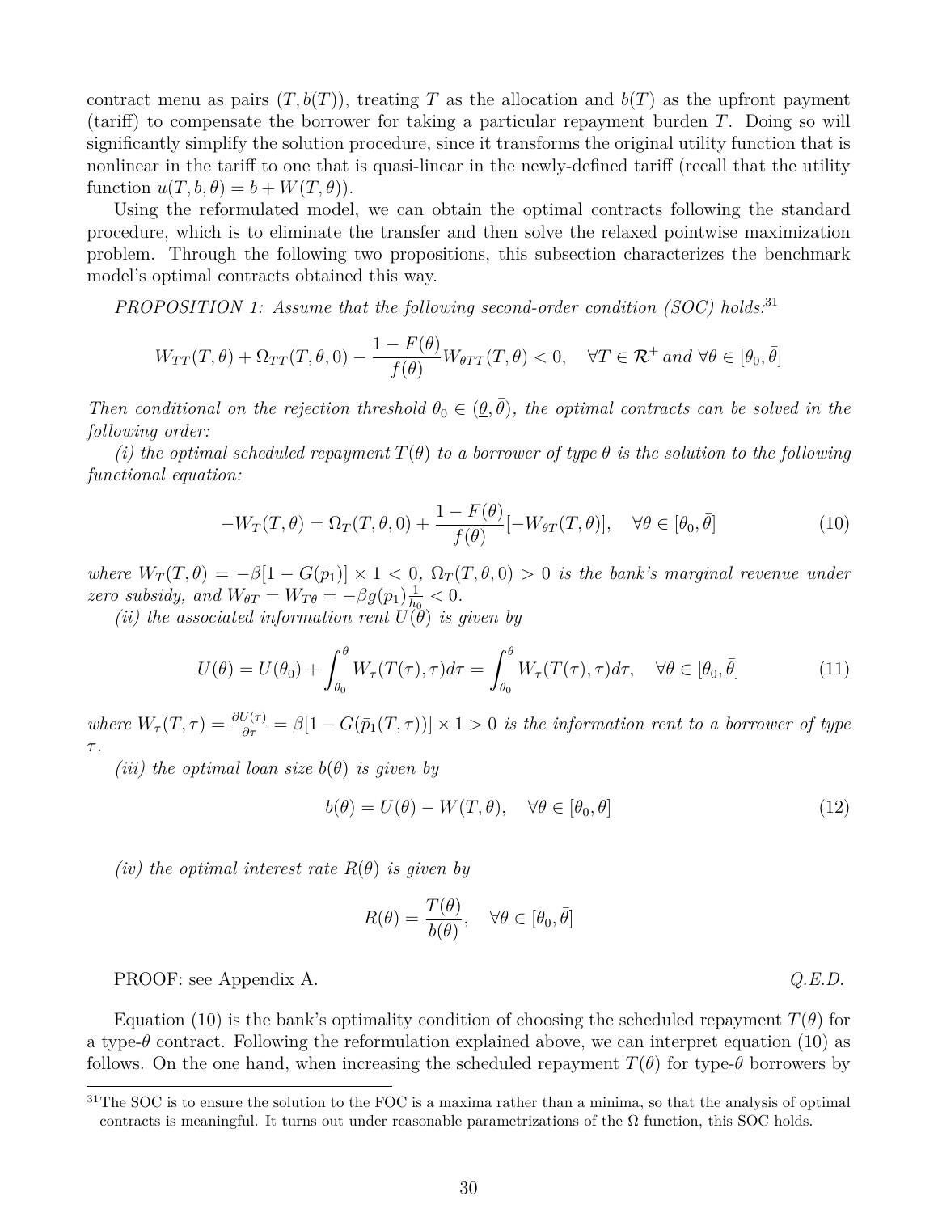contract menu as pairs $(T, b(T))$, treating $T$ as the allocation and $b(T)$ as the upfront payment (tariff) to compensate the borrower for taking a particular repayment burden $T$. Doing so will significantly simplify the solution procedure, since it transforms the original utility function that is nonlinear in the tariff to one that is quasi-linear in the newly-defined tariff (recall that the utility function $u(T, b, \theta) = b + W(T, \theta)$).

Using the reformulated model, we can obtain the optimal contracts following the standard procedure, which is to eliminate the transfer and then solve the relaxed pointwise maximization problem. Through the following two propositions, this subsection characterizes the benchmark model's optimal contracts obtained this way.

*PROPOSITION 1: Assume that the following second-order condition (SOC) holds:*[31]

$$W_{TT}(T,\theta) + \Omega_{TT}(T,\theta,0) - \frac{1-F(\theta)}{f(\theta)} W_{\theta TT}(T,\theta) < 0, \quad \forall T \in \mathcal{R}^+ \text{ and } \forall \theta \in [\theta_0, \bar{\theta}]$$

*Then conditional on the rejection threshold $\theta_0 \in (\underline{\theta}, \bar{\theta})$, the optimal contracts can be solved in the following order:*

*(i) the optimal scheduled repayment $T(\theta)$ to a borrower of type $\theta$ is the solution to the following functional equation:*

$$-W_T(T,\theta) = \Omega_T(T,\theta,0) + \frac{1-F(\theta)}{f(\theta)}[-W_{\theta T}(T,\theta)], \quad \forall \theta \in [\theta_0, \bar{\theta}] \tag{10}$$

*where $W_T(T,\theta) = -\beta[1 - G(\bar{p}_1)] \times 1 < 0$, $\Omega_T(T,\theta,0) > 0$ is the bank's marginal revenue under zero subsidy, and $W_{\theta T} = W_{T\theta} = -\beta g(\bar{p}_1)\frac{1}{h_0} < 0$.*

*(ii) the associated information rent $U(\theta)$ is given by*

$$U(\theta) = U(\theta_0) + \int_{\theta_0}^{\theta} W_\tau(T(\tau),\tau)d\tau = \int_{\theta_0}^{\theta} W_\tau(T(\tau),\tau)d\tau, \quad \forall \theta \in [\theta_0, \bar{\theta}] \tag{11}$$

*where $W_\tau(T,\tau) = \frac{\partial U(\tau)}{\partial \tau} = \beta[1 - G(\bar{p}_1(T,\tau))] \times 1 > 0$ is the information rent to a borrower of type $\tau$.*

*(iii) the optimal loan size $b(\theta)$ is given by*

$$b(\theta) = U(\theta) - W(T,\theta), \quad \forall \theta \in [\theta_0, \bar{\theta}] \tag{12}$$

*(iv) the optimal interest rate $R(\theta)$ is given by*

$$R(\theta) = \frac{T(\theta)}{b(\theta)}, \quad \forall \theta \in [\theta_0, \bar{\theta}]$$

PROOF: see Appendix A. *Q.E.D.*

Equation (10) is the bank's optimality condition of choosing the scheduled repayment $T(\theta)$ for a type-$\theta$ contract. Following the reformulation explained above, we can interpret equation (10) as follows. On the one hand, when increasing the scheduled repayment $T(\theta)$ for type-$\theta$ borrowers by

[31] The SOC is to ensure the solution to the FOC is a maxima rather than a minima, so that the analysis of optimal contracts is meaningful. It turns out under reasonable parametrizations of the $\Omega$ function, this SOC holds.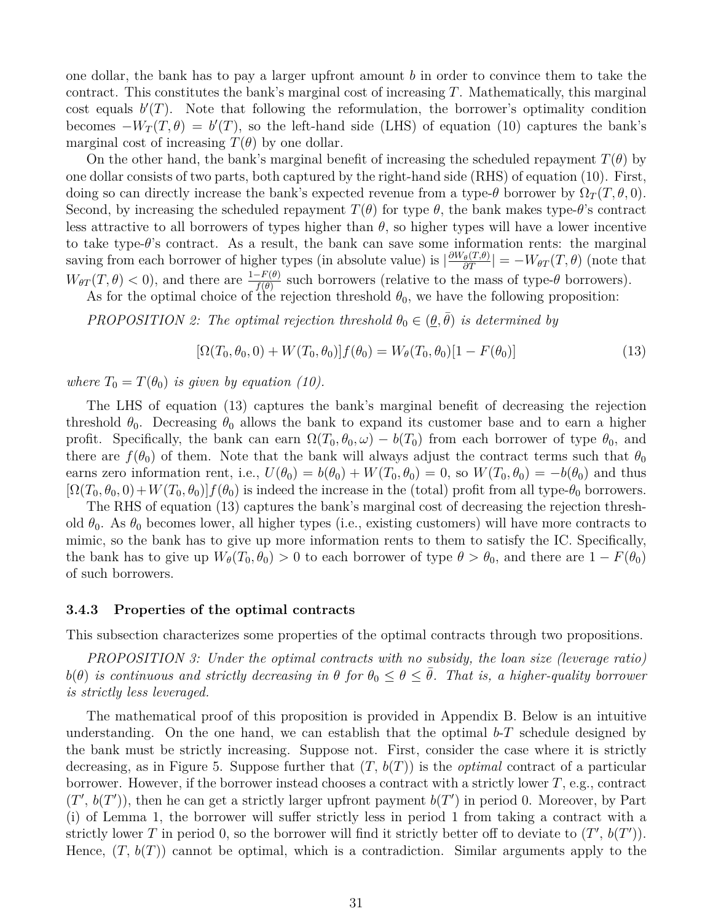one dollar, the bank has to pay a larger upfront amount $b$ in order to convince them to take the contract. This constitutes the bank's marginal cost of increasing $T$. Mathematically, this marginal cost equals $b'(T)$. Note that following the reformulation, the borrower's optimality condition becomes $-W_T(T,\theta) = b'(T)$, so the left-hand side (LHS) of equation (10) captures the bank's marginal cost of increasing $T(\theta)$ by one dollar.

On the other hand, the bank's marginal benefit of increasing the scheduled repayment $T(\theta)$ by one dollar consists of two parts, both captured by the right-hand side (RHS) of equation (10). First, doing so can directly increase the bank's expected revenue from a type-$\theta$ borrower by $\Omega_T(T,\theta,0)$. Second, by increasing the scheduled repayment $T(\theta)$ for type $\theta$, the bank makes type-$\theta$'s contract less attractive to all borrowers of types higher than $\theta$, so higher types will have a lower incentive to take type-$\theta$'s contract. As a result, the bank can save some information rents: the marginal saving from each borrower of higher types (in absolute value) is $|\frac{\partial W_\theta(T,\theta)}{\partial T}| = -W_{\theta T}(T,\theta)$ (note that $W_{\theta T}(T,\theta) < 0$), and there are $\frac{1-F(\theta)}{f(\theta)}$ such borrowers (relative to the mass of type-$\theta$ borrowers).

As for the optimal choice of the rejection threshold $\theta_0$, we have the following proposition:

*PROPOSITION 2: The optimal rejection threshold $\theta_0 \in (\underline{\theta}, \bar{\theta})$ is determined by*

$$[\Omega(T_0,\theta_0,0) + W(T_0,\theta_0)]f(\theta_0) = W_\theta(T_0,\theta_0)[1-F(\theta_0)] \tag{13}$$

*where $T_0 = T(\theta_0)$ is given by equation (10).*

The LHS of equation (13) captures the bank's marginal benefit of decreasing the rejection threshold $\theta_0$. Decreasing $\theta_0$ allows the bank to expand its customer base and to earn a higher profit. Specifically, the bank can earn $\Omega(T_0,\theta_0,\omega) - b(T_0)$ from each borrower of type $\theta_0$, and there are $f(\theta_0)$ of them. Note that the bank will always adjust the contract terms such that $\theta_0$ earns zero information rent, i.e., $U(\theta_0) = b(\theta_0) + W(T_0,\theta_0) = 0$, so $W(T_0,\theta_0) = -b(\theta_0)$ and thus $[\Omega(T_0,\theta_0,0) + W(T_0,\theta_0)]f(\theta_0)$ is indeed the increase in the (total) profit from all type-$\theta_0$ borrowers.

The RHS of equation (13) captures the bank's marginal cost of decreasing the rejection threshold $\theta_0$. As $\theta_0$ becomes lower, all higher types (i.e., existing customers) will have more contracts to mimic, so the bank has to give up more information rents to them to satisfy the IC. Specifically, the bank has to give up $W_\theta(T_0,\theta_0) > 0$ to each borrower of type $\theta > \theta_0$, and there are $1 - F(\theta_0)$ of such borrowers.

### 3.4.3 Properties of the optimal contracts

This subsection characterizes some properties of the optimal contracts through two propositions.

*PROPOSITION 3: Under the optimal contracts with no subsidy, the loan size (leverage ratio) $b(\theta)$ is continuous and strictly decreasing in $\theta$ for $\theta_0 \leq \theta \leq \bar{\theta}$. That is, a higher-quality borrower is strictly less leveraged.*

The mathematical proof of this proposition is provided in Appendix B. Below is an intuitive understanding. On the one hand, we can establish that the optimal $b$-$T$ schedule designed by the bank must be strictly increasing. Suppose not. First, consider the case where it is strictly decreasing, as in Figure 5. Suppose further that ($T$, $b(T)$) is the *optimal* contract of a particular borrower. However, if the borrower instead chooses a contract with a strictly lower $T$, e.g., contract ($T'$, $b(T')$), then he can get a strictly larger upfront payment $b(T')$ in period 0. Moreover, by Part (i) of Lemma 1, the borrower will suffer strictly less in period 1 from taking a contract with a strictly lower $T$ in period 0, so the borrower will find it strictly better off to deviate to ($T'$, $b(T')$). Hence, ($T$, $b(T)$) cannot be optimal, which is a contradiction. Similar arguments apply to the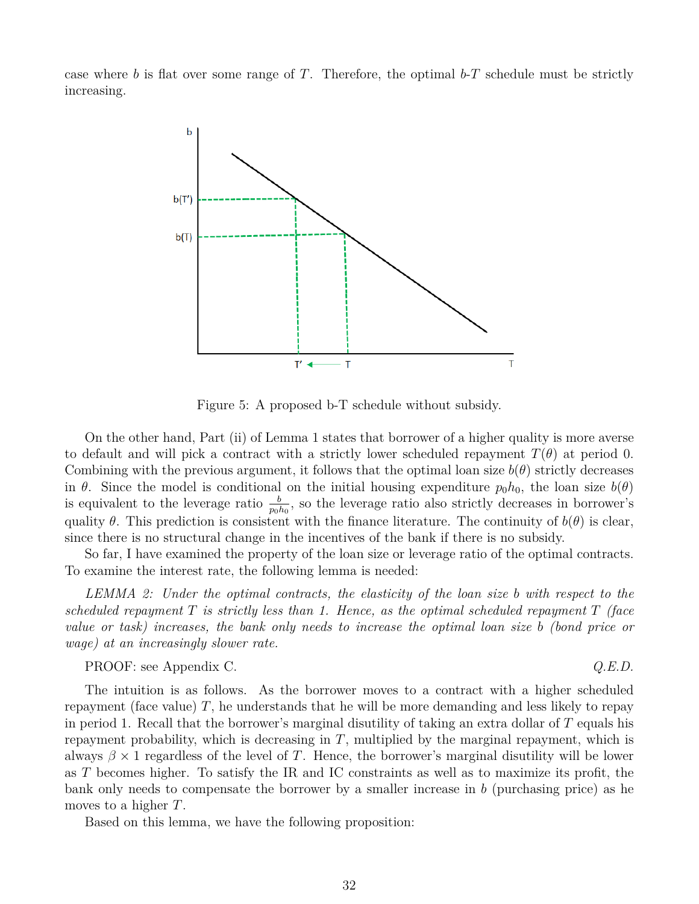case where $b$ is flat over some range of $T$. Therefore, the optimal $b$-$T$ schedule must be strictly increasing.

Figure 5: A proposed b-T schedule without subsidy.

On the other hand, Part (ii) of Lemma 1 states that borrower of a higher quality is more averse to default and will pick a contract with a strictly lower scheduled repayment $T(\theta)$ at period 0. Combining with the previous argument, it follows that the optimal loan size $b(\theta)$ strictly decreases in $\theta$. Since the model is conditional on the initial housing expenditure $p_0h_0$, the loan size $b(\theta)$ is equivalent to the leverage ratio $\frac{b}{p_0h_0}$, so the leverage ratio also strictly decreases in borrower's quality $\theta$. This prediction is consistent with the finance literature. The continuity of $b(\theta)$ is clear, since there is no structural change in the incentives of the bank if there is no subsidy.

So far, I have examined the property of the loan size or leverage ratio of the optimal contracts. To examine the interest rate, the following lemma is needed:

*LEMMA 2: Under the optimal contracts, the elasticity of the loan size $b$ with respect to the scheduled repayment $T$ is strictly less than 1. Hence, as the optimal scheduled repayment $T$ (face value or task) increases, the bank only needs to increase the optimal loan size $b$ (bond price or wage) at an increasingly slower rate.*

PROOF: see Appendix C. *Q.E.D.*

The intuition is as follows. As the borrower moves to a contract with a higher scheduled repayment (face value) $T$, he understands that he will be more demanding and less likely to repay in period 1. Recall that the borrower's marginal disutility of taking an extra dollar of $T$ equals his repayment probability, which is decreasing in $T$, multiplied by the marginal repayment, which is always $\beta \times 1$ regardless of the level of $T$. Hence, the borrower's marginal disutility will be lower as $T$ becomes higher. To satisfy the IR and IC constraints as well as to maximize its profit, the bank only needs to compensate the borrower by a smaller increase in $b$ (purchasing price) as he moves to a higher $T$.

Based on this lemma, we have the following proposition: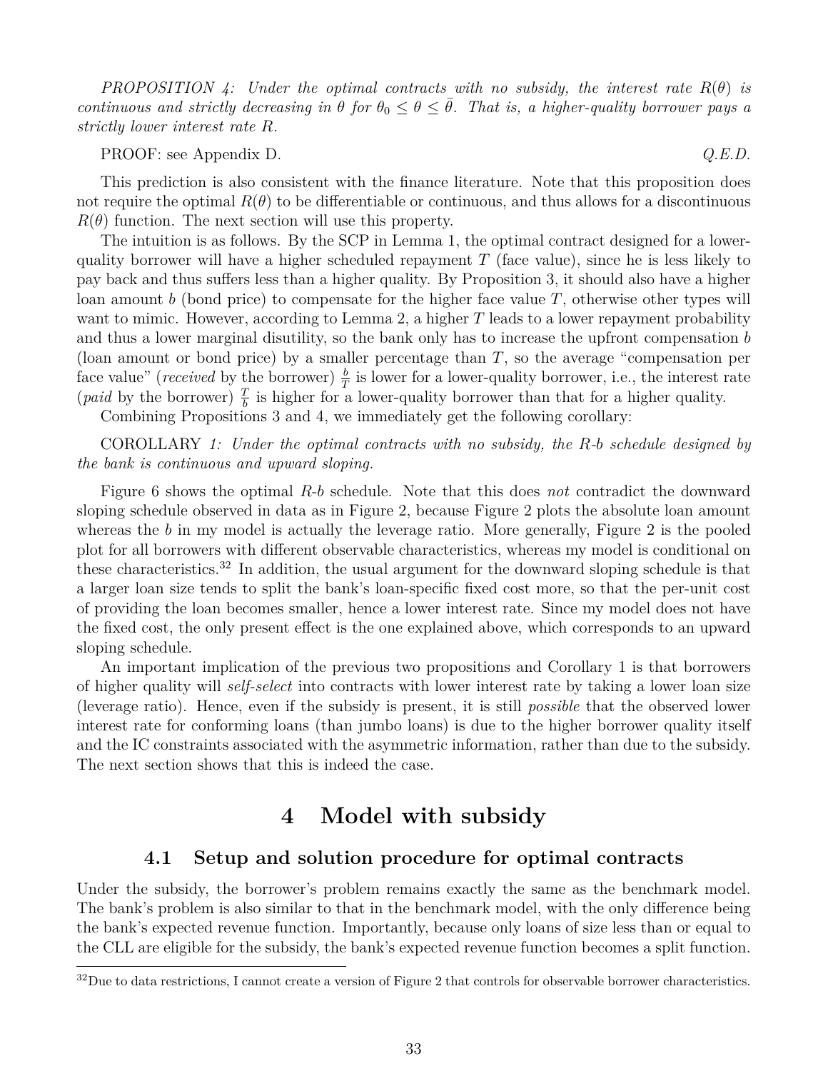*PROPOSITION 4: Under the optimal contracts with no subsidy, the interest rate $R(\theta)$ is continuous and strictly decreasing in $\theta$ for $\theta_0 \leq \theta \leq \bar{\theta}$. That is, a higher-quality borrower pays a strictly lower interest rate $R$.*

PROOF: see Appendix D. *Q.E.D.*

This prediction is also consistent with the finance literature. Note that this proposition does not require the optimal $R(\theta)$ to be differentiable or continuous, and thus allows for a discontinuous $R(\theta)$ function. The next section will use this property.

The intuition is as follows. By the SCP in Lemma 1, the optimal contract designed for a lower-quality borrower will have a higher scheduled repayment $T$ (face value), since he is less likely to pay back and thus suffers less than a higher quality. By Proposition 3, it should also have a higher loan amount $b$ (bond price) to compensate for the higher face value $T$, otherwise other types will want to mimic. However, according to Lemma 2, a higher $T$ leads to a lower repayment probability and thus a lower marginal disutility, so the bank only has to increase the upfront compensation $b$ (loan amount or bond price) by a smaller percentage than $T$, so the average "compensation per face value" (*received* by the borrower) $\frac{b}{T}$ is lower for a lower-quality borrower, i.e., the interest rate (*paid* by the borrower) $\frac{T}{b}$ is higher for a lower-quality borrower than that for a higher quality.

Combining Propositions 3 and 4, we immediately get the following corollary:

COROLLARY *1: Under the optimal contracts with no subsidy, the R-b schedule designed by the bank is continuous and upward sloping.*

Figure 6 shows the optimal *R-b* schedule. Note that this does *not* contradict the downward sloping schedule observed in data as in Figure 2, because Figure 2 plots the absolute loan amount whereas the $b$ in my model is actually the leverage ratio. More generally, Figure 2 is the pooled plot for all borrowers with different observable characteristics, whereas my model is conditional on these characteristics.[32] In addition, the usual argument for the downward sloping schedule is that a larger loan size tends to split the bank's loan-specific fixed cost more, so that the per-unit cost of providing the loan becomes smaller, hence a lower interest rate. Since my model does not have the fixed cost, the only present effect is the one explained above, which corresponds to an upward sloping schedule.

An important implication of the previous two propositions and Corollary 1 is that borrowers of higher quality will *self-select* into contracts with lower interest rate by taking a lower loan size (leverage ratio). Hence, even if the subsidy is present, it is still *possible* that the observed lower interest rate for conforming loans (than jumbo loans) is due to the higher borrower quality itself and the IC constraints associated with the asymmetric information, rather than due to the subsidy. The next section shows that this is indeed the case.

# 4 Model with subsidy

## 4.1 Setup and solution procedure for optimal contracts

Under the subsidy, the borrower's problem remains exactly the same as the benchmark model. The bank's problem is also similar to that in the benchmark model, with the only difference being the bank's expected revenue function. Importantly, because only loans of size less than or equal to the CLL are eligible for the subsidy, the bank's expected revenue function becomes a split function.

[32] Due to data restrictions, I cannot create a version of Figure 2 that controls for observable borrower characteristics.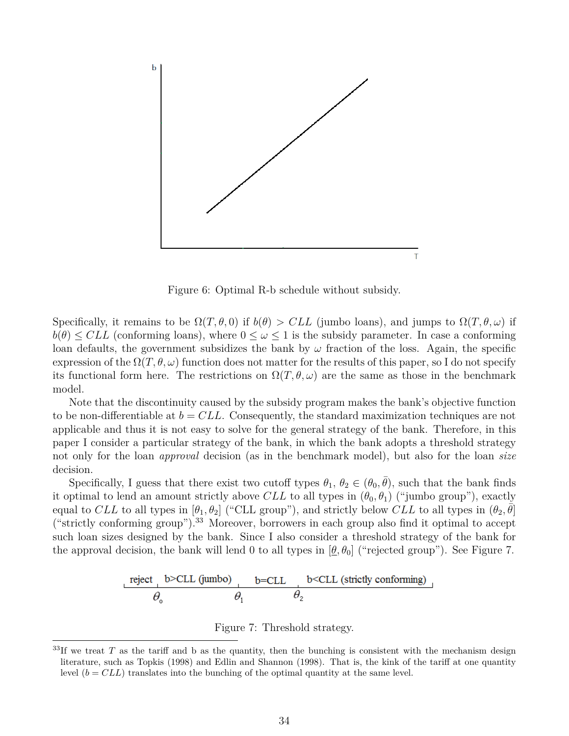Figure 6: Optimal R-b schedule without subsidy.

Specifically, it remains to be $\Omega(T, \theta, 0)$ if $b(\theta) > CLL$ (jumbo loans), and jumps to $\Omega(T, \theta, \omega)$ if $b(\theta) \leq CLL$ (conforming loans), where $0 \leq \omega \leq 1$ is the subsidy parameter. In case a conforming loan defaults, the government subsidizes the bank by $\omega$ fraction of the loss. Again, the specific expression of the $\Omega(T, \theta, \omega)$ function does not matter for the results of this paper, so I do not specify its functional form here. The restrictions on $\Omega(T, \theta, \omega)$ are the same as those in the benchmark model.

Note that the discontinuity caused by the subsidy program makes the bank's objective function to be non-differentiable at $b = CLL$. Consequently, the standard maximization techniques are not applicable and thus it is not easy to solve for the general strategy of the bank. Therefore, in this paper I consider a particular strategy of the bank, in which the bank adopts a threshold strategy not only for the loan *approval* decision (as in the benchmark model), but also for the loan *size* decision.

Specifically, I guess that there exist two cutoff types $\theta_1$, $\theta_2 \in (\theta_0, \bar{\theta})$, such that the bank finds it optimal to lend an amount strictly above $CLL$ to all types in $(\theta_0, \theta_1)$ ("jumbo group"), exactly equal to $CLL$ to all types in $[\theta_1, \theta_2]$ ("CLL group"), and strictly below $CLL$ to all types in $(\theta_2, \bar{\theta}]$ ("strictly conforming group").[33] Moreover, borrowers in each group also find it optimal to accept such loan sizes designed by the bank. Since I also consider a threshold strategy of the bank for the approval decision, the bank will lend 0 to all types in $[\underline{\theta}, \theta_0]$ ("rejected group"). See Figure 7.

Figure 7: Threshold strategy.

[33] If we treat $T$ as the tariff and b as the quantity, then the bunching is consistent with the mechanism design literature, such as Topkis (1998) and Edlin and Shannon (1998). That is, the kink of the tariff at one quantity level ($b = CLL$) translates into the bunching of the optimal quantity at the same level.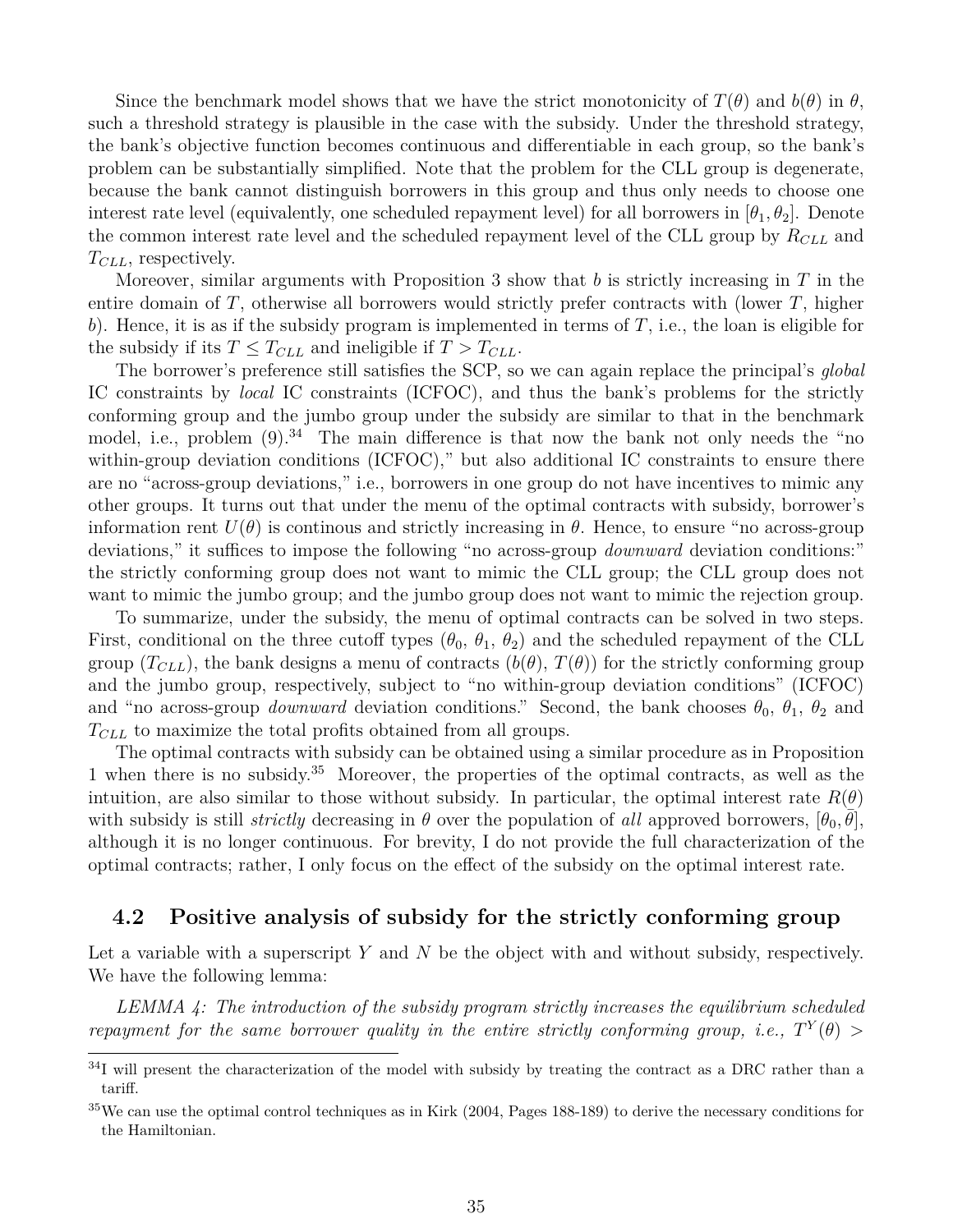Since the benchmark model shows that we have the strict monotonicity of $T(\theta)$ and $b(\theta)$ in $\theta$, such a threshold strategy is plausible in the case with the subsidy. Under the threshold strategy, the bank's objective function becomes continuous and differentiable in each group, so the bank's problem can be substantially simplified. Note that the problem for the CLL group is degenerate, because the bank cannot distinguish borrowers in this group and thus only needs to choose one interest rate level (equivalently, one scheduled repayment level) for all borrowers in $[\theta_1, \theta_2]$. Denote the common interest rate level and the scheduled repayment level of the CLL group by $R_{CLL}$ and $T_{CLL}$, respectively.

Moreover, similar arguments with Proposition 3 show that $b$ is strictly increasing in $T$ in the entire domain of $T$, otherwise all borrowers would strictly prefer contracts with (lower $T$, higher $b$). Hence, it is as if the subsidy program is implemented in terms of $T$, i.e., the loan is eligible for the subsidy if its $T \leq T_{CLL}$ and ineligible if $T > T_{CLL}$.

The borrower's preference still satisfies the SCP, so we can again replace the principal's *global* IC constraints by *local* IC constraints (ICFOC), and thus the bank's problems for the strictly conforming group and the jumbo group under the subsidy are similar to that in the benchmark model, i.e., problem (9).[34] The main difference is that now the bank not only needs the "no within-group deviation conditions (ICFOC)," but also additional IC constraints to ensure there are no "across-group deviations," i.e., borrowers in one group do not have incentives to mimic any other groups. It turns out that under the menu of the optimal contracts with subsidy, borrower's information rent $U(\theta)$ is continous and strictly increasing in $\theta$. Hence, to ensure "no across-group deviations," it suffices to impose the following "no across-group *downward* deviation conditions:" the strictly conforming group does not want to mimic the CLL group; the CLL group does not want to mimic the jumbo group; and the jumbo group does not want to mimic the rejection group.

To summarize, under the subsidy, the menu of optimal contracts can be solved in two steps. First, conditional on the three cutoff types ($\theta_0$, $\theta_1$, $\theta_2$) and the scheduled repayment of the CLL group ($T_{CLL}$), the bank designs a menu of contracts ($b(\theta)$, $T(\theta)$) for the strictly conforming group and the jumbo group, respectively, subject to "no within-group deviation conditions" (ICFOC) and "no across-group *downward* deviation conditions." Second, the bank chooses $\theta_0$, $\theta_1$, $\theta_2$ and $T_{CLL}$ to maximize the total profits obtained from all groups.

The optimal contracts with subsidy can be obtained using a similar procedure as in Proposition 1 when there is no subsidy.[35] Moreover, the properties of the optimal contracts, as well as the intuition, are also similar to those without subsidy. In particular, the optimal interest rate $R(\theta)$ with subsidy is still *strictly* decreasing in $\theta$ over the population of *all* approved borrowers, $[\theta_0, \bar{\theta}]$, although it is no longer continuous. For brevity, I do not provide the full characterization of the optimal contracts; rather, I only focus on the effect of the subsidy on the optimal interest rate.

## 4.2 Positive analysis of subsidy for the strictly conforming group

Let a variable with a superscript $Y$ and $N$ be the object with and without subsidy, respectively. We have the following lemma:

*LEMMA 4: The introduction of the subsidy program strictly increases the equilibrium scheduled repayment for the same borrower quality in the entire strictly conforming group, i.e., $T^Y(\theta) >$*

[34] I will present the characterization of the model with subsidy by treating the contract as a DRC rather than a tariff.

[35] We can use the optimal control techniques as in Kirk (2004, Pages 188-189) to derive the necessary conditions for the Hamiltonian.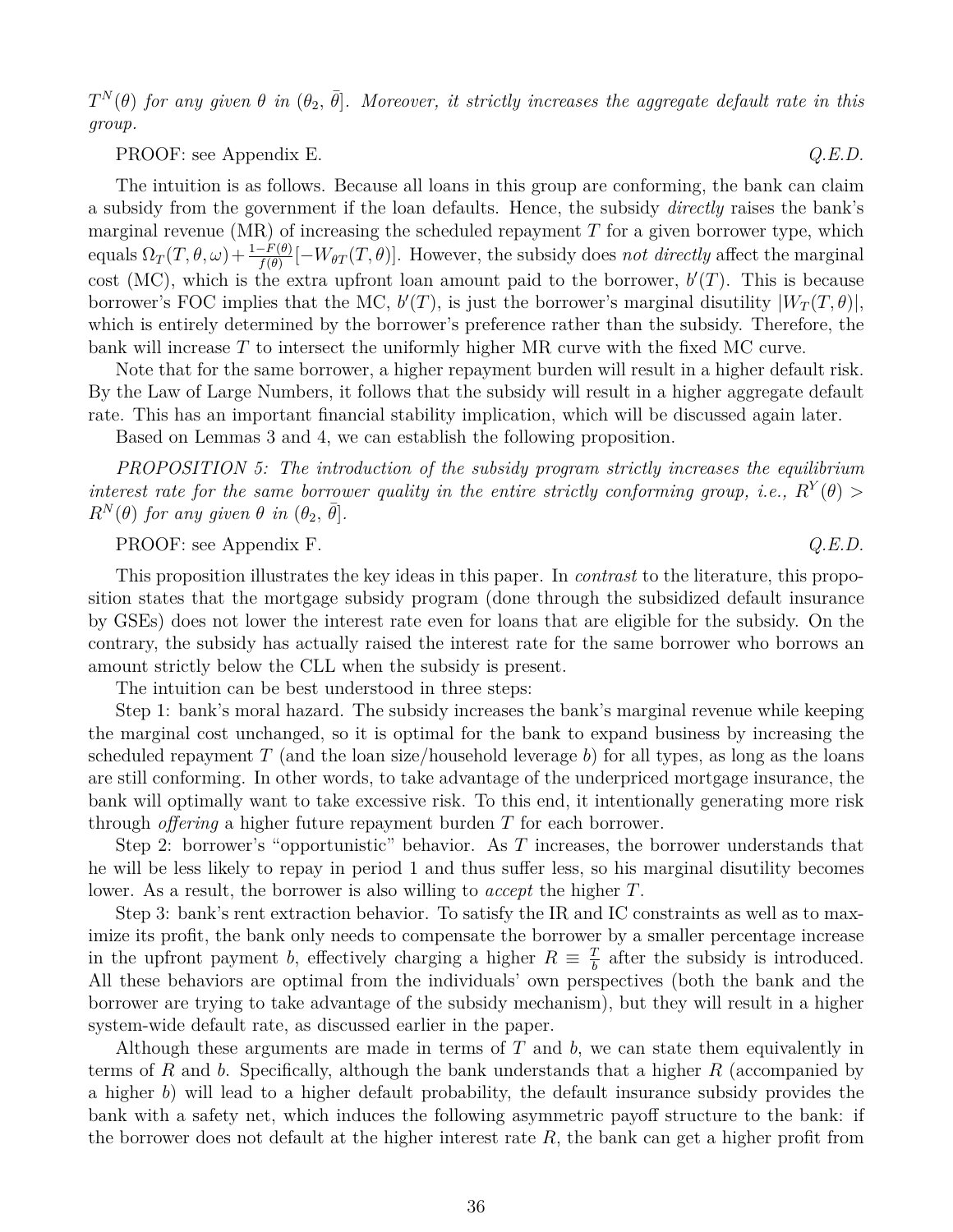*$T^N(\theta)$ for any given $\theta$ in $(\theta_2, \bar{\theta}]$. Moreover, it strictly increases the aggregate default rate in this group.*

PROOF: see Appendix E. *Q.E.D.*

The intuition is as follows. Because all loans in this group are conforming, the bank can claim a subsidy from the government if the loan defaults. Hence, the subsidy *directly* raises the bank's marginal revenue (MR) of increasing the scheduled repayment $T$ for a given borrower type, which equals $\Omega_T(T, \theta, \omega) + \frac{1-F(\theta)}{f(\theta)}[-W_{\theta T}(T, \theta)]$. However, the subsidy does *not directly* affect the marginal cost (MC), which is the extra upfront loan amount paid to the borrower, $b'(T)$. This is because borrower's FOC implies that the MC, $b'(T)$, is just the borrower's marginal disutility $|W_T(T, \theta)|$, which is entirely determined by the borrower's preference rather than the subsidy. Therefore, the bank will increase $T$ to intersect the uniformly higher MR curve with the fixed MC curve.

Note that for the same borrower, a higher repayment burden will result in a higher default risk. By the Law of Large Numbers, it follows that the subsidy will result in a higher aggregate default rate. This has an important financial stability implication, which will be discussed again later.

Based on Lemmas 3 and 4, we can establish the following proposition.

*PROPOSITION 5: The introduction of the subsidy program strictly increases the equilibrium interest rate for the same borrower quality in the entire strictly conforming group, i.e., $R^Y(\theta) > R^N(\theta)$ for any given $\theta$ in $(\theta_2, \bar{\theta}]$.*

PROOF: see Appendix F. *Q.E.D.*

This proposition illustrates the key ideas in this paper. In *contrast* to the literature, this proposition states that the mortgage subsidy program (done through the subsidized default insurance by GSEs) does not lower the interest rate even for loans that are eligible for the subsidy. On the contrary, the subsidy has actually raised the interest rate for the same borrower who borrows an amount strictly below the CLL when the subsidy is present.

The intuition can be best understood in three steps:

Step 1: bank's moral hazard. The subsidy increases the bank's marginal revenue while keeping the marginal cost unchanged, so it is optimal for the bank to expand business by increasing the scheduled repayment $T$ (and the loan size/household leverage $b$) for all types, as long as the loans are still conforming. In other words, to take advantage of the underpriced mortgage insurance, the bank will optimally want to take excessive risk. To this end, it intentionally generating more risk through *offering* a higher future repayment burden $T$ for each borrower.

Step 2: borrower's "opportunistic" behavior. As $T$ increases, the borrower understands that he will be less likely to repay in period 1 and thus suffer less, so his marginal disutility becomes lower. As a result, the borrower is also willing to *accept* the higher $T$.

Step 3: bank's rent extraction behavior. To satisfy the IR and IC constraints as well as to maximize its profit, the bank only needs to compensate the borrower by a smaller percentage increase in the upfront payment $b$, effectively charging a higher $R \equiv \frac{T}{b}$ after the subsidy is introduced. All these behaviors are optimal from the individuals' own perspectives (both the bank and the borrower are trying to take advantage of the subsidy mechanism), but they will result in a higher system-wide default rate, as discussed earlier in the paper.

Although these arguments are made in terms of $T$ and $b$, we can state them equivalently in terms of $R$ and $b$. Specifically, although the bank understands that a higher $R$ (accompanied by a higher $b$) will lead to a higher default probability, the default insurance subsidy provides the bank with a safety net, which induces the following asymmetric payoff structure to the bank: if the borrower does not default at the higher interest rate $R$, the bank can get a higher profit from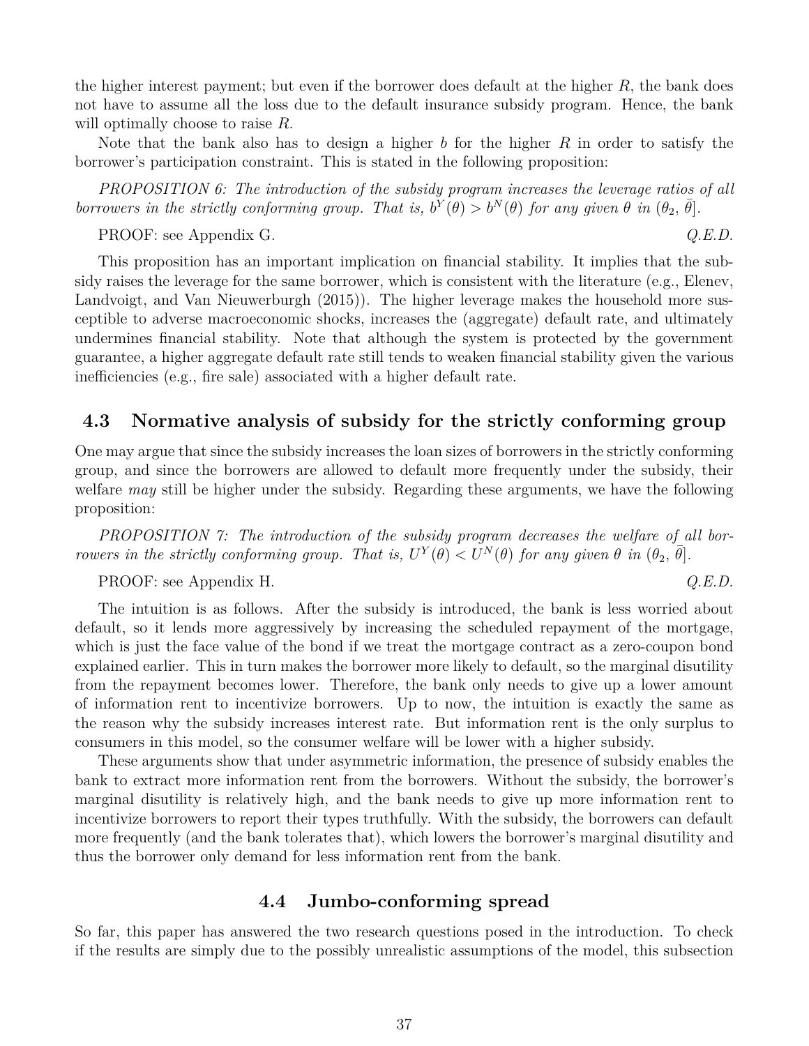the higher interest payment; but even if the borrower does default at the higher $R$, the bank does not have to assume all the loss due to the default insurance subsidy program. Hence, the bank will optimally choose to raise $R$.

Note that the bank also has to design a higher $b$ for the higher $R$ in order to satisfy the borrower's participation constraint. This is stated in the following proposition:

*PROPOSITION 6: The introduction of the subsidy program increases the leverage ratios of all borrowers in the strictly conforming group. That is, $b^Y(\theta) > b^N(\theta)$ for any given $\theta$ in $(\theta_2, \bar{\theta}]$.*

PROOF: see Appendix G. *Q.E.D.*

This proposition has an important implication on financial stability. It implies that the subsidy raises the leverage for the same borrower, which is consistent with the literature (e.g., Elenev, Landvoigt, and Van Nieuwerburgh (2015)). The higher leverage makes the household more susceptible to adverse macroeconomic shocks, increases the (aggregate) default rate, and ultimately undermines financial stability. Note that although the system is protected by the government guarantee, a higher aggregate default rate still tends to weaken financial stability given the various inefficiencies (e.g., fire sale) associated with a higher default rate.

## 4.3 Normative analysis of subsidy for the strictly conforming group

One may argue that since the subsidy increases the loan sizes of borrowers in the strictly conforming group, and since the borrowers are allowed to default more frequently under the subsidy, their welfare *may* still be higher under the subsidy. Regarding these arguments, we have the following proposition:

*PROPOSITION 7: The introduction of the subsidy program decreases the welfare of all borrowers in the strictly conforming group. That is, $U^Y(\theta) < U^N(\theta)$ for any given $\theta$ in $(\theta_2, \bar{\theta}]$.*

PROOF: see Appendix H. *Q.E.D.*

The intuition is as follows. After the subsidy is introduced, the bank is less worried about default, so it lends more aggressively by increasing the scheduled repayment of the mortgage, which is just the face value of the bond if we treat the mortgage contract as a zero-coupon bond explained earlier. This in turn makes the borrower more likely to default, so the marginal disutility from the repayment becomes lower. Therefore, the bank only needs to give up a lower amount of information rent to incentivize borrowers. Up to now, the intuition is exactly the same as the reason why the subsidy increases interest rate. But information rent is the only surplus to consumers in this model, so the consumer welfare will be lower with a higher subsidy.

These arguments show that under asymmetric information, the presence of subsidy enables the bank to extract more information rent from the borrowers. Without the subsidy, the borrower's marginal disutility is relatively high, and the bank needs to give up more information rent to incentivize borrowers to report their types truthfully. With the subsidy, the borrowers can default more frequently (and the bank tolerates that), which lowers the borrower's marginal disutility and thus the borrower only demand for less information rent from the bank.

## 4.4 Jumbo-conforming spread

So far, this paper has answered the two research questions posed in the introduction. To check if the results are simply due to the possibly unrealistic assumptions of the model, this subsection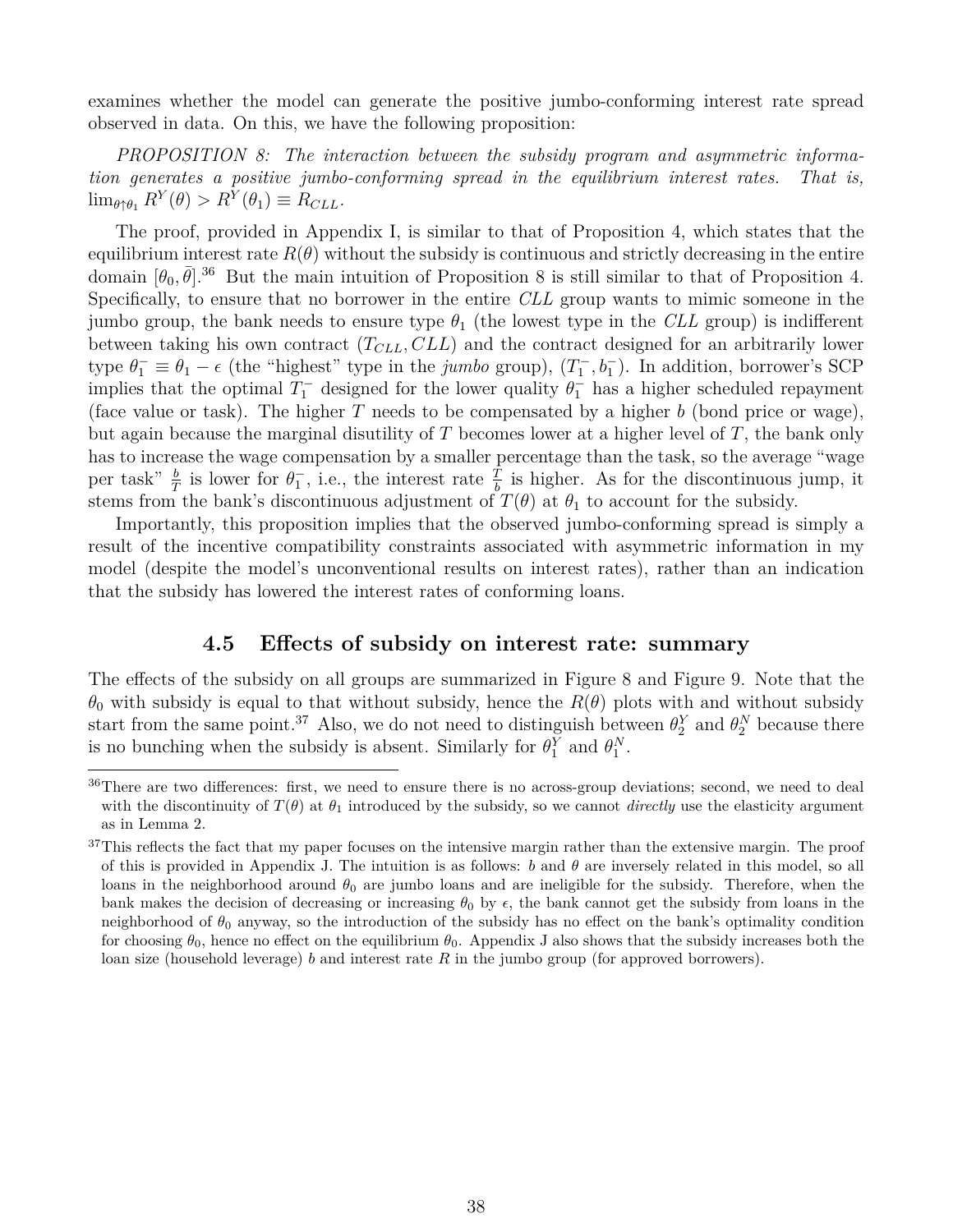examines whether the model can generate the positive jumbo-conforming interest rate spread observed in data. On this, we have the following proposition:

*PROPOSITION 8: The interaction between the subsidy program and asymmetric information generates a positive jumbo-conforming spread in the equilibrium interest rates. That is,* $\lim_{\theta \uparrow \theta_1} R^Y(\theta) > R^Y(\theta_1) \equiv R_{CLL}$.

The proof, provided in Appendix I, is similar to that of Proposition 4, which states that the equilibrium interest rate $R(\theta)$ without the subsidy is continuous and strictly decreasing in the entire domain $[\theta_0, \bar{\theta}]$.[36] But the main intuition of Proposition 8 is still similar to that of Proposition 4. Specifically, to ensure that no borrower in the entire *CLL* group wants to mimic someone in the jumbo group, the bank needs to ensure type $\theta_1$ (the lowest type in the *CLL* group) is indifferent between taking his own contract $(T_{CLL}, CLL)$ and the contract designed for an arbitrarily lower type $\theta_1^- \equiv \theta_1 - \epsilon$ (the "highest" type in the *jumbo* group), $(T_1^-, b_1^-)$. In addition, borrower's SCP implies that the optimal $T_1^-$ designed for the lower quality $\theta_1^-$ has a higher scheduled repayment (face value or task). The higher $T$ needs to be compensated by a higher $b$ (bond price or wage), but again because the marginal disutility of $T$ becomes lower at a higher level of $T$, the bank only has to increase the wage compensation by a smaller percentage than the task, so the average "wage per task" $\frac{b}{T}$ is lower for $\theta_1^-$, i.e., the interest rate $\frac{T}{b}$ is higher. As for the discontinuous jump, it stems from the bank's discontinuous adjustment of $T(\theta)$ at $\theta_1$ to account for the subsidy.

Importantly, this proposition implies that the observed jumbo-conforming spread is simply a result of the incentive compatibility constraints associated with asymmetric information in my model (despite the model's unconventional results on interest rates), rather than an indication that the subsidy has lowered the interest rates of conforming loans.

### 4.5 Effects of subsidy on interest rate: summary

The effects of the subsidy on all groups are summarized in Figure 8 and Figure 9. Note that the $\theta_0$ with subsidy is equal to that without subsidy, hence the $R(\theta)$ plots with and without subsidy start from the same point.[37] Also, we do not need to distinguish between $\theta_2^Y$ and $\theta_2^N$ because there is no bunching when the subsidy is absent. Similarly for $\theta_1^Y$ and $\theta_1^N$.

[36] There are two differences: first, we need to ensure there is no across-group deviations; second, we need to deal with the discontinuity of $T(\theta)$ at $\theta_1$ introduced by the subsidy, so we cannot *directly* use the elasticity argument as in Lemma 2.

[37] This reflects the fact that my paper focuses on the intensive margin rather than the extensive margin. The proof of this is provided in Appendix J. The intuition is as follows: $b$ and $\theta$ are inversely related in this model, so all loans in the neighborhood around $\theta_0$ are jumbo loans and are ineligible for the subsidy. Therefore, when the bank makes the decision of decreasing or increasing $\theta_0$ by $\epsilon$, the bank cannot get the subsidy from loans in the neighborhood of $\theta_0$ anyway, so the introduction of the subsidy has no effect on the bank's optimality condition for choosing $\theta_0$, hence no effect on the equilibrium $\theta_0$. Appendix J also shows that the subsidy increases both the loan size (household leverage) $b$ and interest rate $R$ in the jumbo group (for approved borrowers).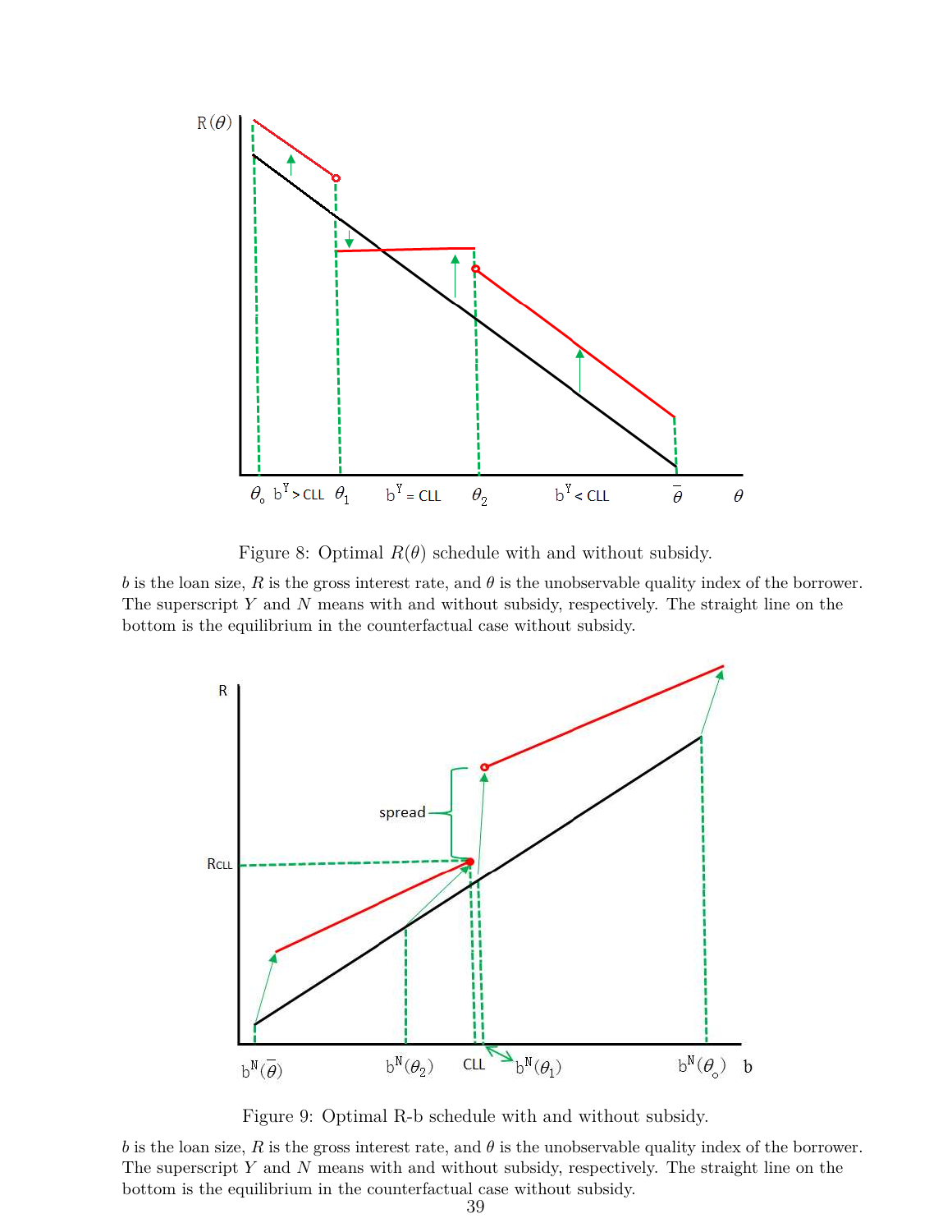Figure 8: Optimal $R(\theta)$ schedule with and without subsidy.

$b$ is the loan size, $R$ is the gross interest rate, and $\theta$ is the unobservable quality index of the borrower. The superscript $Y$ and $N$ means with and without subsidy, respectively. The straight line on the bottom is the equilibrium in the counterfactual case without subsidy.

Figure 9: Optimal R-b schedule with and without subsidy.

$b$ is the loan size, $R$ is the gross interest rate, and $\theta$ is the unobservable quality index of the borrower. The superscript $Y$ and $N$ means with and without subsidy, respectively. The straight line on the bottom is the equilibrium in the counterfactual case without subsidy.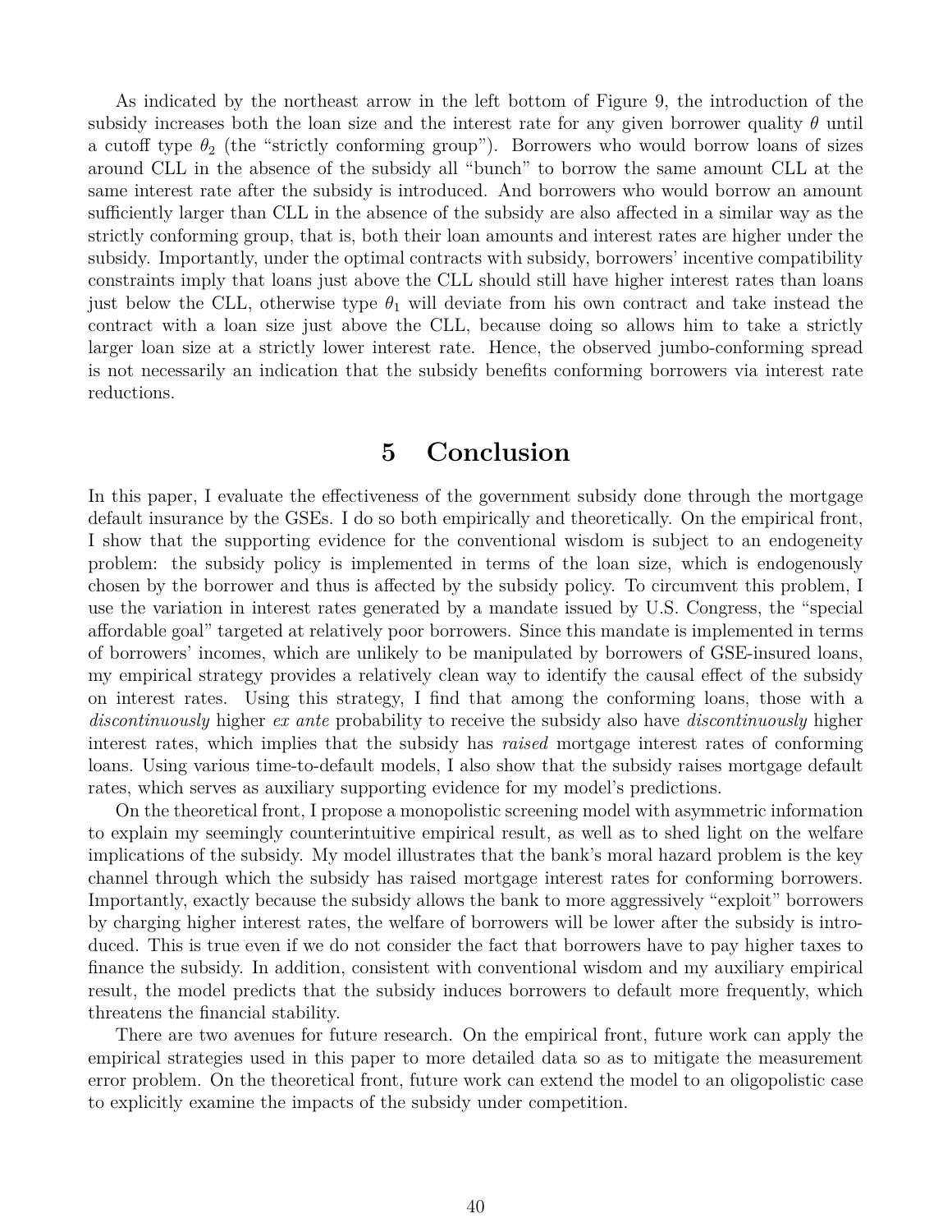As indicated by the northeast arrow in the left bottom of Figure 9, the introduction of the subsidy increases both the loan size and the interest rate for any given borrower quality $\theta$ until a cutoff type $\theta_2$ (the "strictly conforming group"). Borrowers who would borrow loans of sizes around CLL in the absence of the subsidy all "bunch" to borrow the same amount CLL at the same interest rate after the subsidy is introduced. And borrowers who would borrow an amount sufficiently larger than CLL in the absence of the subsidy are also affected in a similar way as the strictly conforming group, that is, both their loan amounts and interest rates are higher under the subsidy. Importantly, under the optimal contracts with subsidy, borrowers' incentive compatibility constraints imply that loans just above the CLL should still have higher interest rates than loans just below the CLL, otherwise type $\theta_1$ will deviate from his own contract and take instead the contract with a loan size just above the CLL, because doing so allows him to take a strictly larger loan size at a strictly lower interest rate. Hence, the observed jumbo-conforming spread is not necessarily an indication that the subsidy benefits conforming borrowers via interest rate reductions.

# 5 Conclusion

In this paper, I evaluate the effectiveness of the government subsidy done through the mortgage default insurance by the GSEs. I do so both empirically and theoretically. On the empirical front, I show that the supporting evidence for the conventional wisdom is subject to an endogeneity problem: the subsidy policy is implemented in terms of the loan size, which is endogenously chosen by the borrower and thus is affected by the subsidy policy. To circumvent this problem, I use the variation in interest rates generated by a mandate issued by U.S. Congress, the "special affordable goal" targeted at relatively poor borrowers. Since this mandate is implemented in terms of borrowers' incomes, which are unlikely to be manipulated by borrowers of GSE-insured loans, my empirical strategy provides a relatively clean way to identify the causal effect of the subsidy on interest rates. Using this strategy, I find that among the conforming loans, those with a *discontinuously* higher *ex ante* probability to receive the subsidy also have *discontinuously* higher interest rates, which implies that the subsidy has *raised* mortgage interest rates of conforming loans. Using various time-to-default models, I also show that the subsidy raises mortgage default rates, which serves as auxiliary supporting evidence for my model's predictions.

On the theoretical front, I propose a monopolistic screening model with asymmetric information to explain my seemingly counterintuitive empirical result, as well as to shed light on the welfare implications of the subsidy. My model illustrates that the bank's moral hazard problem is the key channel through which the subsidy has raised mortgage interest rates for conforming borrowers. Importantly, exactly because the subsidy allows the bank to more aggressively "exploit" borrowers by charging higher interest rates, the welfare of borrowers will be lower after the subsidy is introduced. This is true even if we do not consider the fact that borrowers have to pay higher taxes to finance the subsidy. In addition, consistent with conventional wisdom and my auxiliary empirical result, the model predicts that the subsidy induces borrowers to default more frequently, which threatens the financial stability.

There are two avenues for future research. On the empirical front, future work can apply the empirical strategies used in this paper to more detailed data so as to mitigate the measurement error problem. On the theoretical front, future work can extend the model to an oligopolistic case to explicitly examine the impacts of the subsidy under competition.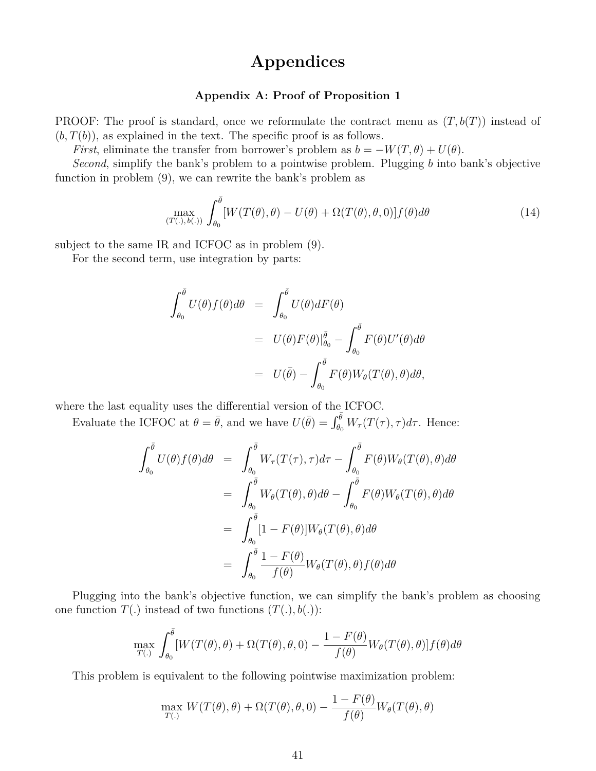# Appendices

## Appendix A: Proof of Proposition 1

PROOF: The proof is standard, once we reformulate the contract menu as $(T, b(T))$ instead of $(b, T(b))$, as explained in the text. The specific proof is as follows.

*First*, eliminate the transfer from borrower's problem as $b = -W(T, \theta) + U(\theta)$.

*Second*, simplify the bank's problem to a pointwise problem. Plugging $b$ into bank's objective function in problem (9), we can rewrite the bank's problem as

$$\max_{(T(.),b(.))} \int_{\theta_0}^{\bar{\theta}} [W(T(\theta), \theta) - U(\theta) + \Omega(T(\theta), \theta, 0)]f(\theta)d\theta \tag{14}$$

subject to the same IR and ICFOC as in problem (9).

For the second term, use integration by parts:

$$\begin{aligned}
\int_{\theta_0}^{\bar{\theta}} U(\theta)f(\theta)d\theta &= \int_{\theta_0}^{\bar{\theta}} U(\theta)dF(\theta) \\
&= U(\theta)F(\theta)|_{\theta_0}^{\bar{\theta}} - \int_{\theta_0}^{\bar{\theta}} F(\theta)U'(\theta)d\theta \\
&= U(\bar{\theta}) - \int_{\theta_0}^{\bar{\theta}} F(\theta)W_\theta(T(\theta), \theta)d\theta,
\end{aligned}$$

where the last equality uses the differential version of the ICFOC.

Evaluate the ICFOC at $\theta = \bar{\theta}$, and we have $U(\bar{\theta}) = \int_{\theta_0}^{\bar{\theta}} W_\tau(T(\tau), \tau)d\tau$. Hence:

$$\begin{aligned}
\int_{\theta_0}^{\bar{\theta}} U(\theta)f(\theta)d\theta &= \int_{\theta_0}^{\bar{\theta}} W_\tau(T(\tau), \tau)d\tau - \int_{\theta_0}^{\bar{\theta}} F(\theta)W_\theta(T(\theta), \theta)d\theta \\
&= \int_{\theta_0}^{\bar{\theta}} W_\theta(T(\theta), \theta)d\theta - \int_{\theta_0}^{\bar{\theta}} F(\theta)W_\theta(T(\theta), \theta)d\theta \\
&= \int_{\theta_0}^{\bar{\theta}} [1 - F(\theta)]W_\theta(T(\theta), \theta)d\theta \\
&= \int_{\theta_0}^{\bar{\theta}} \frac{1 - F(\theta)}{f(\theta)} W_\theta(T(\theta), \theta)f(\theta)d\theta
\end{aligned}$$

Plugging into the bank's objective function, we can simplify the bank's problem as choosing one function $T(.)$ instead of two functions $(T(.), b(.))$:

$$\max_{T(.)} \int_{\theta_0}^{\bar{\theta}} [W(T(\theta), \theta) + \Omega(T(\theta), \theta, 0) - \frac{1 - F(\theta)}{f(\theta)} W_\theta(T(\theta), \theta)]f(\theta)d\theta$$

This problem is equivalent to the following pointwise maximization problem:

$$\max_{T(.)} W(T(\theta), \theta) + \Omega(T(\theta), \theta, 0) - \frac{1 - F(\theta)}{f(\theta)} W_\theta(T(\theta), \theta)$$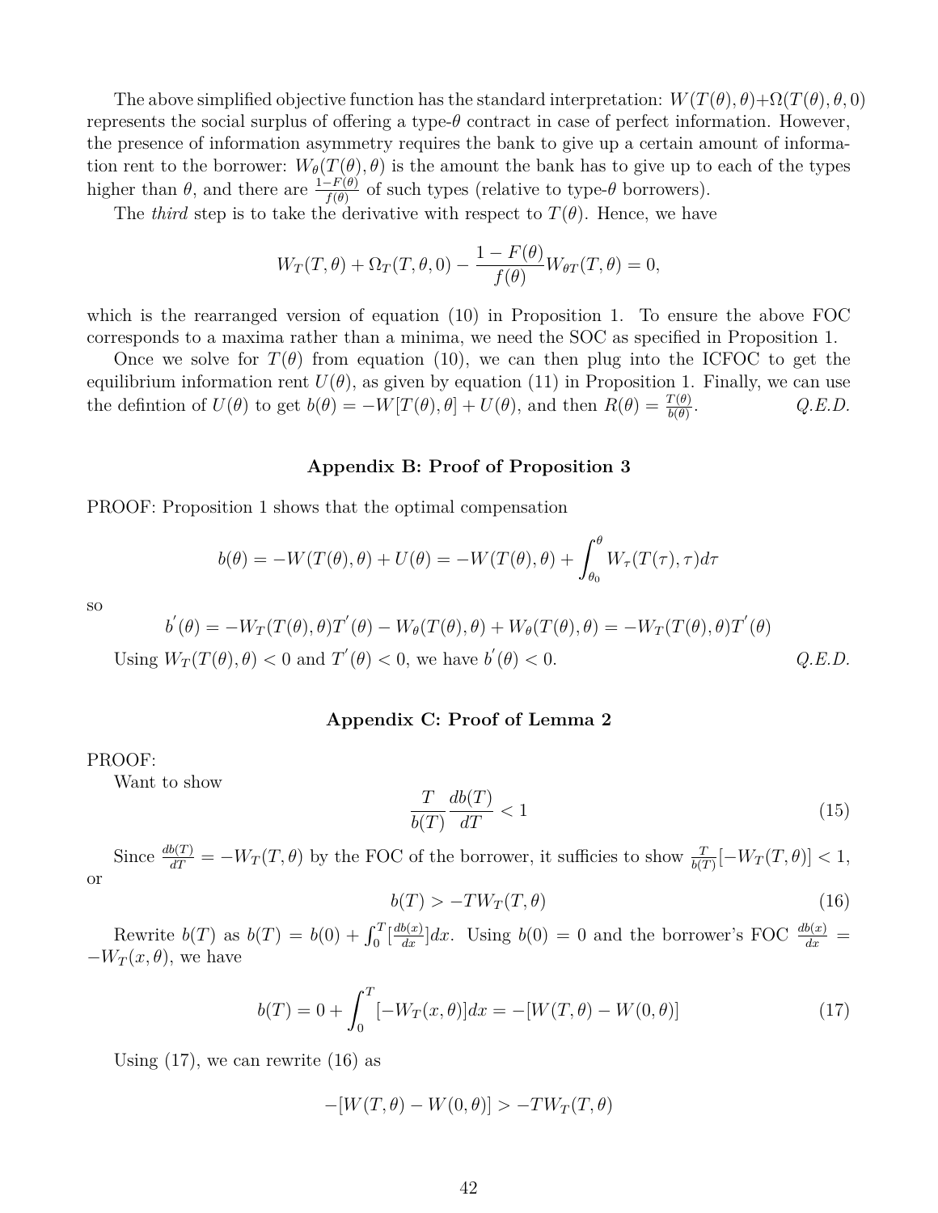The above simplified objective function has the standard interpretation: $W(T(\theta),\theta)+\Omega(T(\theta),\theta,0)$ represents the social surplus of offering a type-$\theta$ contract in case of perfect information. However, the presence of information asymmetry requires the bank to give up a certain amount of information rent to the borrower: $W_\theta(T(\theta),\theta)$ is the amount the bank has to give up to each of the types higher than $\theta$, and there are $\frac{1-F(\theta)}{f(\theta)}$ of such types (relative to type-$\theta$ borrowers).

The *third* step is to take the derivative with respect to $T(\theta)$. Hence, we have

$$W_T(T,\theta)+\Omega_T(T,\theta,0)-\frac{1-F(\theta)}{f(\theta)}W_{\theta T}(T,\theta)=0,$$

which is the rearranged version of equation (10) in Proposition 1. To ensure the above FOC corresponds to a maxima rather than a minima, we need the SOC as specified in Proposition 1.

Once we solve for $T(\theta)$ from equation (10), we can then plug into the ICFOC to get the equilibrium information rent $U(\theta)$, as given by equation (11) in Proposition 1. Finally, we can use the defintion of $U(\theta)$ to get $b(\theta)=-W[T(\theta),\theta]+U(\theta)$, and then $R(\theta)=\frac{T(\theta)}{b(\theta)}$. *Q.E.D.*

### Appendix B: Proof of Proposition 3

PROOF: Proposition 1 shows that the optimal compensation

$$b(\theta)=-W(T(\theta),\theta)+U(\theta)=-W(T(\theta),\theta)+\int_{\theta_0}^{\theta}W_\tau(T(\tau),\tau)d\tau$$

so

$$b^{'}(\theta)=-W_T(T(\theta),\theta)T^{'}(\theta)-W_\theta(T(\theta),\theta)+W_\theta(T(\theta),\theta)=-W_T(T(\theta),\theta)T^{'}(\theta)$$

Using $W_T(T(\theta),\theta)<0$ and $T^{'}(\theta)<0$, we have $b^{'}(\theta)<0$. *Q.E.D.*

### Appendix C: Proof of Lemma 2

PROOF:

Want to show

$$\frac{T}{b(T)}\frac{db(T)}{dT}<1 \tag{15}$$

Since $\frac{db(T)}{dT}=-W_T(T,\theta)$ by the FOC of the borrower, it suffices to show $\frac{T}{b(T)}[-W_T(T,\theta)]<1$, or

$$b(T)>-TW_T(T,\theta) \tag{16}$$

Rewrite $b(T)$ as $b(T)=b(0)+\int_0^T[\frac{db(x)}{dx}]dx$. Using $b(0)=0$ and the borrower's FOC $\frac{db(x)}{dx}=-W_T(x,\theta)$, we have

$$b(T)=0+\int_0^T[-W_T(x,\theta)]dx=-[W(T,\theta)-W(0,\theta)] \tag{17}$$

Using (17), we can rewrite (16) as

$$-[W(T,\theta)-W(0,\theta)]>-TW_T(T,\theta)$$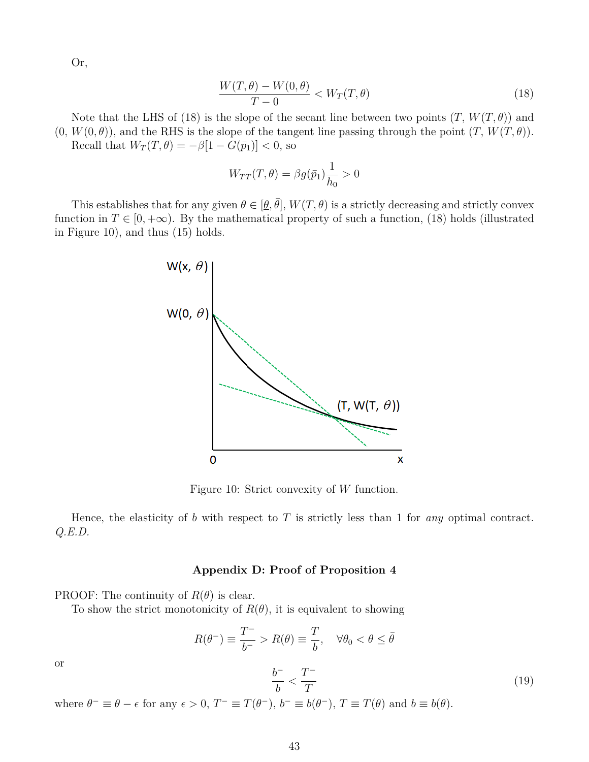Or,

$$\frac{W(T,\theta) - W(0,\theta)}{T - 0} < W_T(T,\theta) \tag{18}$$

Note that the LHS of (18) is the slope of the secant line between two points $(T, W(T,\theta))$ and $(0, W(0,\theta))$, and the RHS is the slope of the tangent line passing through the point $(T, W(T,\theta))$.

Recall that $W_T(T,\theta) = -\beta[1 - G(\bar{p}_1)] < 0$, so

$$W_{TT}(T,\theta) = \beta g(\bar{p}_1)\frac{1}{h_0} > 0$$

This establishes that for any given $\theta \in [\underline{\theta}, \bar{\theta}]$, $W(T,\theta)$ is a strictly decreasing and strictly convex function in $T \in [0, +\infty)$. By the mathematical property of such a function, (18) holds (illustrated in Figure 10), and thus (15) holds.

Figure 10: Strict convexity of $W$ function.

Hence, the elasticity of $b$ with respect to $T$ is strictly less than 1 for *any* optimal contract. *Q.E.D.*

### Appendix D: Proof of Proposition 4

PROOF: The continuity of $R(\theta)$ is clear.

To show the strict monotonicity of $R(\theta)$, it is equivalent to showing

$$R(\theta^-) \equiv \frac{T^-}{b^-} > R(\theta) \equiv \frac{T}{b}, \quad \forall \theta_0 < \theta \leq \bar{\theta}$$

or

$$\frac{b^-}{b} < \frac{T^-}{T} \tag{19}$$

where $\theta^- \equiv \theta - \epsilon$ for any $\epsilon > 0$, $T^- \equiv T(\theta^-)$, $b^- \equiv b(\theta^-)$, $T \equiv T(\theta)$ and $b \equiv b(\theta)$.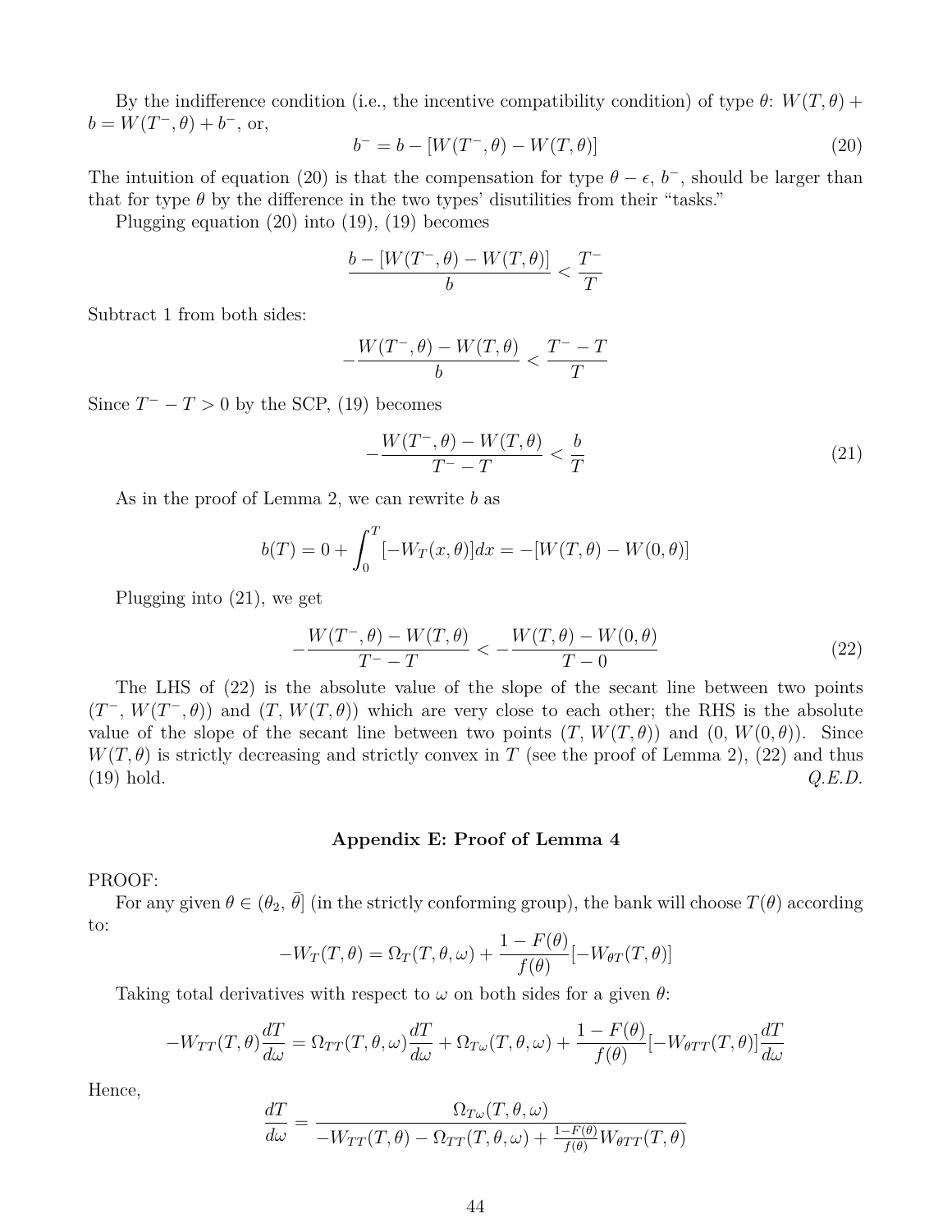By the indifference condition (i.e., the incentive compatibility condition) of type $\theta$: $W(T, \theta) + b = W(T^-, \theta) + b^-$, or,

$$b^- = b - [W(T^-, \theta) - W(T, \theta)] \tag{20}$$

The intuition of equation (20) is that the compensation for type $\theta - \epsilon$, $b^-$, should be larger than that for type $\theta$ by the difference in the two types' disutilities from their "tasks."

Plugging equation (20) into (19), (19) becomes

$$\frac{b - [W(T^-, \theta) - W(T, \theta)]}{b} < \frac{T^-}{T}$$

Subtract 1 from both sides:

$$-\frac{W(T^-, \theta) - W(T, \theta)}{b} < \frac{T^- - T}{T}$$

Since $T^- - T > 0$ by the SCP, (19) becomes

$$-\frac{W(T^-, \theta) - W(T, \theta)}{T^- - T} < \frac{b}{T} \tag{21}$$

As in the proof of Lemma 2, we can rewrite $b$ as

$$b(T) = 0 + \int_0^T [-W_T(x, \theta)]dx = -[W(T, \theta) - W(0, \theta)]$$

Plugging into (21), we get

$$-\frac{W(T^-, \theta) - W(T, \theta)}{T^- - T} < -\frac{W(T, \theta) - W(0, \theta)}{T - 0} \tag{22}$$

The LHS of (22) is the absolute value of the slope of the secant line between two points $(T^-, W(T^-, \theta))$ and $(T, W(T, \theta))$ which are very close to each other; the RHS is the absolute value of the slope of the secant line between two points $(T, W(T, \theta))$ and $(0, W(0, \theta))$. Since $W(T, \theta)$ is strictly decreasing and strictly convex in $T$ (see the proof of Lemma 2), (22) and thus (19) hold. *Q.E.D.*

## Appendix E: Proof of Lemma 4

PROOF:

For any given $\theta \in (\theta_2, \bar{\theta}]$ (in the strictly conforming group), the bank will choose $T(\theta)$ according to:

$$-W_T(T, \theta) = \Omega_T(T, \theta, \omega) + \frac{1 - F(\theta)}{f(\theta)}[-W_{\theta T}(T, \theta)]$$

Taking total derivatives with respect to $\omega$ on both sides for a given $\theta$:

$$-W_{TT}(T, \theta)\frac{dT}{d\omega} = \Omega_{TT}(T, \theta, \omega)\frac{dT}{d\omega} + \Omega_{T\omega}(T, \theta, \omega) + \frac{1 - F(\theta)}{f(\theta)}[-W_{\theta TT}(T, \theta)]\frac{dT}{d\omega}$$

Hence,

$$\frac{dT}{d\omega} = \frac{\Omega_{T\omega}(T, \theta, \omega)}{-W_{TT}(T, \theta) - \Omega_{TT}(T, \theta, \omega) + \frac{1-F(\theta)}{f(\theta)}W_{\theta TT}(T, \theta)}$$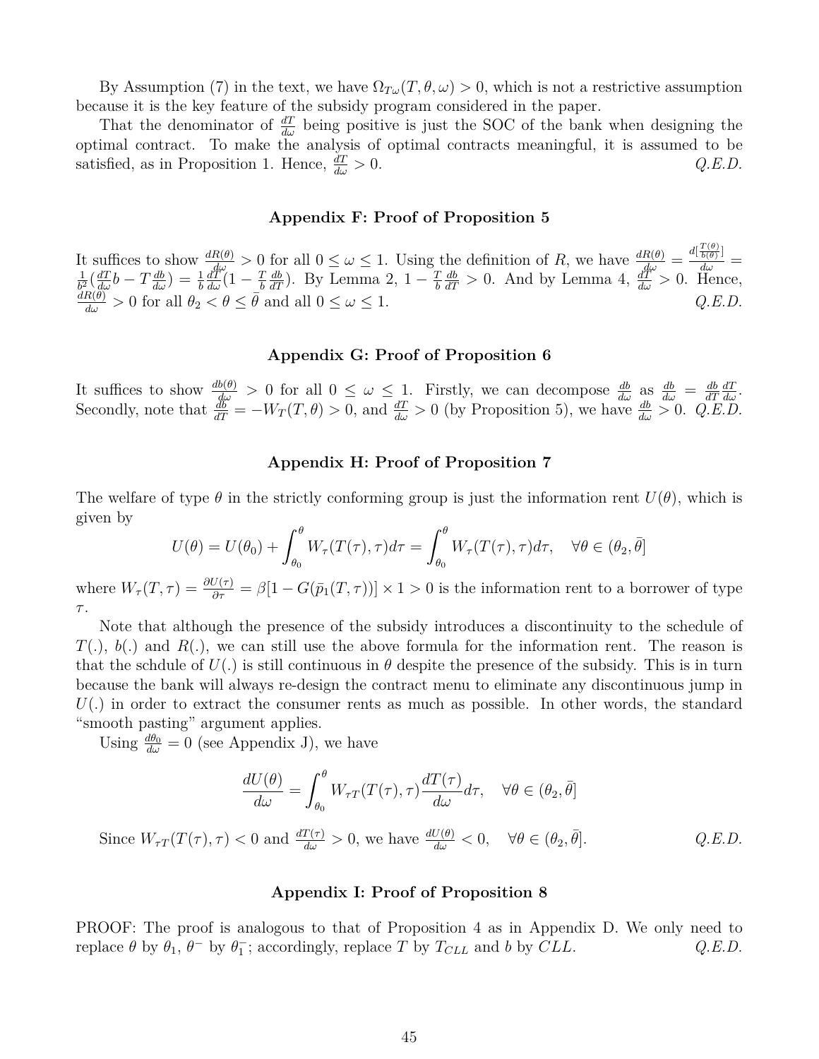By Assumption (7) in the text, we have $\Omega_{T\omega}(T, \theta, \omega) > 0$, which is not a restrictive assumption because it is the key feature of the subsidy program considered in the paper.

That the denominator of $\frac{dT}{d\omega}$ being positive is just the SOC of the bank when designing the optimal contract. To make the analysis of optimal contracts meaningful, it is assumed to be satisfied, as in Proposition 1. Hence, $\frac{dT}{d\omega} > 0$. *Q.E.D.*

### Appendix F: Proof of Proposition 5

It suffices to show $\frac{dR(\theta)}{d\omega} > 0$ for all $0 \leq \omega \leq 1$. Using the definition of $R$, we have $\frac{dR(\theta)}{d\omega} = \frac{d[\frac{T(\theta)}{b(\theta)}]}{d\omega} = \frac{1}{b^2}(\frac{dT}{d\omega}b - T\frac{db}{d\omega}) = \frac{1}{b}\frac{dT}{d\omega}(1 - \frac{T}{b}\frac{db}{dT})$. By Lemma 2, $1 - \frac{T}{b}\frac{db}{dT} > 0$. And by Lemma 4, $\frac{dT}{d\omega} > 0$. Hence, $\frac{dR(\theta)}{d\omega} > 0$ for all $\theta_2 < \theta \leq \bar{\theta}$ and all $0 \leq \omega \leq 1$. *Q.E.D.*

### Appendix G: Proof of Proposition 6

It suffices to show $\frac{db(\theta)}{d\omega} > 0$ for all $0 \leq \omega \leq 1$. Firstly, we can decompose $\frac{db}{d\omega}$ as $\frac{db}{d\omega} = \frac{db}{dT}\frac{dT}{d\omega}$. Secondly, note that $\frac{db}{dT} = -W_T(T, \theta) > 0$, and $\frac{dT}{d\omega} > 0$ (by Proposition 5), we have $\frac{db}{d\omega} > 0$. *Q.E.D.*

### Appendix H: Proof of Proposition 7

The welfare of type $\theta$ in the strictly conforming group is just the information rent $U(\theta)$, which is given by

$$U(\theta) = U(\theta_0) + \int_{\theta_0}^{\theta} W_\tau(T(\tau), \tau)d\tau = \int_{\theta_0}^{\theta} W_\tau(T(\tau), \tau)d\tau, \quad \forall \theta \in (\theta_2, \bar{\theta}]$$

where $W_\tau(T, \tau) = \frac{\partial U(\tau)}{\partial \tau} = \beta[1 - G(\bar{p}_1(T, \tau))] \times 1 > 0$ is the information rent to a borrower of type $\tau$.

Note that although the presence of the subsidy introduces a discontinuity to the schedule of $T(.)$, $b(.)$ and $R(.)$, we can still use the above formula for the information rent. The reason is that the schdule of $U(.)$ is still continuous in $\theta$ despite the presence of the subsidy. This is in turn because the bank will always re-design the contract menu to eliminate any discontinuous jump in $U(.)$ in order to extract the consumer rents as much as possible. In other words, the standard "smooth pasting" argument applies.

Using $\frac{d\theta_0}{d\omega} = 0$ (see Appendix J), we have

$$\frac{dU(\theta)}{d\omega} = \int_{\theta_0}^{\theta} W_{\tau T}(T(\tau), \tau)\frac{dT(\tau)}{d\omega}d\tau, \quad \forall \theta \in (\theta_2, \bar{\theta}]$$

Since $W_{\tau T}(T(\tau), \tau) < 0$ and $\frac{dT(\tau)}{d\omega} > 0$, we have $\frac{dU(\theta)}{d\omega} < 0, \quad \forall \theta \in (\theta_2, \bar{\theta}]$. *Q.E.D.*

### Appendix I: Proof of Proposition 8

PROOF: The proof is analogous to that of Proposition 4 as in Appendix D. We only need to replace $\theta$ by $\theta_1$, $\theta^-$ by $\theta_1^-$; accordingly, replace $T$ by $T_{CLL}$ and $b$ by $CLL$. *Q.E.D.*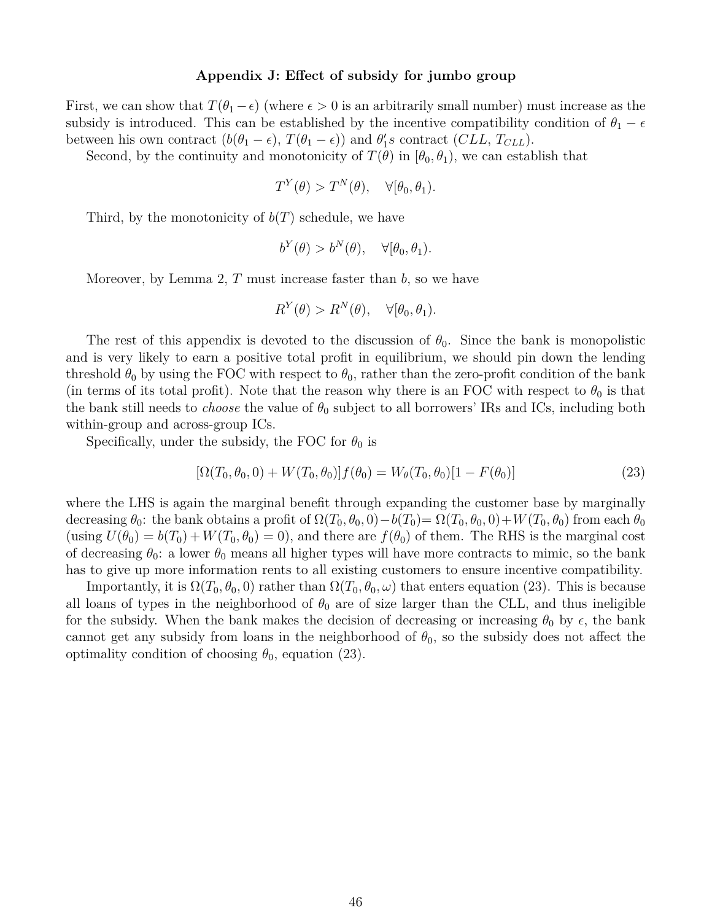### Appendix J: Effect of subsidy for jumbo group

First, we can show that $T(\theta_1 - \epsilon)$ (where $\epsilon > 0$ is an arbitrarily small number) must increase as the subsidy is introduced. This can be established by the incentive compatibility condition of $\theta_1 - \epsilon$ between his own contract $(b(\theta_1 - \epsilon), T(\theta_1 - \epsilon))$ and $\theta_1' s$ contract $(CLL, T_{CLL})$.

Second, by the continuity and monotonicity of $T(\theta)$ in $[\theta_0, \theta_1)$, we can establish that

$$T^Y(\theta) > T^N(\theta), \quad \forall[\theta_0, \theta_1).$$

Third, by the monotonicity of $b(T)$ schedule, we have

$$b^Y(\theta) > b^N(\theta), \quad \forall[\theta_0, \theta_1).$$

Moreover, by Lemma 2, $T$ must increase faster than $b$, so we have

$$R^Y(\theta) > R^N(\theta), \quad \forall[\theta_0, \theta_1).$$

The rest of this appendix is devoted to the discussion of $\theta_0$. Since the bank is monopolistic and is very likely to earn a positive total profit in equilibrium, we should pin down the lending threshold $\theta_0$ by using the FOC with respect to $\theta_0$, rather than the zero-profit condition of the bank (in terms of its total profit). Note that the reason why there is an FOC with respect to $\theta_0$ is that the bank still needs to *choose* the value of $\theta_0$ subject to all borrowers' IRs and ICs, including both within-group and across-group ICs.

Specifically, under the subsidy, the FOC for $\theta_0$ is

$$[\Omega(T_0, \theta_0, 0) + W(T_0, \theta_0)]f(\theta_0) = W_\theta(T_0, \theta_0)[1 - F(\theta_0)] \tag{23}$$

where the LHS is again the marginal benefit through expanding the customer base by marginally decreasing $\theta_0$: the bank obtains a profit of $\Omega(T_0, \theta_0, 0) - b(T_0) = \Omega(T_0, \theta_0, 0) + W(T_0, \theta_0)$ from each $\theta_0$ (using $U(\theta_0) = b(T_0) + W(T_0, \theta_0) = 0$), and there are $f(\theta_0)$ of them. The RHS is the marginal cost of decreasing $\theta_0$: a lower $\theta_0$ means all higher types will have more contracts to mimic, so the bank has to give up more information rents to all existing customers to ensure incentive compatibility.

Importantly, it is $\Omega(T_0, \theta_0, 0)$ rather than $\Omega(T_0, \theta_0, \omega)$ that enters equation (23). This is because all loans of types in the neighborhood of $\theta_0$ are of size larger than the CLL, and thus ineligible for the subsidy. When the bank makes the decision of decreasing or increasing $\theta_0$ by $\epsilon$, the bank cannot get any subsidy from loans in the neighborhood of $\theta_0$, so the subsidy does not affect the optimality condition of choosing $\theta_0$, equation (23).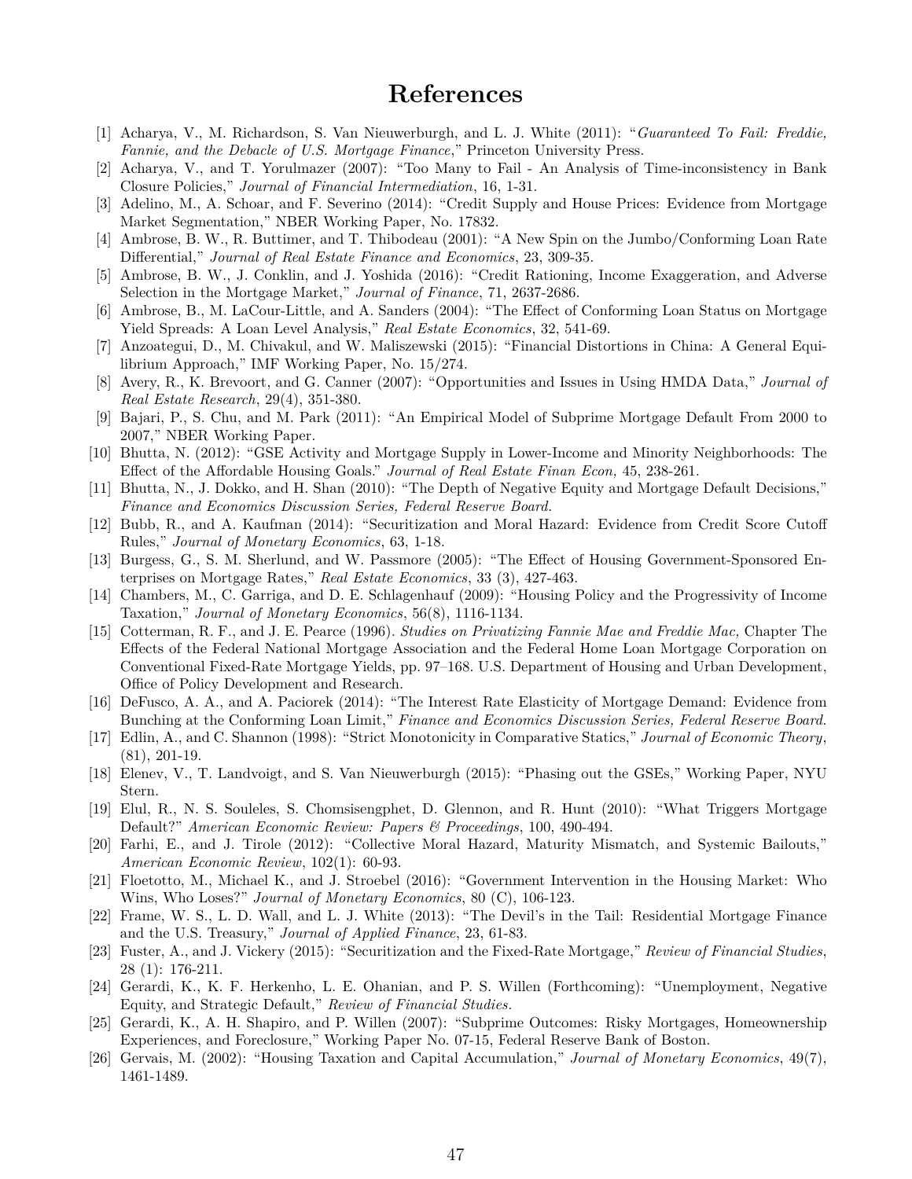# References

[1] Acharya, V., M. Richardson, S. Van Nieuwerburgh, and L. J. White (2011): "*Guaranteed To Fail: Freddie, Fannie, and the Debacle of U.S. Mortgage Finance*," Princeton University Press.

[2] Acharya, V., and T. Yorulmazer (2007): "Too Many to Fail - An Analysis of Time-inconsistency in Bank Closure Policies," *Journal of Financial Intermediation*, 16, 1-31.

[3] Adelino, M., A. Schoar, and F. Severino (2014): "Credit Supply and House Prices: Evidence from Mortgage Market Segmentation," NBER Working Paper, No. 17832.

[4] Ambrose, B. W., R. Buttimer, and T. Thibodeau (2001): "A New Spin on the Jumbo/Conforming Loan Rate Differential," *Journal of Real Estate Finance and Economics*, 23, 309-35.

[5] Ambrose, B. W., J. Conklin, and J. Yoshida (2016): "Credit Rationing, Income Exaggeration, and Adverse Selection in the Mortgage Market," *Journal of Finance*, 71, 2637-2686.

[6] Ambrose, B., M. LaCour-Little, and A. Sanders (2004): "The Effect of Conforming Loan Status on Mortgage Yield Spreads: A Loan Level Analysis," *Real Estate Economics*, 32, 541-69.

[7] Anzoategui, D., M. Chivakul, and W. Maliszewski (2015): "Financial Distortions in China: A General Equilibrium Approach," IMF Working Paper, No. 15/274.

[8] Avery, R., K. Brevoort, and G. Canner (2007): "Opportunities and Issues in Using HMDA Data," *Journal of Real Estate Research*, 29(4), 351-380.

[9] Bajari, P., S. Chu, and M. Park (2011): "An Empirical Model of Subprime Mortgage Default From 2000 to 2007," NBER Working Paper.

[10] Bhutta, N. (2012): "GSE Activity and Mortgage Supply in Lower-Income and Minority Neighborhoods: The Effect of the Affordable Housing Goals." *Journal of Real Estate Finan Econ,* 45, 238-261.

[11] Bhutta, N., J. Dokko, and H. Shan (2010): "The Depth of Negative Equity and Mortgage Default Decisions," *Finance and Economics Discussion Series, Federal Reserve Board.*

[12] Bubb, R., and A. Kaufman (2014): "Securitization and Moral Hazard: Evidence from Credit Score Cutoff Rules," *Journal of Monetary Economics*, 63, 1-18.

[13] Burgess, G., S. M. Sherlund, and W. Passmore (2005): "The Effect of Housing Government-Sponsored Enterprises on Mortgage Rates," *Real Estate Economics*, 33 (3), 427-463.

[14] Chambers, M., C. Garriga, and D. E. Schlagenhauf (2009): "Housing Policy and the Progressivity of Income Taxation," *Journal of Monetary Economics*, 56(8), 1116-1134.

[15] Cotterman, R. F., and J. E. Pearce (1996). *Studies on Privatizing Fannie Mae and Freddie Mac,* Chapter The Effects of the Federal National Mortgage Association and the Federal Home Loan Mortgage Corporation on Conventional Fixed-Rate Mortgage Yields, pp. 97–168. U.S. Department of Housing and Urban Development, Office of Policy Development and Research.

[16] DeFusco, A. A., and A. Paciorek (2014): "The Interest Rate Elasticity of Mortgage Demand: Evidence from Bunching at the Conforming Loan Limit," *Finance and Economics Discussion Series, Federal Reserve Board.*

[17] Edlin, A., and C. Shannon (1998): "Strict Monotonicity in Comparative Statics," *Journal of Economic Theory*, (81), 201-19.

[18] Elenev, V., T. Landvoigt, and S. Van Nieuwerburgh (2015): "Phasing out the GSEs," Working Paper, NYU Stern.

[19] Elul, R., N. S. Souleles, S. Chomsisengphet, D. Glennon, and R. Hunt (2010): "What Triggers Mortgage Default?" *American Economic Review: Papers & Proceedings*, 100, 490-494.

[20] Farhi, E., and J. Tirole (2012): "Collective Moral Hazard, Maturity Mismatch, and Systemic Bailouts," *American Economic Review*, 102(1): 60-93.

[21] Floetotto, M., Michael K., and J. Stroebel (2016): "Government Intervention in the Housing Market: Who Wins, Who Loses?" *Journal of Monetary Economics*, 80 (C), 106-123.

[22] Frame, W. S., L. D. Wall, and L. J. White (2013): "The Devil's in the Tail: Residential Mortgage Finance and the U.S. Treasury," *Journal of Applied Finance*, 23, 61-83.

[23] Fuster, A., and J. Vickery (2015): "Securitization and the Fixed-Rate Mortgage," *Review of Financial Studies*, 28 (1): 176-211.

[24] Gerardi, K., K. F. Herkenho, L. E. Ohanian, and P. S. Willen (Forthcoming): "Unemployment, Negative Equity, and Strategic Default," *Review of Financial Studies.*

[25] Gerardi, K., A. H. Shapiro, and P. Willen (2007): "Subprime Outcomes: Risky Mortgages, Homeownership Experiences, and Foreclosure," Working Paper No. 07-15, Federal Reserve Bank of Boston.

[26] Gervais, M. (2002): "Housing Taxation and Capital Accumulation," *Journal of Monetary Economics*, 49(7), 1461-1489.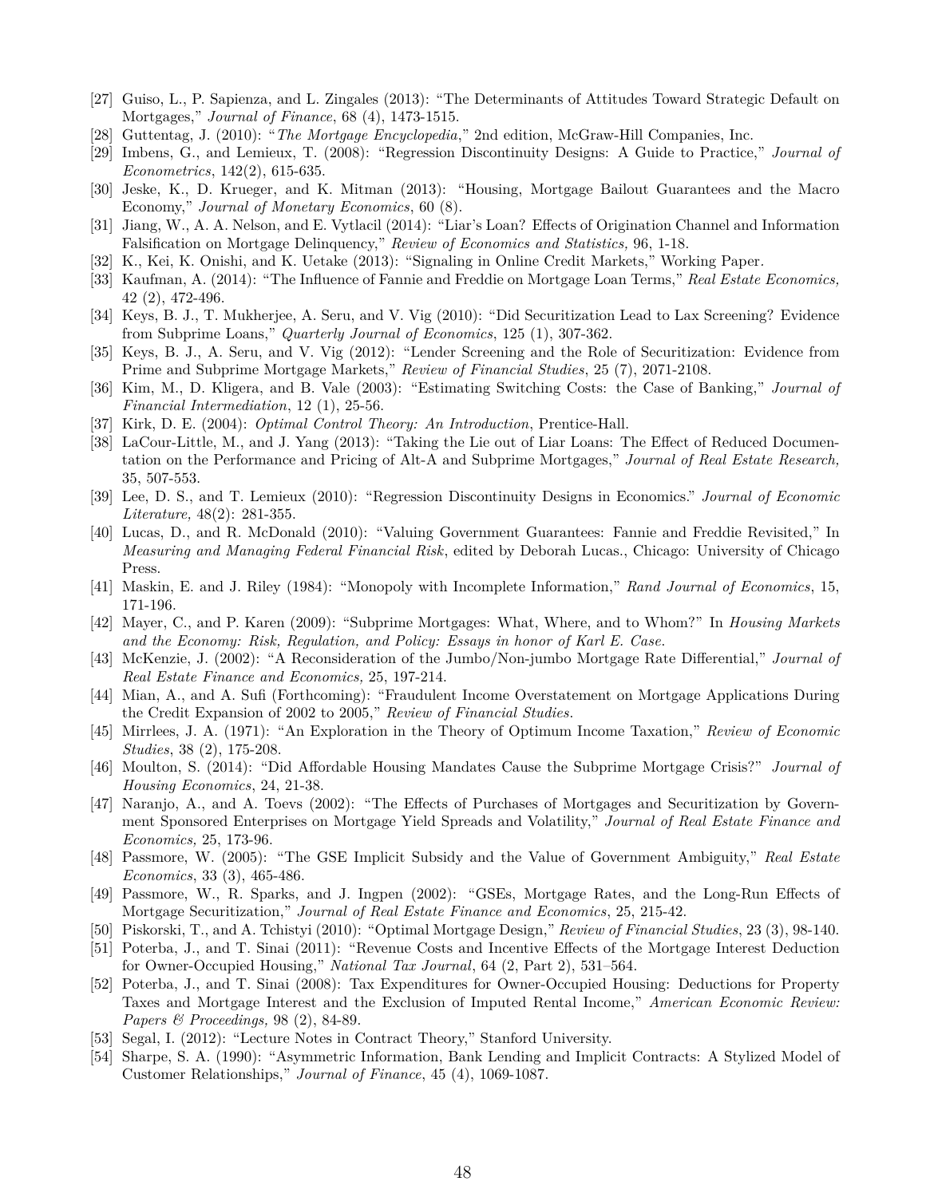[27] Guiso, L., P. Sapienza, and L. Zingales (2013): "The Determinants of Attitudes Toward Strategic Default on Mortgages," *Journal of Finance*, 68 (4), 1473-1515.

[28] Guttentag, J. (2010): "*The Mortgage Encyclopedia*," 2nd edition, McGraw-Hill Companies, Inc.

[29] Imbens, G., and Lemieux, T. (2008): "Regression Discontinuity Designs: A Guide to Practice," *Journal of Econometrics*, 142(2), 615-635.

[30] Jeske, K., D. Krueger, and K. Mitman (2013): "Housing, Mortgage Bailout Guarantees and the Macro Economy," *Journal of Monetary Economics*, 60 (8).

[31] Jiang, W., A. A. Nelson, and E. Vytlacil (2014): "Liar's Loan? Effects of Origination Channel and Information Falsification on Mortgage Delinquency," *Review of Economics and Statistics,* 96, 1-18.

[32] K., Kei, K. Onishi, and K. Uetake (2013): "Signaling in Online Credit Markets," Working Paper.

[33] Kaufman, A. (2014): "The Influence of Fannie and Freddie on Mortgage Loan Terms," *Real Estate Economics,* 42 (2), 472-496.

[34] Keys, B. J., T. Mukherjee, A. Seru, and V. Vig (2010): "Did Securitization Lead to Lax Screening? Evidence from Subprime Loans," *Quarterly Journal of Economics*, 125 (1), 307-362.

[35] Keys, B. J., A. Seru, and V. Vig (2012): "Lender Screening and the Role of Securitization: Evidence from Prime and Subprime Mortgage Markets," *Review of Financial Studies*, 25 (7), 2071-2108.

[36] Kim, M., D. Kligera, and B. Vale (2003): "Estimating Switching Costs: the Case of Banking," *Journal of Financial Intermediation*, 12 (1), 25-56.

[37] Kirk, D. E. (2004): *Optimal Control Theory: An Introduction*, Prentice-Hall.

[38] LaCour-Little, M., and J. Yang (2013): "Taking the Lie out of Liar Loans: The Effect of Reduced Documentation on the Performance and Pricing of Alt-A and Subprime Mortgages," *Journal of Real Estate Research,* 35, 507-553.

[39] Lee, D. S., and T. Lemieux (2010): "Regression Discontinuity Designs in Economics." *Journal of Economic Literature,* 48(2): 281-355.

[40] Lucas, D., and R. McDonald (2010): "Valuing Government Guarantees: Fannie and Freddie Revisited," In *Measuring and Managing Federal Financial Risk*, edited by Deborah Lucas., Chicago: University of Chicago Press.

[41] Maskin, E. and J. Riley (1984): "Monopoly with Incomplete Information," *Rand Journal of Economics*, 15, 171-196.

[42] Mayer, C., and P. Karen (2009): "Subprime Mortgages: What, Where, and to Whom?" In *Housing Markets and the Economy: Risk, Regulation, and Policy: Essays in honor of Karl E. Case.*

[43] McKenzie, J. (2002): "A Reconsideration of the Jumbo/Non-jumbo Mortgage Rate Differential," *Journal of Real Estate Finance and Economics,* 25, 197-214.

[44] Mian, A., and A. Sufi (Forthcoming): "Fraudulent Income Overstatement on Mortgage Applications During the Credit Expansion of 2002 to 2005," *Review of Financial Studies.*

[45] Mirrlees, J. A. (1971): "An Exploration in the Theory of Optimum Income Taxation," *Review of Economic Studies*, 38 (2), 175-208.

[46] Moulton, S. (2014): "Did Affordable Housing Mandates Cause the Subprime Mortgage Crisis?" *Journal of Housing Economics*, 24, 21-38.

[47] Naranjo, A., and A. Toevs (2002): "The Effects of Purchases of Mortgages and Securitization by Government Sponsored Enterprises on Mortgage Yield Spreads and Volatility," *Journal of Real Estate Finance and Economics,* 25, 173-96.

[48] Passmore, W. (2005): "The GSE Implicit Subsidy and the Value of Government Ambiguity," *Real Estate Economics*, 33 (3), 465-486.

[49] Passmore, W., R. Sparks, and J. Ingpen (2002): "GSEs, Mortgage Rates, and the Long-Run Effects of Mortgage Securitization," *Journal of Real Estate Finance and Economics*, 25, 215-42.

[50] Piskorski, T., and A. Tchistyi (2010): "Optimal Mortgage Design," *Review of Financial Studies*, 23 (3), 98-140.

[51] Poterba, J., and T. Sinai (2011): "Revenue Costs and Incentive Effects of the Mortgage Interest Deduction for Owner-Occupied Housing," *National Tax Journal*, 64 (2, Part 2), 531–564.

[52] Poterba, J., and T. Sinai (2008): Tax Expenditures for Owner-Occupied Housing: Deductions for Property Taxes and Mortgage Interest and the Exclusion of Imputed Rental Income," *American Economic Review: Papers & Proceedings,* 98 (2), 84-89.

[53] Segal, I. (2012): "Lecture Notes in Contract Theory," Stanford University.

[54] Sharpe, S. A. (1990): "Asymmetric Information, Bank Lending and Implicit Contracts: A Stylized Model of Customer Relationships," *Journal of Finance*, 45 (4), 1069-1087.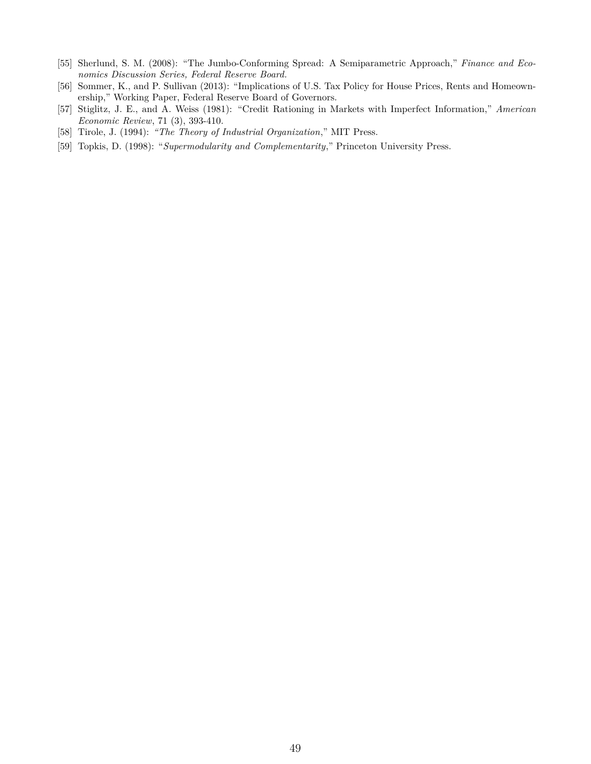[55] Sherlund, S. M. (2008): "The Jumbo-Conforming Spread: A Semiparametric Approach," *Finance and Economics Discussion Series, Federal Reserve Board*.

[56] Sommer, K., and P. Sullivan (2013): "Implications of U.S. Tax Policy for House Prices, Rents and Homeownership," Working Paper, Federal Reserve Board of Governors.

[57] Stiglitz, J. E., and A. Weiss (1981): "Credit Rationing in Markets with Imperfect Information," *American Economic Review*, 71 (3), 393-410.

[58] Tirole, J. (1994): *"The Theory of Industrial Organization*," MIT Press.

[59] Topkis, D. (1998): "*Supermodularity and Complementarity*," Princeton University Press.